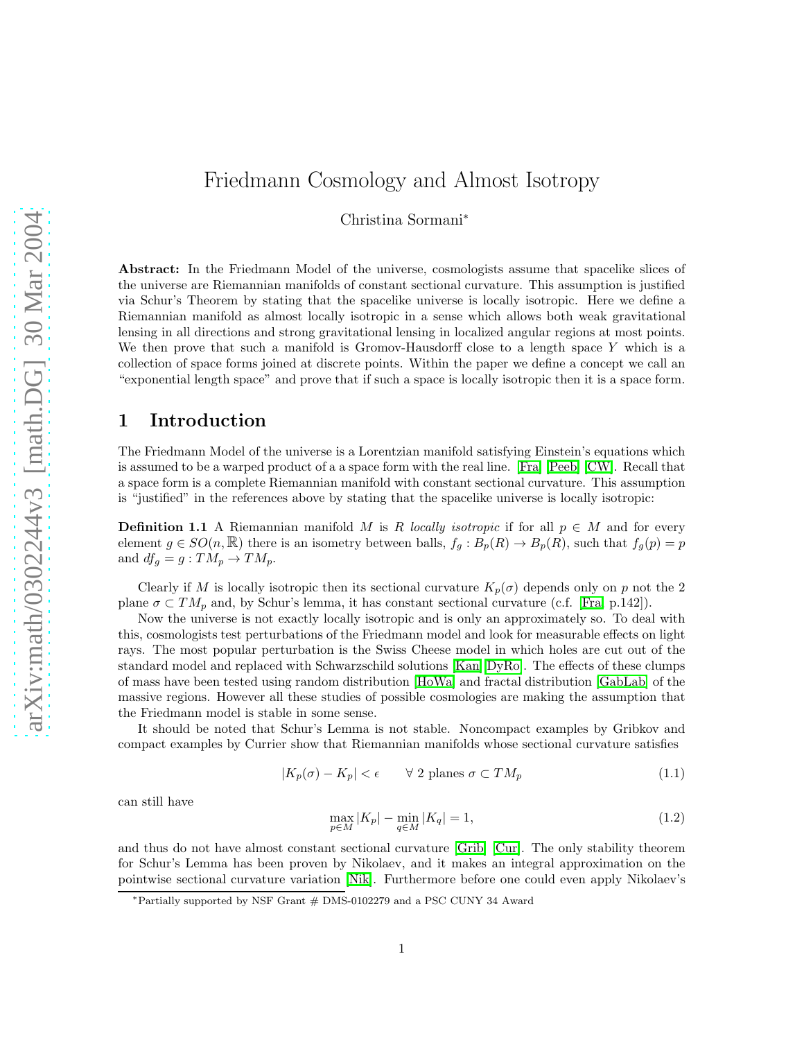# Friedmann Cosmology and Almost Isotropy

Christina Sormani*

**Abstract:** In the Friedmann Model of the universe, cosmologists assume that spacelike slices of the universe are Riemannian manifolds of constant sectional curvature. This assumption is justified via Schur's Theorem by stating that the spacelike universe is locally isotropic. Here we define a Riemannian manifold as almost locally isotropic in a sense which allows both weak gravitational lensing in all directions and strong gravitational lensing in localized angular regions at most points. We then prove that such a manifold is Gromov-Hausdorff close to a length space $Y$ which is a collection of space forms joined at discrete points. Within the paper we define a concept we call an "exponential length space" and prove that if such a space is locally isotropic then it is a space form.

## 1 Introduction

The Friedmann Model of the universe is a Lorentzian manifold satisfying Einstein's equations which is assumed to be a warped product of a a space form with the real line. [Fra] [Peeb] [CW]. Recall that a space form is a complete Riemannian manifold with constant sectional curvature. This assumption is "justified" in the references above by stating that the spacelike universe is locally isotropic:

**Definition 1.1** A Riemannian manifold $M$ is $R$ *locally isotropic* if for all $p \in M$ and for every element $g \in SO(n, \mathbb{R})$ there is an isometry between balls, $f_g : B_p(R) \to B_p(R)$, such that $f_g(p) = p$ and $df_g = g : TM_p \to TM_p$.

Clearly if $M$ is locally isotropic then its sectional curvature $K_p(\sigma)$ depends only on $p$ not the 2 plane $\sigma \subset TM_p$ and, by Schur's lemma, it has constant sectional curvature (c.f. [Fra, p.142]).

Now the universe is not exactly locally isotropic and is only an approximately so. To deal with this, cosmologists test perturbations of the Friedmann model and look for measurable effects on light rays. The most popular perturbation is the Swiss Cheese model in which holes are cut out of the standard model and replaced with Schwarzschild solutions [Kan][DyRo]. The effects of these clumps of mass have been tested using random distribution [HoWa] and fractal distribution [GabLab] of the massive regions. However all these studies of possible cosmologies are making the assumption that the Friedmann model is stable in some sense.

It should be noted that Schur's Lemma is not stable. Noncompact examples by Gribkov and compact examples by Currier show that Riemannian manifolds whose sectional curvature satisfies

$$|K_p(\sigma) - K_p| < \epsilon \qquad \forall \text{ 2 planes } \sigma \subset TM_p \tag{1.1}$$

can still have

$$\max_{p \in M} |K_p| - \min_{q \in M} |K_q| = 1, \tag{1.2}$$

and thus do not have almost constant sectional curvature [Grib] [Cur]. The only stability theorem for Schur's Lemma has been proven by Nikolaev, and it makes an integral approximation on the pointwise sectional curvature variation [Nik]. Furthermore before one could even apply Nikolaev's

*Partially supported by NSF Grant # DMS-0102279 and a PSC CUNY 34 Award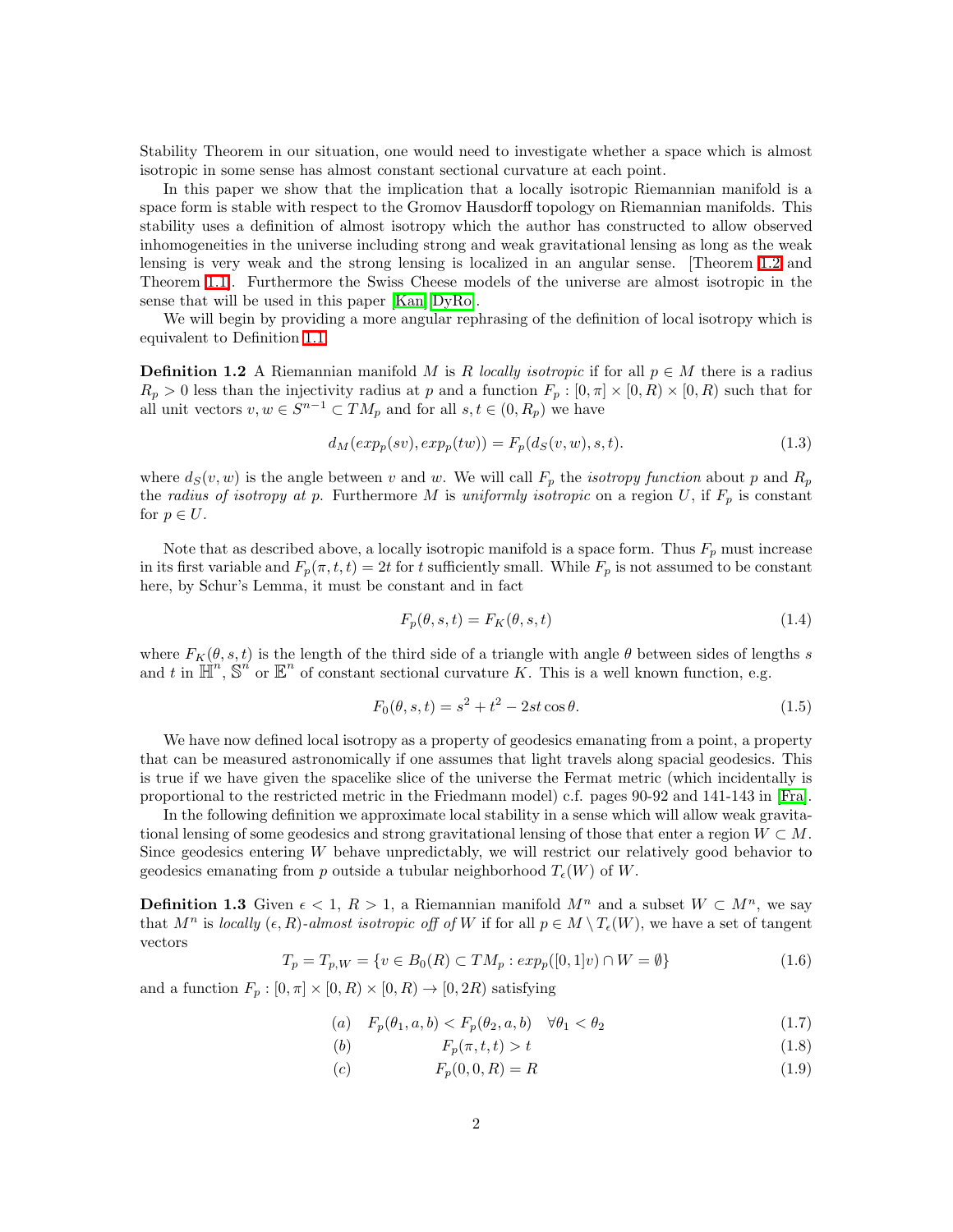Stability Theorem in our situation, one would need to investigate whether a space which is almost isotropic in some sense has almost constant sectional curvature at each point.

In this paper we show that the implication that a locally isotropic Riemannian manifold is a space form is stable with respect to the Gromov Hausdorff topology on Riemannian manifolds. This stability uses a definition of almost isotropy which the author has constructed to allow observed inhomogeneities in the universe including strong and weak gravitational lensing as long as the weak lensing is very weak and the strong lensing is localized in an angular sense. [Theorem 1.2 and Theorem 1.1]. Furthermore the Swiss Cheese models of the universe are almost isotropic in the sense that will be used in this paper [Kan] [DyRo].

We will begin by providing a more angular rephrasing of the definition of local isotropy which is equivalent to Definition 1.1

**Definition 1.2** A Riemannian manifold $M$ is $R$ *locally isotropic* if for all $p \in M$ there is a radius $R_p > 0$ less than the injectivity radius at $p$ and a function $F_p : [0, \pi] \times [0, R) \times [0, R)$ such that for all unit vectors $v, w \in S^{n-1} \subset TM_p$ and for all $s, t \in (0, R_p)$ we have

$$d_M(exp_p(sv), exp_p(tw)) = F_p(d_S(v, w), s, t). \tag{1.3}$$

where $d_S(v, w)$ is the angle between $v$ and $w$. We will call $F_p$ the *isotropy function* about $p$ and $R_p$ the *radius of isotropy at* $p$. Furthermore $M$ is *uniformly isotropic* on a region $U$, if $F_p$ is constant for $p \in U$.

Note that as described above, a locally isotropic manifold is a space form. Thus $F_p$ must increase in its first variable and $F_p(\pi, t, t) = 2t$ for $t$ sufficiently small. While $F_p$ is not assumed to be constant here, by Schur's Lemma, it must be constant and in fact

$$F_p(\theta, s, t) = F_K(\theta, s, t) \tag{1.4}$$

where $F_K(\theta, s, t)$ is the length of the third side of a triangle with angle $\theta$ between sides of lengths $s$ and $t$ in $\mathbb{H}^n$, $\mathbb{S}^n$ or $\mathbb{E}^n$ of constant sectional curvature $K$. This is a well known function, e.g.

$$F_0(\theta, s, t) = s^2 + t^2 - 2st\cos\theta. \tag{1.5}$$

We have now defined local isotropy as a property of geodesics emanating from a point, a property that can be measured astronomically if one assumes that light travels along spacial geodesics. This is true if we have given the spacelike slice of the universe the Fermat metric (which incidentally is proportional to the restricted metric in the Friedmann model) c.f. pages 90-92 and 141-143 in [Fra].

In the following definition we approximate local stability in a sense which will allow weak gravitational lensing of some geodesics and strong gravitational lensing of those that enter a region $W \subset M$. Since geodesics entering $W$ behave unpredictably, we will restrict our relatively good behavior to geodesics emanating from $p$ outside a tubular neighborhood $T_\epsilon(W)$ of $W$.

**Definition 1.3** Given $\epsilon < 1$, $R > 1$, a Riemannian manifold $M^n$ and a subset $W \subset M^n$, we say that $M^n$ is *locally* $(\epsilon, R)$*-almost isotropic off of* $W$ if for all $p \in M \setminus T_\epsilon(W)$, we have a set of tangent vectors

$$T_p = T_{p,W} = \{v \in B_0(R) \subset TM_p : exp_p([0, 1]v) \cap W = \emptyset\} \tag{1.6}$$

and a function $F_p : [0, \pi] \times [0, R) \times [0, R) \to [0, 2R)$ satisfying

$$(a) \quad F_p(\theta_1, a, b) < F_p(\theta_2, a, b) \quad \forall \theta_1 < \theta_2 \tag{1.7}$$

$$(b) \qquad F_p(\pi, t, t) > t \tag{1.8}$$

$$(c) \qquad F_p(0, 0, R) = R \tag{1.9}$$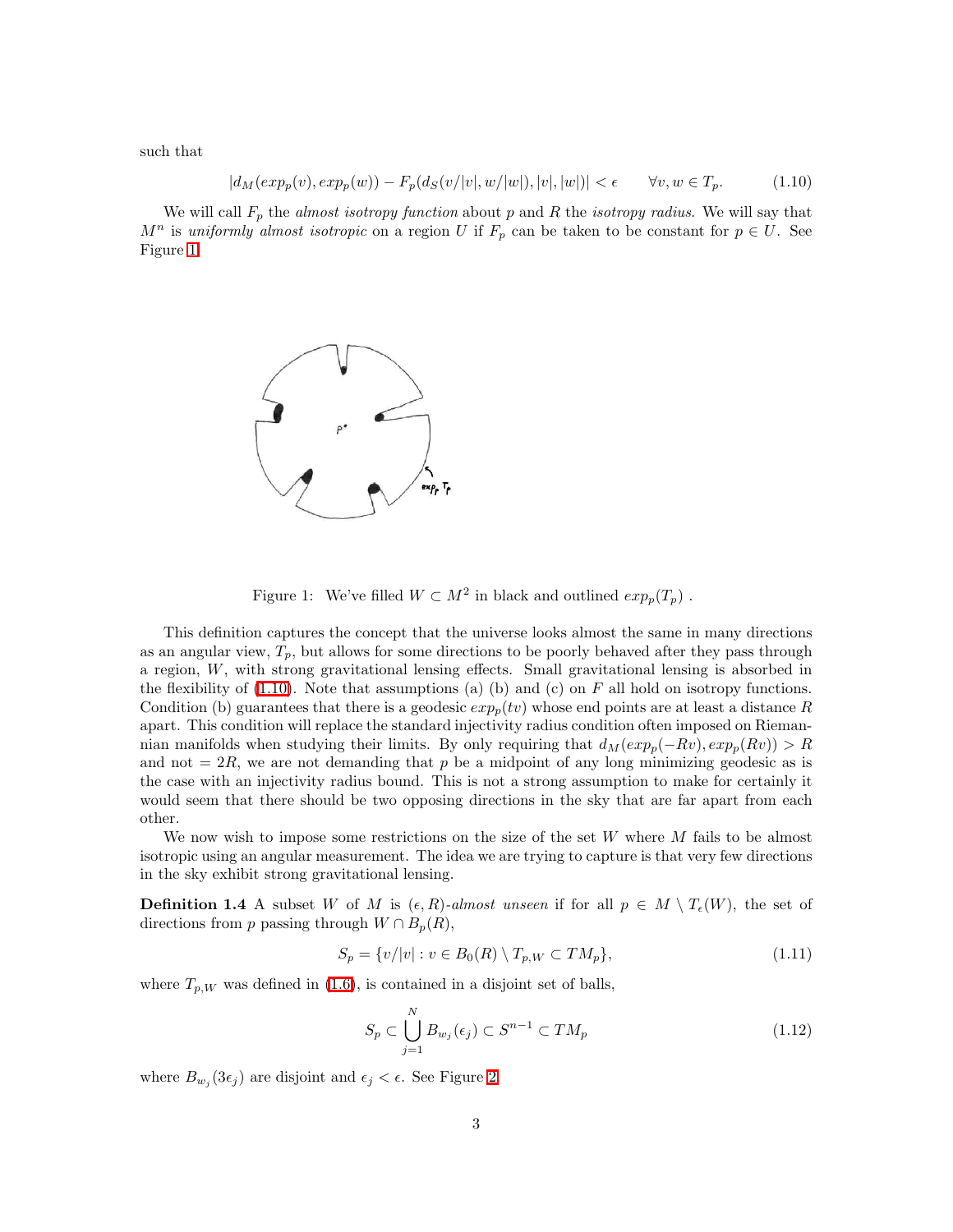such that

$$|d_M(exp_p(v), exp_p(w)) - F_p(d_S(v/|v|, w/|w|), |v|, |w|)| < \epsilon \qquad \forall v, w \in T_p. \tag{1.10}$$

We will call $F_p$ the *almost isotropy function* about $p$ and $R$ the *isotropy radius*. We will say that $M^n$ is *uniformly almost isotropic* on a region $U$ if $F_p$ can be taken to be constant for $p \in U$. See Figure 1.

Figure 1: We've filled $W \subset M^2$ in black and outlined $exp_p(T_p)$ .

This definition captures the concept that the universe looks almost the same in many directions as an angular view, $T_p$, but allows for some directions to be poorly behaved after they pass through a region, $W$, with strong gravitational lensing effects. Small gravitational lensing is absorbed in the flexibility of (1.10). Note that assumptions (a) (b) and (c) on $F$ all hold on isotropy functions. Condition (b) guarantees that there is a geodesic $exp_p(tv)$ whose end points are at least a distance $R$ apart. This condition will replace the standard injectivity radius condition often imposed on Riemannian manifolds when studying their limits. By only requiring that $d_M(exp_p(-Rv), exp_p(Rv)) > R$ and not $= 2R$, we are not demanding that $p$ be a midpoint of any long minimizing geodesic as is the case with an injectivity radius bound. This is not a strong assumption to make for certainly it would seem that there should be two opposing directions in the sky that are far apart from each other.

We now wish to impose some restrictions on the size of the set $W$ where $M$ fails to be almost isotropic using an angular measurement. The idea we are trying to capture is that very few directions in the sky exhibit strong gravitational lensing.

**Definition 1.4** A subset $W$ of $M$ is $(\epsilon, R)$*-almost unseen* if for all $p \in M \setminus T_\epsilon(W)$, the set of directions from $p$ passing through $W \cap B_p(R)$,

$$S_p = \{v/|v| : v \in B_0(R) \setminus T_{p,W} \subset TM_p\}, \tag{1.11}$$

where $T_{p,W}$ was defined in (1.6), is contained in a disjoint set of balls,

$$S_p \subset \bigcup_{j=1}^{N} B_{w_j}(\epsilon_j) \subset S^{n-1} \subset TM_p \tag{1.12}$$

where $B_{w_j}(3\epsilon_j)$ are disjoint and $\epsilon_j < \epsilon$. See Figure 2.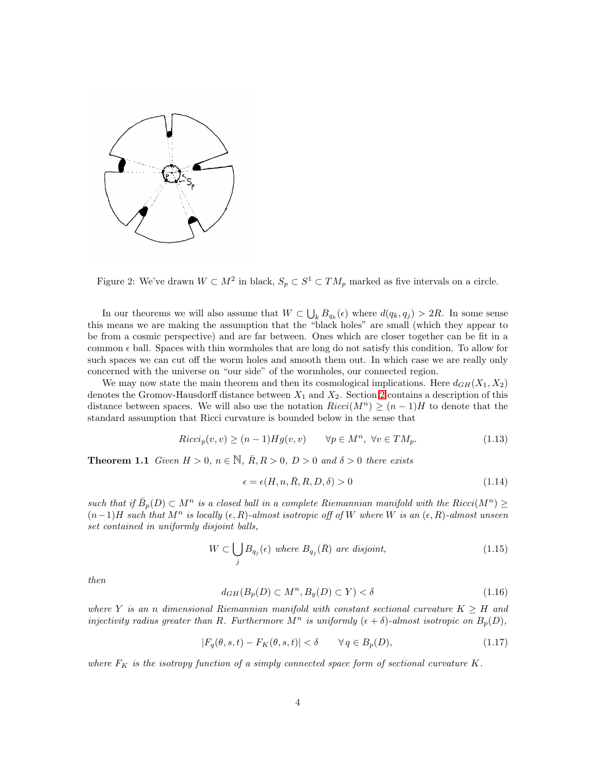Figure 2: We've drawn $W \subset M^2$ in black, $S_p \subset S^1 \subset TM_p$ marked as five intervals on a circle.

In our theorems we will also assume that $W \subset \bigcup_k B_{q_k}(\epsilon)$ where $d(q_k, q_j) > 2R$. In some sense this means we are making the assumption that the "black holes" are small (which they appear to be from a cosmic perspective) and are far between. Ones which are closer together can be fit in a common $\epsilon$ ball. Spaces with thin wormholes that are long do not satisfy this condition. To allow for such spaces we can cut off the worm holes and smooth them out. In which case we are really only concerned with the universe on "our side" of the wormholes, our connected region.

We may now state the main theorem and then its cosmological implications. Here $d_{GH}(X_1, X_2)$ denotes the Gromov-Hausdorff distance between $X_1$ and $X_2$. Section 2 contains a description of this distance between spaces. We will also use the notation $Ricci(M^n) \geq (n-1)H$ to denote that the standard assumption that Ricci curvature is bounded below in the sense that

$$Ricci_p(v, v) \geq (n-1)Hg(v, v) \qquad \forall p \in M^n, \ \forall v \in TM_p. \tag{1.13}$$

**Theorem 1.1** *Given $H > 0$, $n \in \mathbb{N}$, $\bar{R}, R > 0$, $D > 0$ and $\delta > 0$ there exists*

$$\epsilon = \epsilon(H, n, \bar{R}, R, D, \delta) > 0 \tag{1.14}$$

*such that if $\bar{B}_p(D) \subset M^n$ is a closed ball in a complete Riemannian manifold with the $Ricci(M^n) \geq (n-1)H$ such that $M^n$ is locally $(\epsilon, R)$-almost isotropic off of $W$ where $W$ is an $(\epsilon, R)$-almost unseen set contained in uniformly disjoint balls,*

$$W \subset \bigcup_j B_{q_j}(\epsilon) \text{ where } B_{q_j}(\bar{R}) \text{ are disjoint,} \tag{1.15}$$

*then*

$$d_{GH}(B_p(D) \subset M^n, B_y(D) \subset Y) < \delta \tag{1.16}$$

*where $Y$ is an $n$ dimensional Riemannian manifold with constant sectional curvature $K \geq H$ and injectivity radius greater than $R$. Furthermore $M^n$ is uniformly $(\epsilon + \delta)$-almost isotropic on $B_p(D)$,*

$$|F_q(\theta, s, t) - F_K(\theta, s, t)| < \delta \qquad \forall q \in B_p(D), \tag{1.17}$$

*where $F_K$ is the isotropy function of a simply connected space form of sectional curvature $K$.*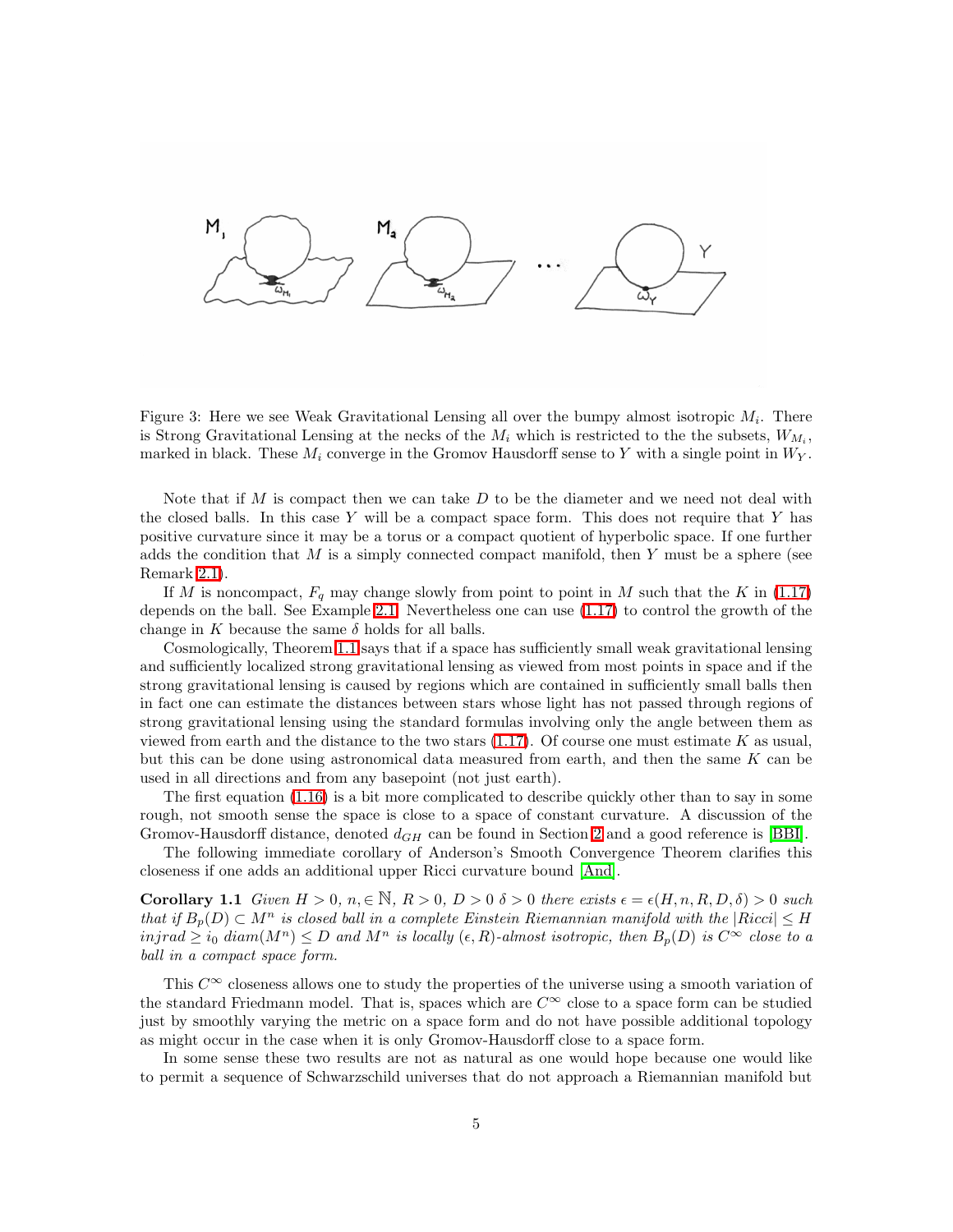Figure 3: Here we see Weak Gravitational Lensing all over the bumpy almost isotropic $M_i$. There is Strong Gravitational Lensing at the necks of the $M_i$ which is restricted to the the subsets, $W_{M_i}$, marked in black. These $M_i$ converge in the Gromov Hausdorff sense to $Y$ with a single point in $W_Y$.

Note that if $M$ is compact then we can take $D$ to be the diameter and we need not deal with the closed balls. In this case $Y$ will be a compact space form. This does not require that $Y$ has positive curvature since it may be a torus or a compact quotient of hyperbolic space. If one further adds the condition that $M$ is a simply connected compact manifold, then $Y$ must be a sphere (see Remark 2.1).

If $M$ is noncompact, $F_q$ may change slowly from point to point in $M$ such that the $K$ in (1.17) depends on the ball. See Example 2.1. Nevertheless one can use (1.17) to control the growth of the change in $K$ because the same $\delta$ holds for all balls.

Cosmologically, Theorem 1.1 says that if a space has sufficiently small weak gravitational lensing and sufficiently localized strong gravitational lensing as viewed from most points in space and if the strong gravitational lensing is caused by regions which are contained in sufficiently small balls then in fact one can estimate the distances between stars whose light has not passed through regions of strong gravitational lensing using the standard formulas involving only the angle between them as viewed from earth and the distance to the two stars (1.17). Of course one must estimate $K$ as usual, but this can be done using astronomical data measured from earth, and then the same $K$ can be used in all directions and from any basepoint (not just earth).

The first equation (1.16) is a bit more complicated to describe quickly other than to say in some rough, not smooth sense the space is close to a space of constant curvature. A discussion of the Gromov-Hausdorff distance, denoted $d_{GH}$ can be found in Section 2 and a good reference is [BBI].

The following immediate corollary of Anderson's Smooth Convergence Theorem clarifies this closeness if one adds an additional upper Ricci curvature bound [And].

**Corollary 1.1** *Given $H > 0$, $n, \in \mathbb{N}$, $R > 0$, $D > 0$ $\delta > 0$ there exists $\epsilon = \epsilon(H, n, R, D, \delta) > 0$ such that if $B_p(D) \subset M^n$ is closed ball in a complete Einstein Riemannian manifold with the $|Ricci| \le H$ $injrad \ge i_0$ $diam(M^n) \le D$ and $M^n$ is locally $(\epsilon, R)$-almost isotropic, then $B_p(D)$ is $C^\infty$ close to a ball in a compact space form.*

This $C^\infty$ closeness allows one to study the properties of the universe using a smooth variation of the standard Friedmann model. That is, spaces which are $C^\infty$ close to a space form can be studied just by smoothly varying the metric on a space form and do not have possible additional topology as might occur in the case when it is only Gromov-Hausdorff close to a space form.

In some sense these two results are not as natural as one would hope because one would like to permit a sequence of Schwarzschild universes that do not approach a Riemannian manifold but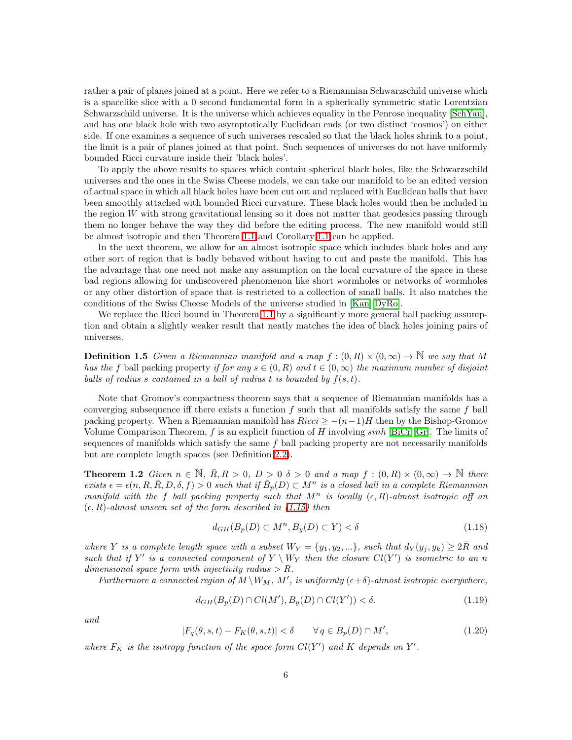rather a pair of planes joined at a point. Here we refer to a Riemannian Schwarzschild universe which is a spacelike slice with a 0 second fundamental form in a spherically symmetric static Lorentzian Schwarzschild universe. It is the universe which achieves equality in the Penrose inequality [SchYau], and has one black hole with two asymptotically Euclidean ends (or two distinct 'cosmos') on either side. If one examines a sequence of such universes rescaled so that the black holes shrink to a point, the limit is a pair of planes joined at that point. Such sequences of universes do not have uniformly bounded Ricci curvature inside their 'black holes'.

To apply the above results to spaces which contain spherical black holes, like the Schwarzschild universes and the ones in the Swiss Cheese models, we can take our manifold to be an edited version of actual space in which all black holes have been cut out and replaced with Euclidean balls that have been smoothly attached with bounded Ricci curvature. These black holes would then be included in the region $W$ with strong gravitational lensing so it does not matter that geodesics passing through them no longer behave the way they did before the editing process. The new manifold would still be almost isotropic and then Theorem 1.1 and Corollary 1.1 can be applied.

In the next theorem, we allow for an almost isotropic space which includes black holes and any other sort of region that is badly behaved without having to cut and paste the manifold. This has the advantage that one need not make any assumption on the local curvature of the space in these bad regions allowing for undiscovered phenomenon like short wormholes or networks of wormholes or any other distortion of space that is restricted to a collection of small balls. It also matches the conditions of the Swiss Cheese Models of the universe studied in [Kan][DyRo].

We replace the Ricci bound in Theorem 1.1 by a significantly more general ball packing assumption and obtain a slightly weaker result that neatly matches the idea of black holes joining pairs of universes.

**Definition 1.5** *Given a Riemannian manifold and a map $f : (0, R) \times (0, \infty) \to \mathbb{N}$ we say that $M$ has the $f$* ball packing property *if for any $s \in (0, R)$ and $t \in (0, \infty)$ the maximum number of disjoint balls of radius $s$ contained in a ball of radius $t$ is bounded by $f(s, t)$.*

Note that Gromov's compactness theorem says that a sequence of Riemannian manifolds has a converging subsequence iff there exists a function $f$ such that all manifolds satisfy the same $f$ ball packing property. When a Riemannian manifold has $Ricci \geq -(n-1)H$ then by the Bishop-Gromov Volume Comparison Theorem, $f$ is an explicit function of $H$ involving $sinh$ [BiCr][Gr]. The limits of sequences of manifolds which satisfy the same $f$ ball packing property are not necessarily manifolds but are complete length spaces (see Definition 2.2).

**Theorem 1.2** *Given $n \in \mathbb{N}$, $\bar{R}, R > 0$, $D > 0$ $\delta > 0$ and a map $f : (0, R) \times (0, \infty) \to \mathbb{N}$ there exists $\epsilon = \epsilon(n, R, \bar{R}, D, \delta, f) > 0$ such that if $\bar{B}_p(D) \subset M^n$ is a closed ball in a complete Riemannian manifold with the $f$ ball packing property such that $M^n$ is locally $(\epsilon, R)$-almost isotropic off an $(\epsilon, R)$-almost unseen set of the form described in (1.15) then*

$$d_{GH}(B_p(D) \subset M^n, B_y(D) \subset Y) < \delta \tag{1.18}$$

*where $Y$ is a complete length space with a subset $W_Y = \{y_1, y_2, ...\}$, such that $d_Y(y_j, y_k) \geq 2\bar{R}$ and such that if $Y'$ is a connected component of $Y \setminus W_Y$ then the closure $Cl(Y')$ is isometric to an $n$ dimensional space form with injectivity radius $> R$.*

*Furthermore a connected region of $M \setminus W_M$, $M'$, is uniformly $(\epsilon+\delta)$-almost isotropic everywhere,*

$$d_{GH}(B_p(D) \cap Cl(M'), B_y(D) \cap Cl(Y')) < \delta. \tag{1.19}$$

*and*

$$|F_q(\theta, s, t) - F_K(\theta, s, t)| < \delta \qquad \forall\, q \in B_p(D) \cap M', \tag{1.20}$$

*where $F_K$ is the isotropy function of the space form $Cl(Y')$ and $K$ depends on $Y'$.*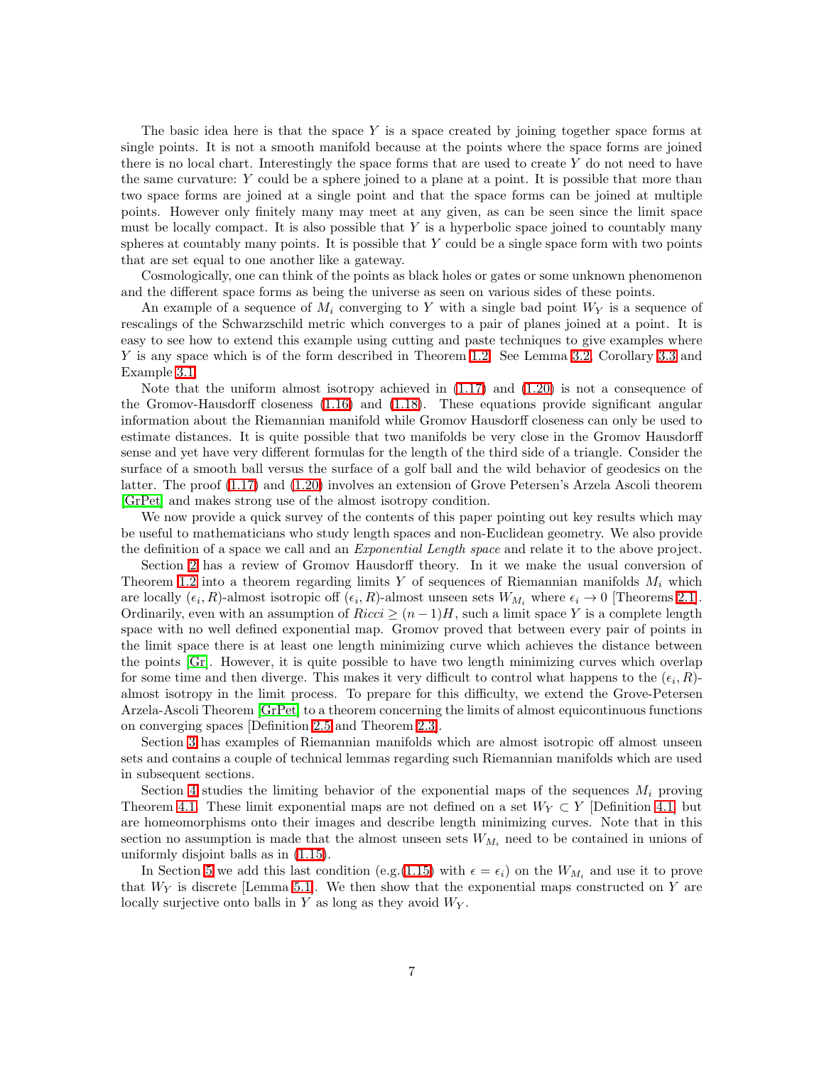The basic idea here is that the space $Y$ is a space created by joining together space forms at single points. It is not a smooth manifold because at the points where the space forms are joined there is no local chart. Interestingly the space forms that are used to create $Y$ do not need to have the same curvature: $Y$ could be a sphere joined to a plane at a point. It is possible that more than two space forms are joined at a single point and that the space forms can be joined at multiple points. However only finitely many may meet at any given, as can be seen since the limit space must be locally compact. It is also possible that $Y$ is a hyperbolic space joined to countably many spheres at countably many points. It is possible that $Y$ could be a single space form with two points that are set equal to one another like a gateway.

Cosmologically, one can think of the points as black holes or gates or some unknown phenomenon and the different space forms as being the universe as seen on various sides of these points.

An example of a sequence of $M_i$ converging to $Y$ with a single bad point $W_Y$ is a sequence of rescalings of the Schwarzschild metric which converges to a pair of planes joined at a point. It is easy to see how to extend this example using cutting and paste techniques to give examples where $Y$ is any space which is of the form described in Theorem 1.2. See Lemma 3.2, Corollary 3.3 and Example 3.1.

Note that the uniform almost isotropy achieved in (1.17) and (1.20) is not a consequence of the Gromov-Hausdorff closeness (1.16) and (1.18). These equations provide significant angular information about the Riemannian manifold while Gromov Hausdorff closeness can only be used to estimate distances. It is quite possible that two manifolds be very close in the Gromov Hausdorff sense and yet have very different formulas for the length of the third side of a triangle. Consider the surface of a smooth ball versus the surface of a golf ball and the wild behavior of geodesics on the latter. The proof (1.17) and (1.20) involves an extension of Grove Petersen's Arzela Ascoli theorem [GrPet] and makes strong use of the almost isotropy condition.

We now provide a quick survey of the contents of this paper pointing out key results which may be useful to mathematicians who study length spaces and non-Euclidean geometry. We also provide the definition of a space we call and an *Exponential Length space* and relate it to the above project.

Section 2 has a review of Gromov Hausdorff theory. In it we make the usual conversion of Theorem 1.2 into a theorem regarding limits $Y$ of sequences of Riemannian manifolds $M_i$ which are locally $(\epsilon_i, R)$-almost isotropic off $(\epsilon_i, R)$-almost unseen sets $W_{M_i}$ where $\epsilon_i \to 0$ [Theorems 2.1. Ordinarily, even with an assumption of $Ricci \geq (n-1)H$, such a limit space $Y$ is a complete length space with no well defined exponential map. Gromov proved that between every pair of points in the limit space there is at least one length minimizing curve which achieves the distance between the points [Gr]. However, it is quite possible to have two length minimizing curves which overlap for some time and then diverge. This makes it very difficult to control what happens to the $(\epsilon_i, R)$-almost isotropy in the limit process. To prepare for this difficulty, we extend the Grove-Petersen Arzela-Ascoli Theorem [GrPet] to a theorem concerning the limits of almost equicontinuous functions on converging spaces [Definition 2.5 and Theorem 2.3].

Section 3 has examples of Riemannian manifolds which are almost isotropic off almost unseen sets and contains a couple of technical lemmas regarding such Riemannian manifolds which are used in subsequent sections.

Section 4 studies the limiting behavior of the exponential maps of the sequences $M_i$ proving Theorem 4.1. These limit exponential maps are not defined on a set $W_Y \subset Y$ [Definition 4.1] but are homeomorphisms onto their images and describe length minimizing curves. Note that in this section no assumption is made that the almost unseen sets $W_{M_i}$ need to be contained in unions of uniformly disjoint balls as in (1.15).

In Section 5 we add this last condition (e.g.(1.15) with $\epsilon = \epsilon_i$) on the $W_{M_i}$ and use it to prove that $W_Y$ is discrete [Lemma 5.1]. We then show that the exponential maps constructed on $Y$ are locally surjective onto balls in $Y$ as long as they avoid $W_Y$.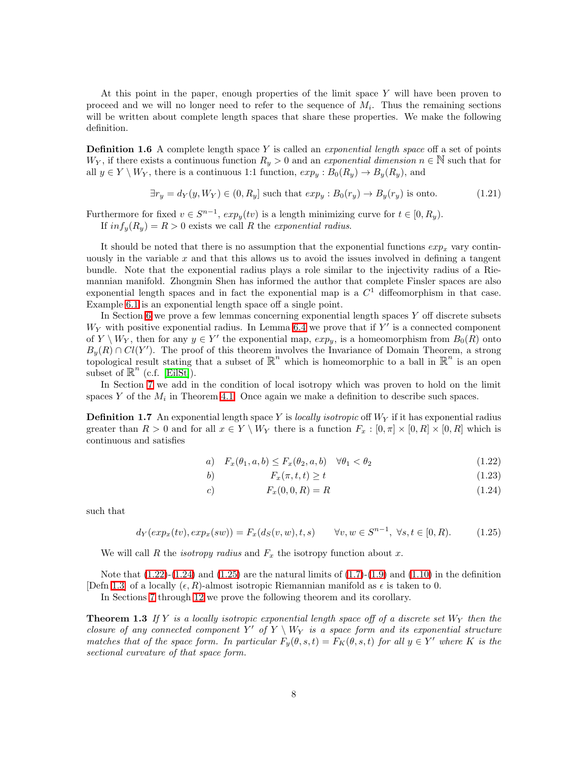At this point in the paper, enough properties of the limit space $Y$ will have been proven to proceed and we will no longer need to refer to the sequence of $M_i$. Thus the remaining sections will be written about complete length spaces that share these properties. We make the following definition.

**Definition 1.6** A complete length space $Y$ is called an *exponential length space* off a set of points $W_Y$, if there exists a continuous function $R_y > 0$ and an *exponential dimension* $n \in \mathbb{N}$ such that for all $y \in Y \setminus W_Y$, there is a continuous 1:1 function, $exp_y : B_0(R_y) \to B_y(R_y)$, and

$$\exists r_y = d_Y(y, W_Y) \in (0, R_y] \text{ such that } exp_y : B_0(r_y) \to B_y(r_y) \text{ is onto.} \tag{1.21}$$

Furthermore for fixed $v \in S^{n-1}$, $exp_y(tv)$ is a length minimizing curve for $t \in [0, R_y)$.

If $inf_y(R_y) = R > 0$ exists we call $R$ the *exponential radius*.

It should be noted that there is no assumption that the exponential functions $exp_x$ vary continuously in the variable $x$ and that this allows us to avoid the issues involved in defining a tangent bundle. Note that the exponential radius plays a role similar to the injectivity radius of a Riemannian manifold. Zhongmin Shen has informed the author that complete Finsler spaces are also exponential length spaces and in fact the exponential map is a $C^1$ diffeomorphism in that case. Example 6.1 is an exponential length space off a single point.

In Section 6 we prove a few lemmas concerning exponential length spaces $Y$ off discrete subsets $W_Y$ with positive exponential radius. In Lemma 6.4 we prove that if $Y'$ is a connected component of $Y \setminus W_Y$, then for any $y \in Y'$ the exponential map, $exp_y$, is a homeomorphism from $B_0(R)$ onto $B_y(R) \cap Cl(Y')$. The proof of this theorem involves the Invariance of Domain Theorem, a strong topological result stating that a subset of $\mathbb{R}^n$ which is homeomorphic to a ball in $\mathbb{R}^n$ is an open subset of $\mathbb{R}^n$ (c.f. [EilSt]).

In Section 7 we add in the condition of local isotropy which was proven to hold on the limit spaces $Y$ of the $M_i$ in Theorem 4.1. Once again we make a definition to describe such spaces.

**Definition 1.7** An exponential length space $Y$ is *locally isotropic* off $W_Y$ if it has exponential radius greater than $R > 0$ and for all $x \in Y \setminus W_Y$ there is a function $F_x : [0, \pi] \times [0, R] \times [0, R]$ which is continuous and satisfies

$$a) \quad F_x(\theta_1, a, b) \le F_x(\theta_2, a, b) \quad \forall \theta_1 < \theta_2 \tag{1.22}$$

$$b) \qquad F_x(\pi, t, t) \ge t \tag{1.23}$$

$$c) \qquad F_x(0, 0, R) = R \tag{1.24}$$

such that

$$d_Y(exp_x(tv), exp_x(sw)) = F_x(d_S(v, w), t, s) \qquad \forall v, w \in S^{n-1}, \ \forall s, t \in [0, R). \tag{1.25}$$

We will call $R$ the *isotropy radius* and $F_x$ the isotropy function about $x$.

Note that (1.22)-(1.24) and (1.25) are the natural limits of (1.7)-(1.9) and (1.10) in the definition [Defn 1.3] of a locally $(\epsilon, R)$-almost isotropic Riemannian manifold as $\epsilon$ is taken to 0.

In Sections 7 through 12 we prove the following theorem and its corollary.

**Theorem 1.3** *If $Y$ is a locally isotropic exponential length space off of a discrete set $W_Y$ then the closure of any connected component $Y'$ of $Y \setminus W_Y$ is a space form and its exponential structure matches that of the space form. In particular $F_y(\theta, s, t) = F_K(\theta, s, t)$ for all $y \in Y'$ where $K$ is the sectional curvature of that space form.*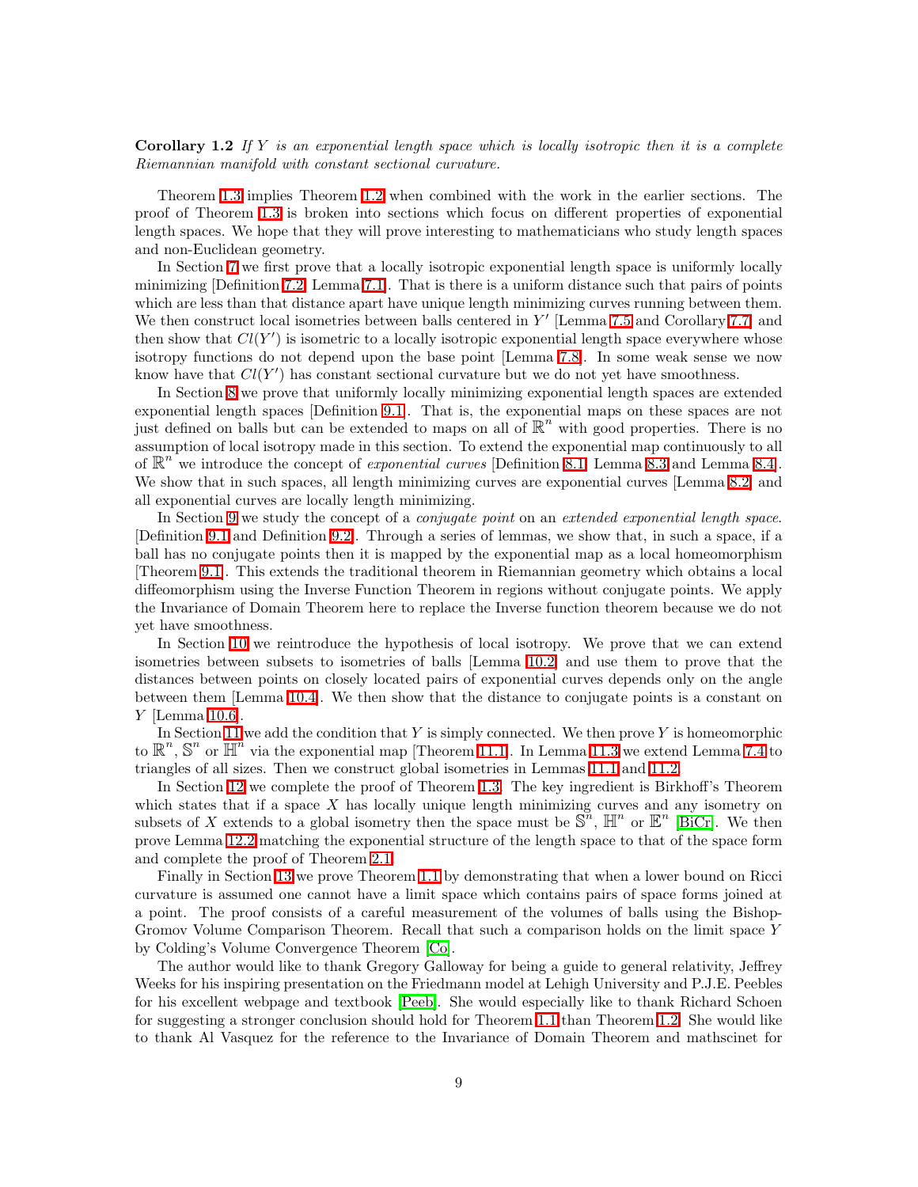**Corollary 1.2** *If $Y$ is an exponential length space which is locally isotropic then it is a complete Riemannian manifold with constant sectional curvature.*

Theorem 1.3 implies Theorem 1.2 when combined with the work in the earlier sections. The proof of Theorem 1.3 is broken into sections which focus on different properties of exponential length spaces. We hope that they will prove interesting to mathematicians who study length spaces and non-Euclidean geometry.

In Section 7 we first prove that a locally isotropic exponential length space is uniformly locally minimizing [Definition 7.2, Lemma 7.1]. That is there is a uniform distance such that pairs of points which are less than that distance apart have unique length minimizing curves running between them. We then construct local isometries between balls centered in $Y'$ [Lemma 7.5 and Corollary 7.7] and then show that $Cl(Y')$ is isometric to a locally isotropic exponential length space everywhere whose isotropy functions do not depend upon the base point [Lemma 7.8]. In some weak sense we now know have that $Cl(Y')$ has constant sectional curvature but we do not yet have smoothness.

In Section 8 we prove that uniformly locally minimizing exponential length spaces are extended exponential length spaces [Definition 9.1]. That is, the exponential maps on these spaces are not just defined on balls but can be extended to maps on all of $\mathbb{R}^n$ with good properties. There is no assumption of local isotropy made in this section. To extend the exponential map continuously to all of $\mathbb{R}^n$ we introduce the concept of *exponential curves* [Definition 8.1, Lemma 8.3 and Lemma 8.4]. We show that in such spaces, all length minimizing curves are exponential curves [Lemma 8.2] and all exponential curves are locally length minimizing.

In Section 9 we study the concept of a *conjugate point* on an *extended exponential length space*. [Definition 9.1 and Definition 9.2]. Through a series of lemmas, we show that, in such a space, if a ball has no conjugate points then it is mapped by the exponential map as a local homeomorphism [Theorem 9.1]. This extends the traditional theorem in Riemannian geometry which obtains a local diffeomorphism using the Inverse Function Theorem in regions without conjugate points. We apply the Invariance of Domain Theorem here to replace the Inverse function theorem because we do not yet have smoothness.

In Section 10 we reintroduce the hypothesis of local isotropy. We prove that we can extend isometries between subsets to isometries of balls [Lemma 10.2] and use them to prove that the distances between points on closely located pairs of exponential curves depends only on the angle between them [Lemma 10.4]. We then show that the distance to conjugate points is a constant on $Y$ [Lemma 10.6].

In Section 11 we add the condition that $Y$ is simply connected. We then prove $Y$ is homeomorphic to $\mathbb{R}^n$, $\mathbb{S}^n$ or $\mathbb{H}^n$ via the exponential map [Theorem 11.1]. In Lemma 11.3 we extend Lemma 7.4 to triangles of all sizes. Then we construct global isometries in Lemmas 11.1 and 11.2.

In Section 12 we complete the proof of Theorem 1.3. The key ingredient is Birkhoff's Theorem which states that if a space $X$ has locally unique length minimizing curves and any isometry on subsets of $X$ extends to a global isometry then the space must be $\mathbb{S}^n$, $\mathbb{H}^n$ or $\mathbb{E}^n$ [BiCr]. We then prove Lemma 12.2 matching the exponential structure of the length space to that of the space form and complete the proof of Theorem 2.1.

Finally in Section 13 we prove Theorem 1.1 by demonstrating that when a lower bound on Ricci curvature is assumed one cannot have a limit space which contains pairs of space forms joined at a point. The proof consists of a careful measurement of the volumes of balls using the Bishop-Gromov Volume Comparison Theorem. Recall that such a comparison holds on the limit space $Y$ by Colding's Volume Convergence Theorem [Co].

The author would like to thank Gregory Galloway for being a guide to general relativity, Jeffrey Weeks for his inspiring presentation on the Friedmann model at Lehigh University and P.J.E. Peebles for his excellent webpage and textbook [Peeb]. She would especially like to thank Richard Schoen for suggesting a stronger conclusion should hold for Theorem 1.1 than Theorem 1.2. She would like to thank Al Vasquez for the reference to the Invariance of Domain Theorem and mathscinet for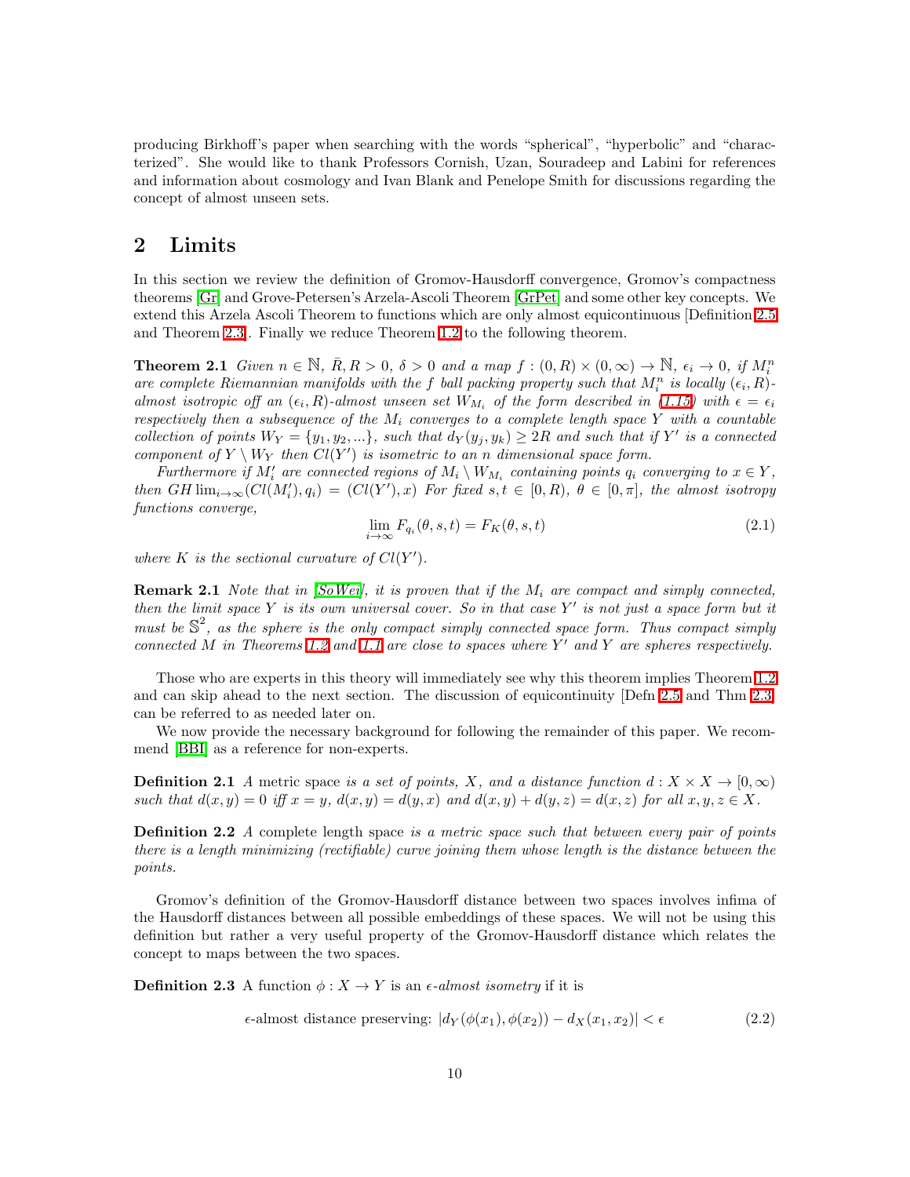producing Birkhoff's paper when searching with the words "spherical", "hyperbolic" and "characterized". She would like to thank Professors Cornish, Uzan, Souradeep and Labini for references and information about cosmology and Ivan Blank and Penelope Smith for discussions regarding the concept of almost unseen sets.

## 2 Limits

In this section we review the definition of Gromov-Hausdorff convergence, Gromov's compactness theorems [Gr] and Grove-Petersen's Arzela-Ascoli Theorem [GrPet] and some other key concepts. We extend this Arzela Ascoli Theorem to functions which are only almost equicontinuous [Definition 2.5 and Theorem 2.3]. Finally we reduce Theorem 1.2 to the following theorem.

**Theorem 2.1** *Given $n \in \mathbb{N}$, $\bar{R}, R > 0$, $\delta > 0$ and a map $f : (0, R) \times (0, \infty) \to \mathbb{N}$, $\epsilon_i \to 0$, if $M_i^n$ are complete Riemannian manifolds with the $f$ ball packing property such that $M_i^n$ is locally $(\epsilon_i, R)$-almost isotropic off an $(\epsilon_i, R)$-almost unseen set $W_{M_i}$ of the form described in (1.15) with $\epsilon = \epsilon_i$ respectively then a subsequence of the $M_i$ converges to a complete length space $Y$ with a countable collection of points $W_Y = \{y_1, y_2, ...\}$, such that $d_Y(y_j, y_k) \geq 2R$ and such that if $Y'$ is a connected component of $Y \setminus W_Y$ then $Cl(Y')$ is isometric to an $n$ dimensional space form.*

*Furthermore if $M_i'$ are connected regions of $M_i \setminus W_{M_i}$ containing points $q_i$ converging to $x \in Y$, then $GH \lim_{i\to\infty}(Cl(M_i'), q_i) = (Cl(Y'), x)$ For fixed $s, t \in [0, R)$, $\theta \in [0, \pi]$, the almost isotropy functions converge,*

$$\lim_{i\to\infty} F_{q_i}(\theta, s, t) = F_K(\theta, s, t) \tag{2.1}$$

*where $K$ is the sectional curvature of $Cl(Y')$.*

**Remark 2.1** *Note that in [SoWei], it is proven that if the $M_i$ are compact and simply connected, then the limit space $Y$ is its own universal cover. So in that case $Y'$ is not just a space form but it must be $\mathbb{S}^2$, as the sphere is the only compact simply connected space form. Thus compact simply connected $M$ in Theorems 1.2 and 1.1 are close to spaces where $Y'$ and $Y$ are spheres respectively.*

Those who are experts in this theory will immediately see why this theorem implies Theorem 1.2 and can skip ahead to the next section. The discussion of equicontinuity [Defn 2.5 and Thm 2.3] can be referred to as needed later on.

We now provide the necessary background for following the remainder of this paper. We recommend [BBI] as a reference for non-experts.

**Definition 2.1** *A* metric space *is a set of points, $X$, and a distance function $d : X \times X \to [0, \infty)$ such that $d(x, y) = 0$ iff $x = y$, $d(x, y) = d(y, x)$ and $d(x, y) + d(y, z) = d(x, z)$ for all $x, y, z \in X$.*

**Definition 2.2** *A* complete length space *is a metric space such that between every pair of points there is a length minimizing (rectifiable) curve joining them whose length is the distance between the points.*

Gromov's definition of the Gromov-Hausdorff distance between two spaces involves infima of the Hausdorff distances between all possible embeddings of these spaces. We will not be using this definition but rather a very useful property of the Gromov-Hausdorff distance which relates the concept to maps between the two spaces.

**Definition 2.3** A function $\phi : X \to Y$ is an *$\epsilon$-almost isometry* if it is

$$\epsilon\text{-almost distance preserving: } |d_Y(\phi(x_1), \phi(x_2)) - d_X(x_1, x_2)| < \epsilon \tag{2.2}$$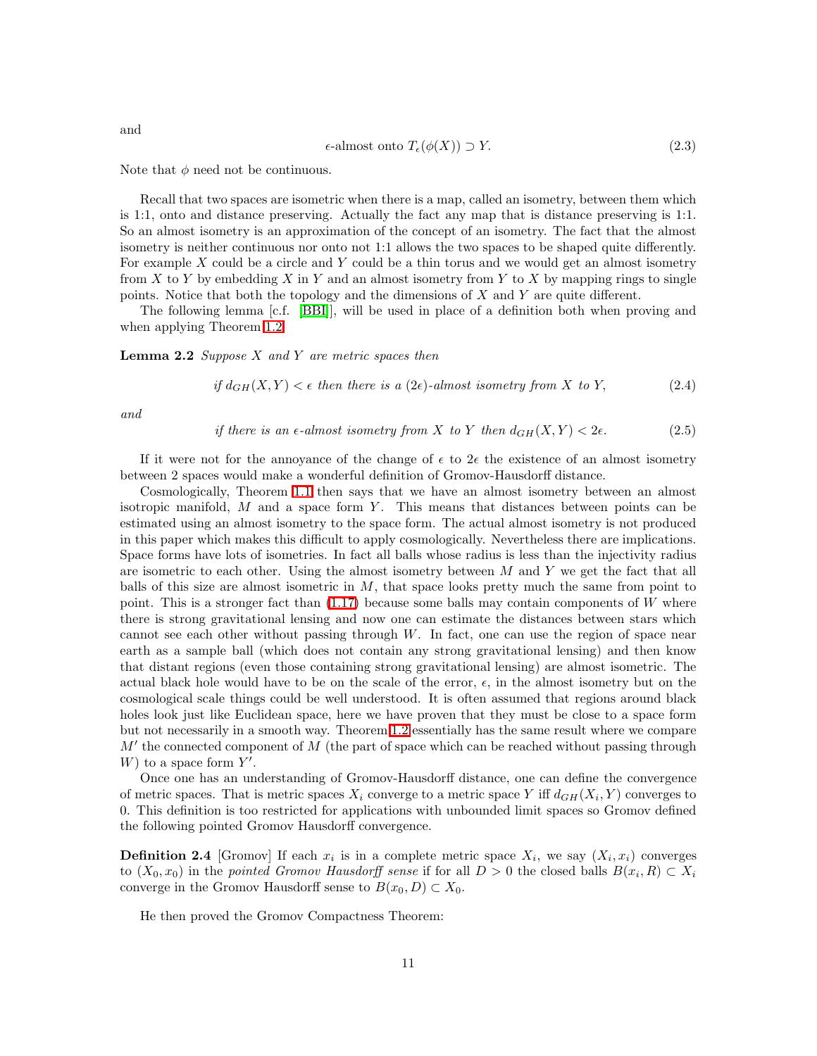and

$$\epsilon\text{-almost onto } T_\epsilon(\phi(X)) \supset Y. \tag{2.3}$$

Note that $\phi$ need not be continuous.

Recall that two spaces are isometric when there is a map, called an isometry, between them which is 1:1, onto and distance preserving. Actually the fact any map that is distance preserving is 1:1. So an almost isometry is an approximation of the concept of an isometry. The fact that the almost isometry is neither continuous nor onto not 1:1 allows the two spaces to be shaped quite differently. For example $X$ could be a circle and $Y$ could be a thin torus and we would get an almost isometry from $X$ to $Y$ by embedding $X$ in $Y$ and an almost isometry from $Y$ to $X$ by mapping rings to single points. Notice that both the topology and the dimensions of $X$ and $Y$ are quite different.

The following lemma [c.f. [BBI]], will be used in place of a definition both when proving and when applying Theorem 1.2.

**Lemma 2.2** *Suppose $X$ and $Y$ are metric spaces then*

$$\text{if } d_{GH}(X,Y) < \epsilon \text{ then there is a } (2\epsilon)\text{-almost isometry from } X \text{ to } Y, \tag{2.4}$$

*and*

$$\text{if there is an } \epsilon\text{-almost isometry from } X \text{ to } Y \text{ then } d_{GH}(X,Y) < 2\epsilon. \tag{2.5}$$

If it were not for the annoyance of the change of $\epsilon$ to $2\epsilon$ the existence of an almost isometry between 2 spaces would make a wonderful definition of Gromov-Hausdorff distance.

Cosmologically, Theorem 1.1 then says that we have an almost isometry between an almost isotropic manifold, $M$ and a space form $Y$. This means that distances between points can be estimated using an almost isometry to the space form. The actual almost isometry is not produced in this paper which makes this difficult to apply cosmologically. Nevertheless there are implications. Space forms have lots of isometries. In fact all balls whose radius is less than the injectivity radius are isometric to each other. Using the almost isometry between $M$ and $Y$ we get the fact that all balls of this size are almost isometric in $M$, that space looks pretty much the same from point to point. This is a stronger fact than (1.17) because some balls may contain components of $W$ where there is strong gravitational lensing and now one can estimate the distances between stars which cannot see each other without passing through $W$. In fact, one can use the region of space near earth as a sample ball (which does not contain any strong gravitational lensing) and then know that distant regions (even those containing strong gravitational lensing) are almost isometric. The actual black hole would have to be on the scale of the error, $\epsilon$, in the almost isometry but on the cosmological scale things could be well understood. It is often assumed that regions around black holes look just like Euclidean space, here we have proven that they must be close to a space form but not necessarily in a smooth way. Theorem 1.2 essentially has the same result where we compare $M'$ the connected component of $M$ (the part of space which can be reached without passing through $W$) to a space form $Y'$.

Once one has an understanding of Gromov-Hausdorff distance, one can define the convergence of metric spaces. That is metric spaces $X_i$ converge to a metric space $Y$ iff $d_{GH}(X_i, Y)$ converges to 0. This definition is too restricted for applications with unbounded limit spaces so Gromov defined the following pointed Gromov Hausdorff convergence.

**Definition 2.4** [Gromov] If each $x_i$ is in a complete metric space $X_i$, we say $(X_i, x_i)$ converges to $(X_0, x_0)$ in the *pointed Gromov Hausdorff sense* if for all $D > 0$ the closed balls $B(x_i, R) \subset X_i$ converge in the Gromov Hausdorff sense to $B(x_0, D) \subset X_0$.

He then proved the Gromov Compactness Theorem: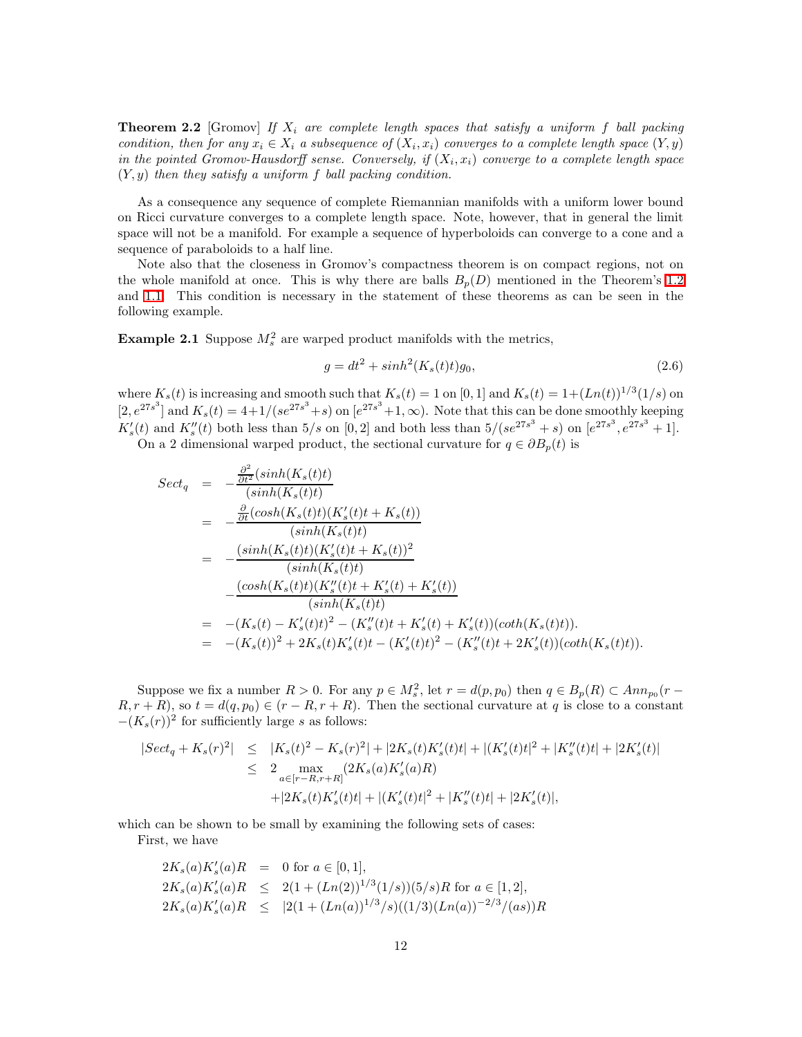**Theorem 2.2** [Gromov] *If $X_i$ are complete length spaces that satisfy a uniform $f$ ball packing condition, then for any $x_i \in X_i$ a subsequence of $(X_i, x_i)$ converges to a complete length space $(Y, y)$ in the pointed Gromov-Hausdorff sense. Conversely, if $(X_i, x_i)$ converge to a complete length space $(Y, y)$ then they satisfy a uniform $f$ ball packing condition.*

As a consequence any sequence of complete Riemannian manifolds with a uniform lower bound on Ricci curvature converges to a complete length space. Note, however, that in general the limit space will not be a manifold. For example a sequence of hyperboloids can converge to a cone and a sequence of paraboloids to a half line.

Note also that the closeness in Gromov's compactness theorem is on compact regions, not on the whole manifold at once. This is why there are balls $B_p(D)$ mentioned in the Theorem's 1.2 and 1.1. This condition is necessary in the statement of these theorems as can be seen in the following example.

**Example 2.1** Suppose $M_s^2$ are warped product manifolds with the metrics,

$$g = dt^2 + sinh^2(K_s(t)t)g_0, \tag{2.6}$$

where $K_s(t)$ is increasing and smooth such that $K_s(t) = 1$ on $[0, 1]$ and $K_s(t) = 1+(Ln(t))^{1/3}(1/s)$ on $[2, e^{27s^3}]$ and $K_s(t) = 4+1/(se^{27s^3}+s)$ on $[e^{27s^3}+1, \infty)$. Note that this can be done smoothly keeping $K'_s(t)$ and $K''_s(t)$ both less than $5/s$ on $[0, 2]$ and both less than $5/(se^{27s^3} + s)$ on $[e^{27s^3}, e^{27s^3} + 1]$.

On a 2 dimensional warped product, the sectional curvature for $q \in \partial B_p(t)$ is

$$\begin{aligned}
Sect_q &= -\frac{\frac{\partial^2}{\partial t^2}(sinh(K_s(t)t)}{(sinh(K_s(t)t)} \\
&= -\frac{\frac{\partial}{\partial t}(cosh(K_s(t)t)(K'_s(t)t + K_s(t))}{(sinh(K_s(t)t)} \\
&= -\frac{(sinh(K_s(t)t)(K'_s(t)t + K_s(t))^2}{(sinh(K_s(t)t)} \\
&\quad -\frac{(cosh(K_s(t)t)(K''_s(t)t + K'_s(t) + K'_s(t))}{(sinh(K_s(t)t)} \\
&= -(K_s(t) - K'_s(t)t)^2 - (K''_s(t)t + K'_s(t) + K'_s(t))(coth(K_s(t)t)). \\
&= -(K_s(t))^2 + 2K_s(t)K'_s(t)t - (K'_s(t)t)^2 - (K''_s(t)t + 2K'_s(t))(coth(K_s(t)t)).
\end{aligned}$$

Suppose we fix a number $R > 0$. For any $p \in M_s^2$, let $r = d(p, p_0)$ then $q \in B_p(R) \subset Ann_{p_0}(r - R, r + R)$, so $t = d(q, p_0) \in (r - R, r + R)$. Then the sectional curvature at $q$ is close to a constant $-(K_s(r))^2$ for sufficiently large $s$ as follows:

$$\begin{aligned}
|Sect_q + K_s(r)^2| &\leq |K_s(t)^2 - K_s(r)^2| + |2K_s(t)K'_s(t)t| + |(K'_s(t)t|^2 + |K''_s(t)t| + |2K'_s(t)| \\
&\leq 2 \max_{a \in [r-R, r+R]} (2K_s(a)K'_s(a)R) \\
&\quad +|2K_s(t)K'_s(t)t| + |(K'_s(t)t|^2 + |K''_s(t)t| + |2K'_s(t)|,
\end{aligned}$$

which can be shown to be small by examining the following sets of cases:

First, we have

$$\begin{aligned}
2K_s(a)K'_s(a)R &= 0 \text{ for } a \in [0, 1], \\
2K_s(a)K'_s(a)R &\leq 2(1 + (Ln(2))^{1/3}(1/s))(5/s)R \text{ for } a \in [1, 2], \\
2K_s(a)K'_s(a)R &\leq |2(1 + (Ln(a))^{1/3}/s)((1/3)(Ln(a))^{-2/3}/(as))R
\end{aligned}$$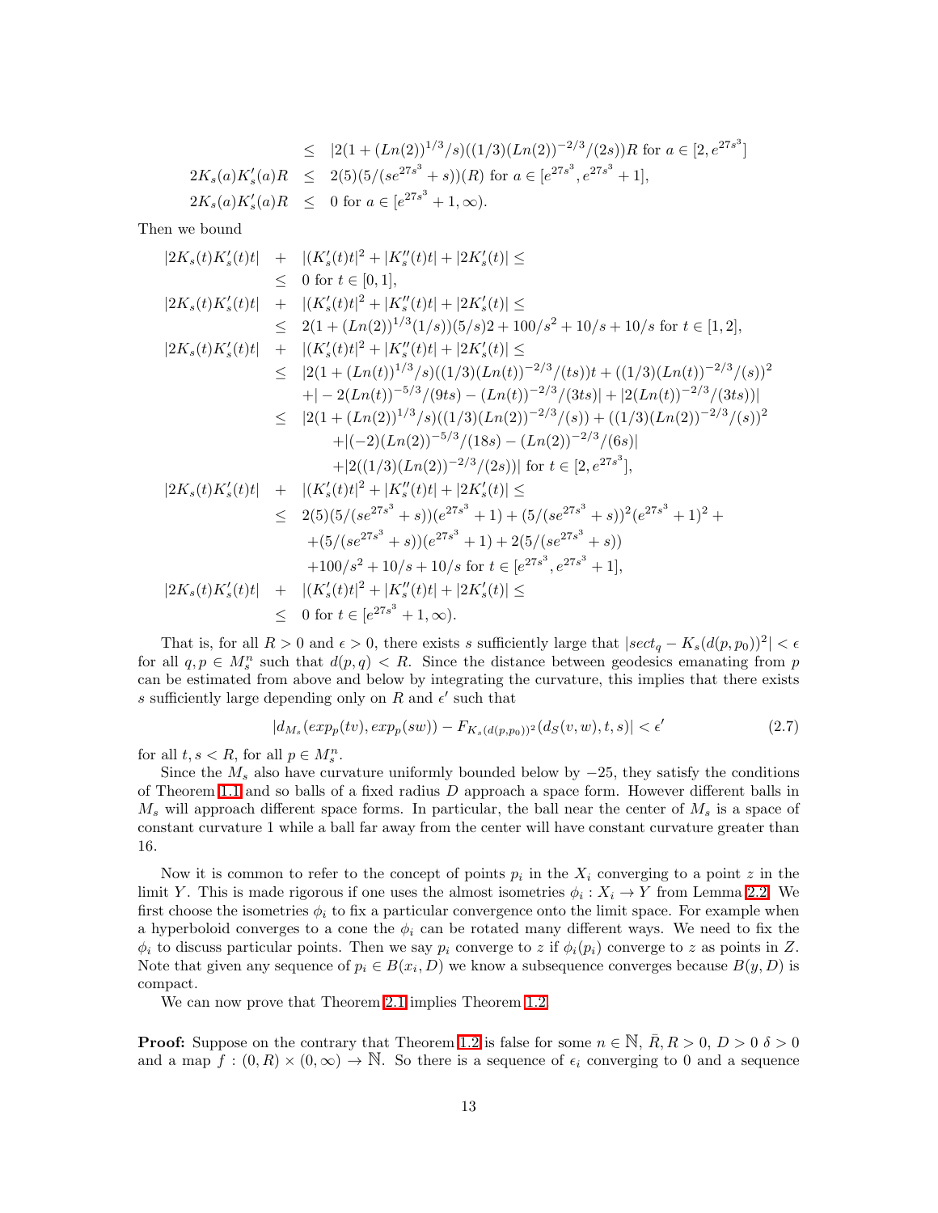$$
\begin{aligned}
&\leq \; |2(1+(Ln(2))^{1/3}/s)((1/3)(Ln(2))^{-2/3}/(2s))R \text{ for } a\in[2,e^{27s^3}]\\
2K_s(a)K_s'(a)R \;&\leq\; 2(5)(5/(se^{27s^3}+s))(R) \text{ for } a\in[e^{27s^3},e^{27s^3}+1],\\
2K_s(a)K_s'(a)R \;&\leq\; 0 \text{ for } a\in[e^{27s^3}+1,\infty).
\end{aligned}
$$

Then we bound

$$
\begin{aligned}
|2K_s(t)K_s'(t)t| \;&+\; |(K_s'(t)t|^2+|K_s''(t)t|+|2K_s'(t)| \leq\\
&\leq\; 0 \text{ for } t\in[0,1],\\
|2K_s(t)K_s'(t)t| \;&+\; |(K_s'(t)t|^2+|K_s''(t)t|+|2K_s'(t)| \leq\\
&\leq\; 2(1+(Ln(2))^{1/3}(1/s))(5/s)2+100/s^2+10/s+10/s \text{ for } t\in[1,2],\\
|2K_s(t)K_s'(t)t| \;&+\; |(K_s'(t)t|^2+|K_s''(t)t|+|2K_s'(t)| \leq\\
&\leq\; |2(1+(Ln(t))^{1/3}/s)((1/3)(Ln(t))^{-2/3}/(ts))t+((1/3)(Ln(t))^{-2/3}/(s))^2\\
&\quad +|-2(Ln(t))^{-5/3}/(9ts)-(Ln(t))^{-2/3}/(3ts)|+|2(Ln(t))^{-2/3}/(3ts))|\\
&\leq\; |2(1+(Ln(2))^{1/3}/s)((1/3)(Ln(2))^{-2/3}/(s))+((1/3)(Ln(2))^{-2/3}/(s))^2\\
&\qquad +|(-2)(Ln(2))^{-5/3}/(18s)-(Ln(2))^{-2/3}/(6s)|\\
&\qquad +|2((1/3)(Ln(2))^{-2/3}/(2s))| \text{ for } t\in[2,e^{27s^3}],\\
|2K_s(t)K_s'(t)t| \;&+\; |(K_s'(t)t|^2+|K_s''(t)t|+|2K_s'(t)| \leq\\
&\leq\; 2(5)(5/(se^{27s^3}+s))(e^{27s^3}+1)+(5/(se^{27s^3}+s))^2(e^{27s^3}+1)^2+\\
&\quad +(5/(se^{27s^3}+s))(e^{27s^3}+1)+2(5/(se^{27s^3}+s))\\
&\quad +100/s^2+10/s+10/s \text{ for } t\in[e^{27s^3},e^{27s^3}+1],\\
|2K_s(t)K_s'(t)t| \;&+\; |(K_s'(t)t|^2+|K_s''(t)t|+|2K_s'(t)| \leq\\
&\leq\; 0 \text{ for } t\in[e^{27s^3}+1,\infty).
\end{aligned}
$$

That is, for all $R>0$ and $\epsilon>0$, there exists $s$ sufficiently large that $|sect_q - K_s(d(p,p_0))^2|<\epsilon$ for all $q,p\in M_s^n$ such that $d(p,q)<R$. Since the distance between geodesics emanating from $p$ can be estimated from above and below by integrating the curvature, this implies that there exists $s$ sufficiently large depending only on $R$ and $\epsilon'$ such that

$$
|d_{M_s}(exp_p(tv),exp_p(sw))-F_{K_s(d(p,p_0))^2}(d_S(v,w),t,s)|<\epsilon' \tag{2.7}
$$

for all $t,s<R$, for all $p\in M_s^n$.

Since the $M_s$ also have curvature uniformly bounded below by $-25$, they satisfy the conditions of Theorem 1.1 and so balls of a fixed radius $D$ approach a space form. However different balls in $M_s$ will approach different space forms. In particular, the ball near the center of $M_s$ is a space of constant curvature 1 while a ball far away from the center will have constant curvature greater than 16.

Now it is common to refer to the concept of points $p_i$ in the $X_i$ converging to a point $z$ in the limit $Y$. This is made rigorous if one uses the almost isometries $\phi_i : X_i \to Y$ from Lemma 2.2. We first choose the isometries $\phi_i$ to fix a particular convergence onto the limit space. For example when a hyperboloid converges to a cone the $\phi_i$ can be rotated many different ways. We need to fix the $\phi_i$ to discuss particular points. Then we say $p_i$ converge to $z$ if $\phi_i(p_i)$ converge to $z$ as points in $Z$. Note that given any sequence of $p_i\in B(x_i,D)$ we know a subsequence converges because $B(y,D)$ is compact.

We can now prove that Theorem 2.1 implies Theorem 1.2.

**Proof:** Suppose on the contrary that Theorem 1.2 is false for some $n\in\mathbb{N}$, $\bar{R}, R>0$, $D>0$ $\delta>0$ and a map $f:(0,R)\times(0,\infty)\to\mathbb{N}$. So there is a sequence of $\epsilon_i$ converging to 0 and a sequence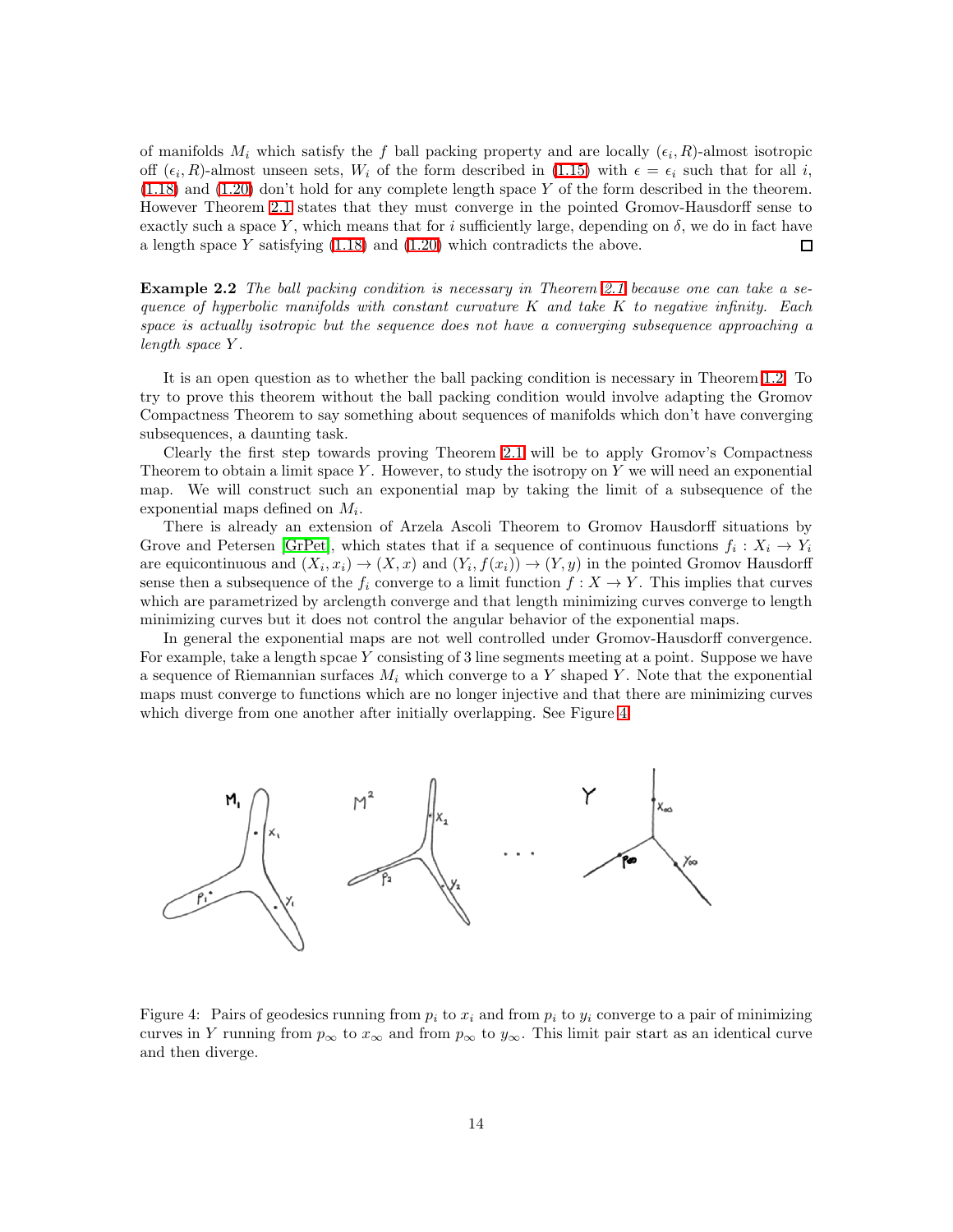of manifolds $M_i$ which satisfy the $f$ ball packing property and are locally $(\epsilon_i, R)$-almost isotropic off $(\epsilon_i, R)$-almost unseen sets, $W_i$ of the form described in (1.15) with $\epsilon = \epsilon_i$ such that for all $i$, (1.18) and (1.20) don't hold for any complete length space $Y$ of the form described in the theorem. However Theorem 2.1 states that they must converge in the pointed Gromov-Hausdorff sense to exactly such a space $Y$, which means that for $i$ sufficiently large, depending on $\delta$, we do in fact have a length space $Y$ satisfying (1.18) and (1.20) which contradicts the above. □

**Example 2.2** *The ball packing condition is necessary in Theorem 2.1 because one can take a sequence of hyperbolic manifolds with constant curvature $K$ and take $K$ to negative infinity. Each space is actually isotropic but the sequence does not have a converging subsequence approaching a length space $Y$.*

It is an open question as to whether the ball packing condition is necessary in Theorem 1.2. To try to prove this theorem without the ball packing condition would involve adapting the Gromov Compactness Theorem to say something about sequences of manifolds which don't have converging subsequences, a daunting task.

Clearly the first step towards proving Theorem 2.1 will be to apply Gromov's Compactness Theorem to obtain a limit space $Y$. However, to study the isotropy on $Y$ we will need an exponential map. We will construct such an exponential map by taking the limit of a subsequence of the exponential maps defined on $M_i$.

There is already an extension of Arzela Ascoli Theorem to Gromov Hausdorff situations by Grove and Petersen [GrPet], which states that if a sequence of continuous functions $f_i : X_i \to Y_i$ are equicontinuous and $(X_i, x_i) \to (X, x)$ and $(Y_i, f(x_i)) \to (Y, y)$ in the pointed Gromov Hausdorff sense then a subsequence of the $f_i$ converge to a limit function $f : X \to Y$. This implies that curves which are parametrized by arclength converge and that length minimizing curves converge to length minimizing curves but it does not control the angular behavior of the exponential maps.

In general the exponential maps are not well controlled under Gromov-Hausdorff convergence. For example, take a length spcae $Y$ consisting of 3 line segments meeting at a point. Suppose we have a sequence of Riemannian surfaces $M_i$ which converge to a $Y$ shaped $Y$. Note that the exponential maps must converge to functions which are no longer injective and that there are minimizing curves which diverge from one another after initially overlapping. See Figure 4.

Figure 4: Pairs of geodesics running from $p_i$ to $x_i$ and from $p_i$ to $y_i$ converge to a pair of minimizing curves in $Y$ running from $p_\infty$ to $x_\infty$ and from $p_\infty$ to $y_\infty$. This limit pair start as an identical curve and then diverge.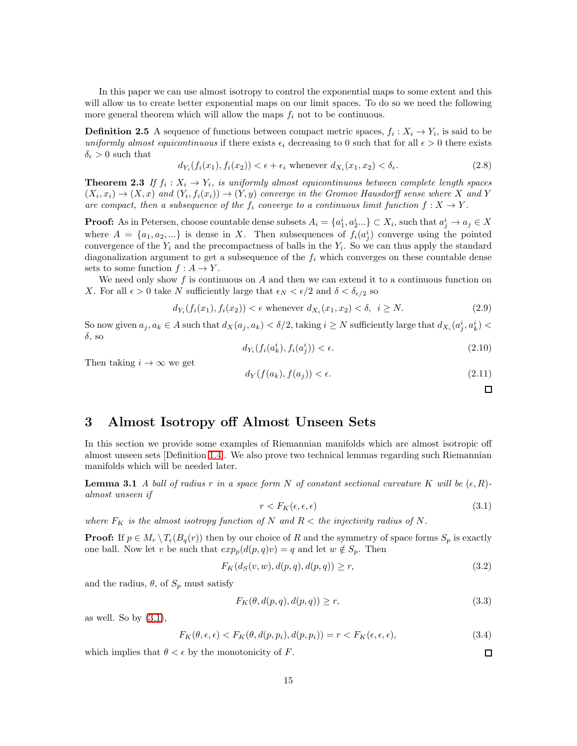In this paper we can use almost isotropy to control the exponential maps to some extent and this will allow us to create better exponential maps on our limit spaces. To do so we need the following more general theorem which will allow the maps $f_i$ not to be continuous.

**Definition 2.5** A sequence of functions between compact metric spaces, $f_i : X_i \to Y_i$, is said to be *uniformly almost equicontinuous* if there exists $\epsilon_i$ decreasing to 0 such that for all $\epsilon > 0$ there exists $\delta_\epsilon > 0$ such that

$$d_{Y_i}(f_i(x_1), f_i(x_2)) < \epsilon + \epsilon_i \text{ whenever } d_{X_i}(x_1, x_2) < \delta_\epsilon. \tag{2.8}$$

**Theorem 2.3** *If $f_i : X_i \to Y_i$, is uniformly almost equicontinuous between complete length spaces $(X_i, x_i) \to (X, x)$ and $(Y_i, f_i(x_i)) \to (Y, y)$ converge in the Gromov Hausdorff sense where $X$ and $Y$ are compact, then a subsequence of the $f_i$ converge to a continuous limit function $f : X \to Y$.*

**Proof:** As in Petersen, choose countable dense subsets $A_i = \{a^i_1, a^i_2 ...\} \subset X_i$, such that $a^i_j \to a_j \in X$ where $A = \{a_1, a_2, ...\}$ is dense in $X$. Then subsequences of $f_i(a^i_j)$ converge using the pointed convergence of the $Y_i$ and the precompactness of balls in the $Y_i$. So we can thus apply the standard diagonalization argument to get a subsequence of the $f_i$ which converges on these countable dense sets to some function $f : A \to Y$.

We need only show $f$ is continuous on $A$ and then we can extend it to a continuous function on $X$. For all $\epsilon > 0$ take $N$ sufficiently large that $\epsilon_N < \epsilon/2$ and $\delta < \delta_{\epsilon/2}$ so

$$d_{Y_i}(f_i(x_1), f_i(x_2)) < \epsilon \text{ whenever } d_{X_i}(x_1, x_2) < \delta, \ \ i \geq N. \tag{2.9}$$

So now given $a_j, a_k \in A$ such that $d_X(a_j, a_k) < \delta/2$, taking $i \geq N$ sufficiently large that $d_{X_i}(a^i_j, a^i_k) < \delta$, so

$$d_{Y_i}(f_i(a^i_k), f_i(a^i_j)) < \epsilon. \tag{2.10}$$

Then taking $i \to \infty$ we get

$$d_Y(f(a_k), f(a_j)) < \epsilon. \tag{2.11}$$

□

# 3 Almost Isotropy off Almost Unseen Sets

In this section we provide some examples of Riemannian manifolds which are almost isotropic off almost unseen sets [Definition 1.4]. We also prove two technical lemmas regarding such Riemannian manifolds which will be needed later.

**Lemma 3.1** *A ball of radius $r$ in a space form $N$ of constant sectional curvature $K$ will be $(\epsilon, R)$-almost unseen if*

$$r < F_K(\epsilon, \epsilon, \epsilon) \tag{3.1}$$

*where $F_K$ is the almost isotropy function of $N$ and $R <$ the injectivity radius of $N$.*

**Proof:** If $p \in M_r \setminus T_\epsilon(B_q(r))$ then by our choice of $R$ and the symmetry of space forms $S_p$ is exactly one ball. Now let $v$ be such that $exp_p(d(p,q)v) = q$ and let $w \notin S_p$. Then

$$F_K(d_S(v, w), d(p, q), d(p, q)) \geq r, \tag{3.2}$$

and the radius, $\theta$, of $S_p$ must satisfy

$$F_K(\theta, d(p, q), d(p, q)) \geq r, \tag{3.3}$$

as well. So by (3.1),

$$F_K(\theta, \epsilon, \epsilon) < F_K(\theta, d(p, p_i), d(p, p_i)) = r < F_K(\epsilon, \epsilon, \epsilon), \tag{3.4}$$

which implies that $\theta < \epsilon$ by the monotonicity of $F$.

□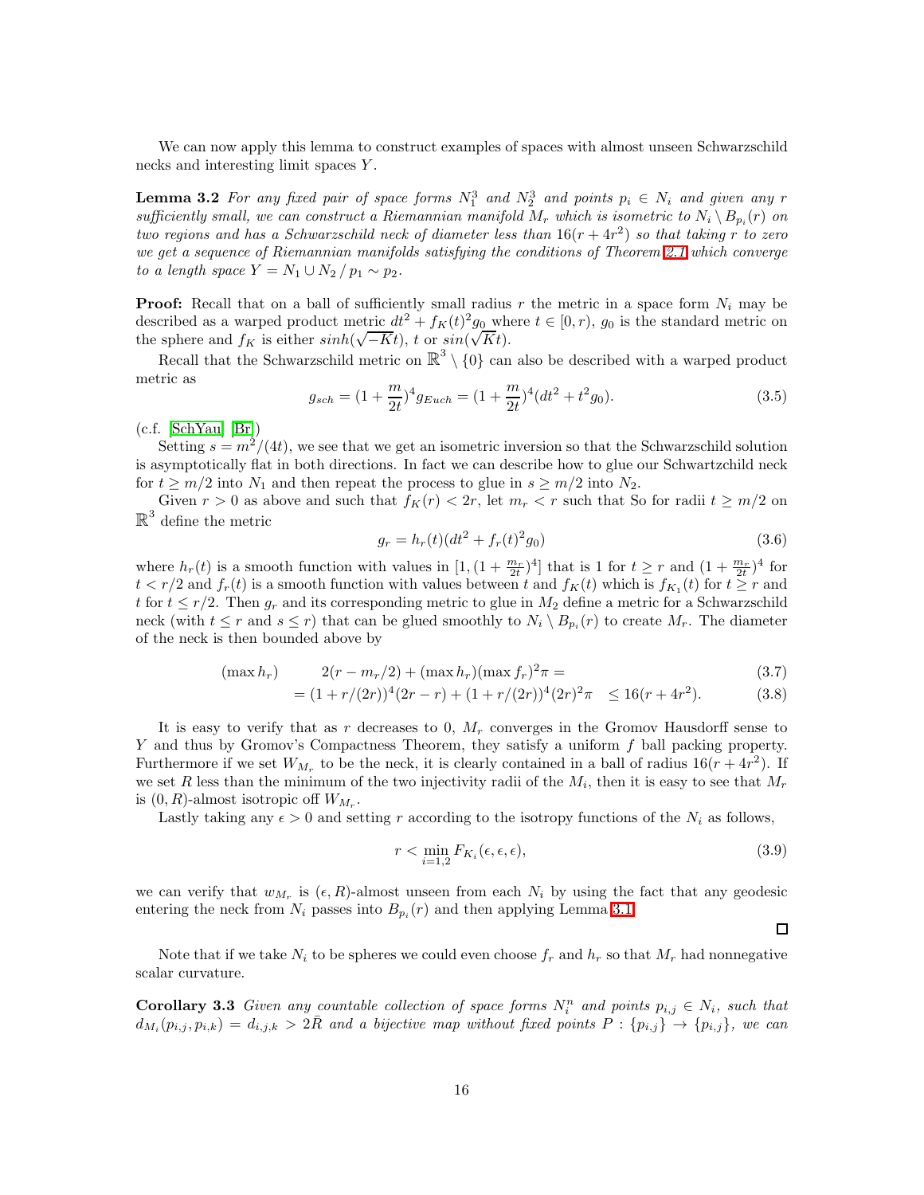We can now apply this lemma to construct examples of spaces with almost unseen Schwarzschild necks and interesting limit spaces $Y$.

**Lemma 3.2** *For any fixed pair of space forms $N_1^3$ and $N_2^3$ and points $p_i \in N_i$ and given any $r$ sufficiently small, we can construct a Riemannian manifold $M_r$ which is isometric to $N_i \setminus B_{p_i}(r)$ on two regions and has a Schwarzschild neck of diameter less than $16(r+4r^2)$ so that taking $r$ to zero we get a sequence of Riemannian manifolds satisfying the conditions of Theorem 2.1 which converge to a length space $Y = N_1 \cup N_2 \,/\, p_1 \sim p_2$.*

**Proof:** Recall that on a ball of sufficiently small radius $r$ the metric in a space form $N_i$ may be described as a warped product metric $dt^2 + f_K(t)^2 g_0$ where $t \in [0, r)$, $g_0$ is the standard metric on the sphere and $f_K$ is either $sinh(\sqrt{-K}t)$, $t$ or $sin(\sqrt{K}t)$.

Recall that the Schwarzschild metric on $\mathbb{R}^3 \setminus \{0\}$ can also be described with a warped product metric as

$$g_{sch} = (1 + \frac{m}{2t})^4 g_{Euch} = (1 + \frac{m}{2t})^4 (dt^2 + t^2 g_0). \tag{3.5}$$

(c.f. [SchYau] [Br])

Setting $s = m^2/(4t)$, we see that we get an isometric inversion so that the Schwarzschild solution is asymptotically flat in both directions. In fact we can describe how to glue our Schwartzchild neck for $t \geq m/2$ into $N_1$ and then repeat the process to glue in $s \geq m/2$ into $N_2$.

Given $r > 0$ as above and such that $f_K(r) < 2r$, let $m_r < r$ such that So for radii $t \geq m/2$ on $\mathbb{R}^3$ define the metric

$$g_r = h_r(t)(dt^2 + f_r(t)^2 g_0) \tag{3.6}$$

where $h_r(t)$ is a smooth function with values in $[1, (1 + \frac{m_r}{2t})^4]$ that is 1 for $t \geq r$ and $(1 + \frac{m_r}{2t})^4$ for $t < r/2$ and $f_r(t)$ is a smooth function with values between $t$ and $f_K(t)$ which is $f_{K_1}(t)$ for $t \geq r$ and $t$ for $t \leq r/2$. Then $g_r$ and its corresponding metric to glue in $M_2$ define a metric for a Schwarzschild neck (with $t \leq r$ and $s \leq r$) that can be glued smoothly to $N_i \setminus B_{p_i}(r)$ to create $M_r$. The diameter of the neck is then bounded above by

$$(\max h_r) \qquad 2(r - m_r/2) + (\max h_r)(\max f_r)^2 \pi = \tag{3.7}$$

$$= (1 + r/(2r))^4 (2r - r) + (1 + r/(2r))^4 (2r)^2 \pi \quad \leq 16(r + 4r^2). \tag{3.8}$$

It is easy to verify that as $r$ decreases to 0, $M_r$ converges in the Gromov Hausdorff sense to $Y$ and thus by Gromov's Compactness Theorem, they satisfy a uniform $f$ ball packing property. Furthermore if we set $W_{M_r}$ to be the neck, it is clearly contained in a ball of radius $16(r+4r^2)$. If we set $R$ less than the minimum of the two injectivity radii of the $M_i$, then it is easy to see that $M_r$ is $(0, R)$-almost isotropic off $W_{M_r}$.

Lastly taking any $\epsilon > 0$ and setting $r$ according to the isotropy functions of the $N_i$ as follows,

$$r < \min_{i=1,2} F_{K_i}(\epsilon, \epsilon, \epsilon), \tag{3.9}$$

we can verify that $w_{M_r}$ is $(\epsilon, R)$-almost unseen from each $N_i$ by using the fact that any geodesic entering the neck from $N_i$ passes into $B_{p_i}(r)$ and then applying Lemma 3.1.

□

Note that if we take $N_i$ to be spheres we could even choose $f_r$ and $h_r$ so that $M_r$ had nonnegative scalar curvature.

**Corollary 3.3** *Given any countable collection of space forms $N_i^n$ and points $p_{i,j} \in N_i$, such that $d_{M_i}(p_{i,j}, p_{i,k}) = d_{i,j,k} > 2\bar{R}$ and a bijective map without fixed points $P : \{p_{i,j}\} \to \{p_{i,j}\}$, we can*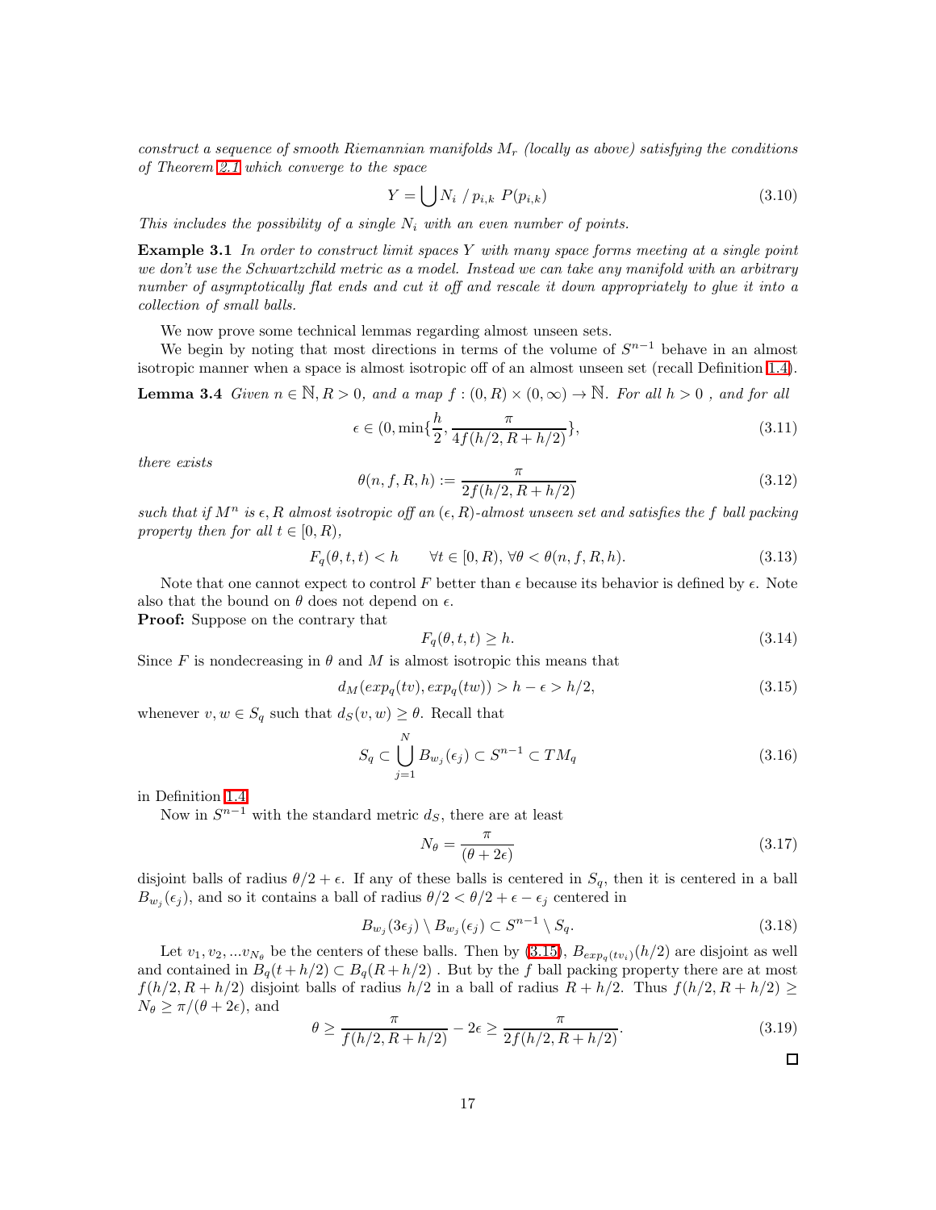*construct a sequence of smooth Riemannian manifolds $M_r$ (locally as above) satisfying the conditions of Theorem 2.1 which converge to the space*

$$Y = \bigcup N_i \,/\, p_{i,k} \; P(p_{i,k}) \tag{3.10}$$

*This includes the possibility of a single $N_i$ with an even number of points.*

**Example 3.1** *In order to construct limit spaces $Y$ with many space forms meeting at a single point we don't use the Schwartzchild metric as a model. Instead we can take any manifold with an arbitrary number of asymptotically flat ends and cut it off and rescale it down appropriately to glue it into a collection of small balls.*

We now prove some technical lemmas regarding almost unseen sets.

We begin by noting that most directions in terms of the volume of $S^{n-1}$ behave in an almost isotropic manner when a space is almost isotropic off of an almost unseen set (recall Definition 1.4).

**Lemma 3.4** *Given $n \in \mathbb{N}, R > 0$, and a map $f : (0, R) \times (0, \infty) \to \mathbb{N}$. For all $h > 0$ , and for all*

$$\epsilon \in (0, \min\{\frac{h}{2}, \frac{\pi}{4f(h/2, R + h/2)}\}, \tag{3.11}$$

*there exists*

$$\theta(n, f, R, h) := \frac{\pi}{2f(h/2, R + h/2)} \tag{3.12}$$

*such that if $M^n$ is $\epsilon, R$ almost isotropic off an $(\epsilon, R)$-almost unseen set and satisfies the $f$ ball packing property then for all $t \in [0, R)$,*

$$F_q(\theta, t, t) < h \qquad \forall t \in [0, R), \, \forall \theta < \theta(n, f, R, h). \tag{3.13}$$

Note that one cannot expect to control $F$ better than $\epsilon$ because its behavior is defined by $\epsilon$. Note also that the bound on $\theta$ does not depend on $\epsilon$.

**Proof:** Suppose on the contrary that

$$F_q(\theta, t, t) \geq h. \tag{3.14}$$

Since $F$ is nondecreasing in $\theta$ and $M$ is almost isotropic this means that

$$d_M(exp_q(tv), exp_q(tw)) > h - \epsilon > h/2, \tag{3.15}$$

whenever $v, w \in S_q$ such that $d_S(v, w) \geq \theta$. Recall that

$$S_q \subset \bigcup_{j=1}^{N} B_{w_j}(\epsilon_j) \subset S^{n-1} \subset TM_q \tag{3.16}$$

in Definition 1.4.

Now in $S^{n-1}$ with the standard metric $d_S$, there are at least

$$N_\theta = \frac{\pi}{(\theta + 2\epsilon)} \tag{3.17}$$

disjoint balls of radius $\theta/2 + \epsilon$. If any of these balls is centered in $S_q$, then it is centered in a ball $B_{w_j}(\epsilon_j)$, and so it contains a ball of radius $\theta/2 < \theta/2 + \epsilon - \epsilon_j$ centered in

$$B_{w_j}(3\epsilon_j) \setminus B_{w_j}(\epsilon_j) \subset S^{n-1} \setminus S_q. \tag{3.18}$$

Let $v_1, v_2, ...v_{N_\theta}$ be the centers of these balls. Then by (3.15), $B_{exp_q(tv_i)}(h/2)$ are disjoint as well and contained in $B_q(t + h/2) \subset B_q(R + h/2)$ . But by the $f$ ball packing property there are at most $f(h/2, R + h/2)$ disjoint balls of radius $h/2$ in a ball of radius $R + h/2$. Thus $f(h/2, R + h/2) \geq N_\theta \geq \pi/(\theta + 2\epsilon)$, and

$$\theta \geq \frac{\pi}{f(h/2, R + h/2)} - 2\epsilon \geq \frac{\pi}{2f(h/2, R + h/2)}. \tag{3.19}$$

□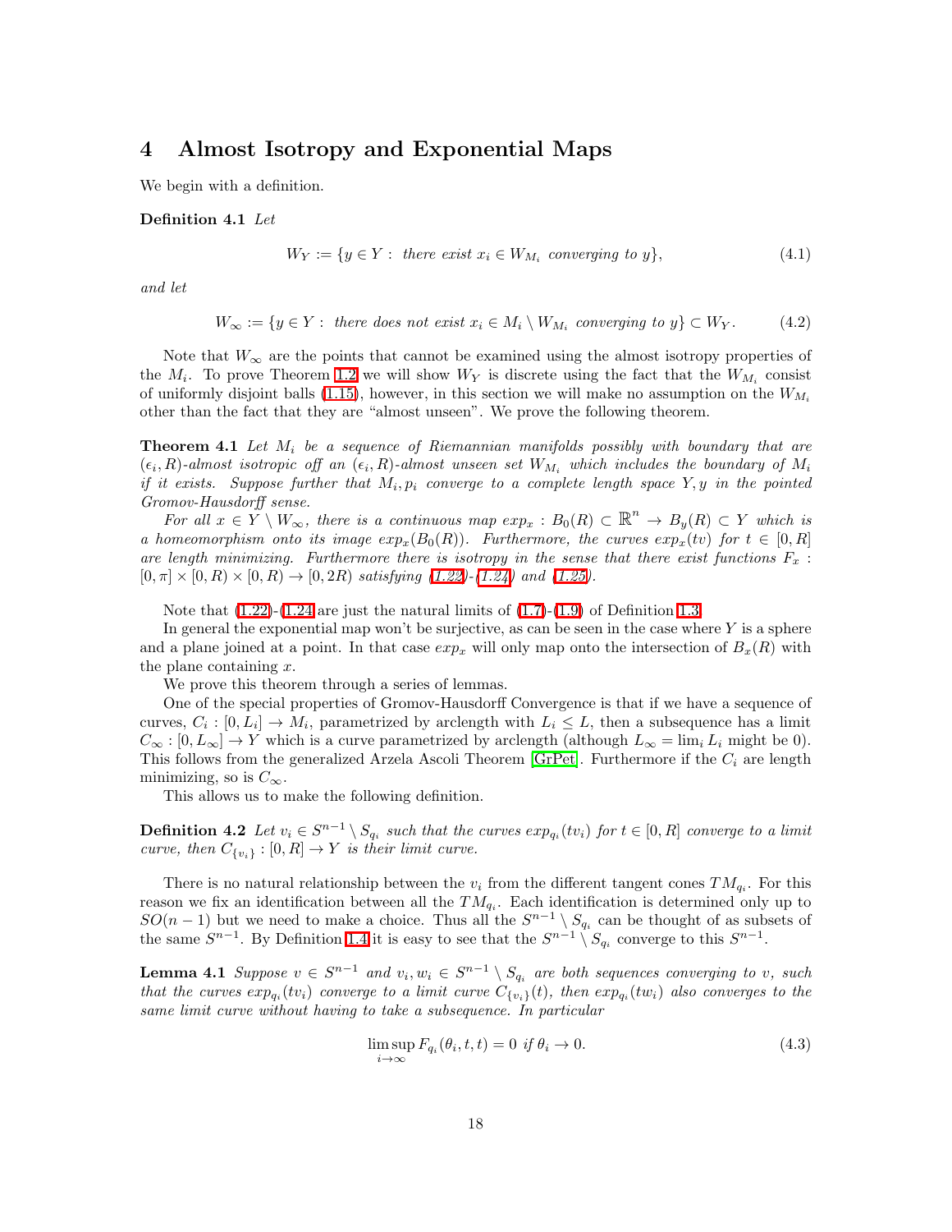# 4 Almost Isotropy and Exponential Maps

We begin with a definition.

**Definition 4.1** *Let*

$$W_Y := \{y \in Y : \text{ there exist } x_i \in W_{M_i} \text{ converging to } y\}, \tag{4.1}$$

*and let*

$$W_\infty := \{y \in Y : \text{ there does not exist } x_i \in M_i \setminus W_{M_i} \text{ converging to } y\} \subset W_Y. \tag{4.2}$$

Note that $W_\infty$ are the points that cannot be examined using the almost isotropy properties of the $M_i$. To prove Theorem 1.2 we will show $W_Y$ is discrete using the fact that the $W_{M_i}$ consist of uniformly disjoint balls (1.15), however, in this section we will make no assumption on the $W_{M_i}$ other than the fact that they are "almost unseen". We prove the following theorem.

**Theorem 4.1** *Let $M_i$ be a sequence of Riemannian manifolds possibly with boundary that are $(\epsilon_i, R)$-almost isotropic off an $(\epsilon_i, R)$-almost unseen set $W_{M_i}$ which includes the boundary of $M_i$ if it exists. Suppose further that $M_i, p_i$ converge to a complete length space $Y, y$ in the pointed Gromov-Hausdorff sense.*

*For all $x \in Y \setminus W_\infty$, there is a continuous map $exp_x : B_0(R) \subset \mathbb{R}^n \to B_y(R) \subset Y$ which is a homeomorphism onto its image $exp_x(B_0(R))$. Furthermore, the curves $exp_x(tv)$ for $t \in [0, R]$ are length minimizing. Furthermore there is isotropy in the sense that there exist functions $F_x : [0, \pi] \times [0, R) \times [0, R) \to [0, 2R)$ satisfying (1.22)-(1.24) and (1.25).*

Note that (1.22)-(1.24 are just the natural limits of (1.7)-(1.9) of Definition 1.3.

In general the exponential map won't be surjective, as can be seen in the case where $Y$ is a sphere and a plane joined at a point. In that case $exp_x$ will only map onto the intersection of $B_x(R)$ with the plane containing $x$.

We prove this theorem through a series of lemmas.

One of the special properties of Gromov-Hausdorff Convergence is that if we have a sequence of curves, $C_i : [0, L_i] \to M_i$, parametrized by arclength with $L_i \le L$, then a subsequence has a limit $C_\infty : [0, L_\infty] \to Y$ which is a curve parametrized by arclength (although $L_\infty = \lim_i L_i$ might be 0). This follows from the generalized Arzela Ascoli Theorem [GrPet]. Furthermore if the $C_i$ are length minimizing, so is $C_\infty$.

This allows us to make the following definition.

**Definition 4.2** *Let $v_i \in S^{n-1} \setminus S_{q_i}$ such that the curves $exp_{q_i}(tv_i)$ for $t \in [0, R]$ converge to a limit curve, then $C_{\{v_i\}} : [0, R] \to Y$ is their limit curve.*

There is no natural relationship between the $v_i$ from the different tangent cones $TM_{q_i}$. For this reason we fix an identification between all the $TM_{q_i}$. Each identification is determined only up to $SO(n-1)$ but we need to make a choice. Thus all the $S^{n-1} \setminus S_{q_i}$ can be thought of as subsets of the same $S^{n-1}$. By Definition 1.4 it is easy to see that the $S^{n-1} \setminus S_{q_i}$ converge to this $S^{n-1}$.

**Lemma 4.1** *Suppose $v \in S^{n-1}$ and $v_i, w_i \in S^{n-1} \setminus S_{q_i}$ are both sequences converging to $v$, such that the curves $exp_{q_i}(tv_i)$ converge to a limit curve $C_{\{v_i\}}(t)$, then $exp_{q_i}(tw_i)$ also converges to the same limit curve without having to take a subsequence. In particular*

$$\limsup_{i \to \infty} F_{q_i}(\theta_i, t, t) = 0 \text{ if } \theta_i \to 0. \tag{4.3}$$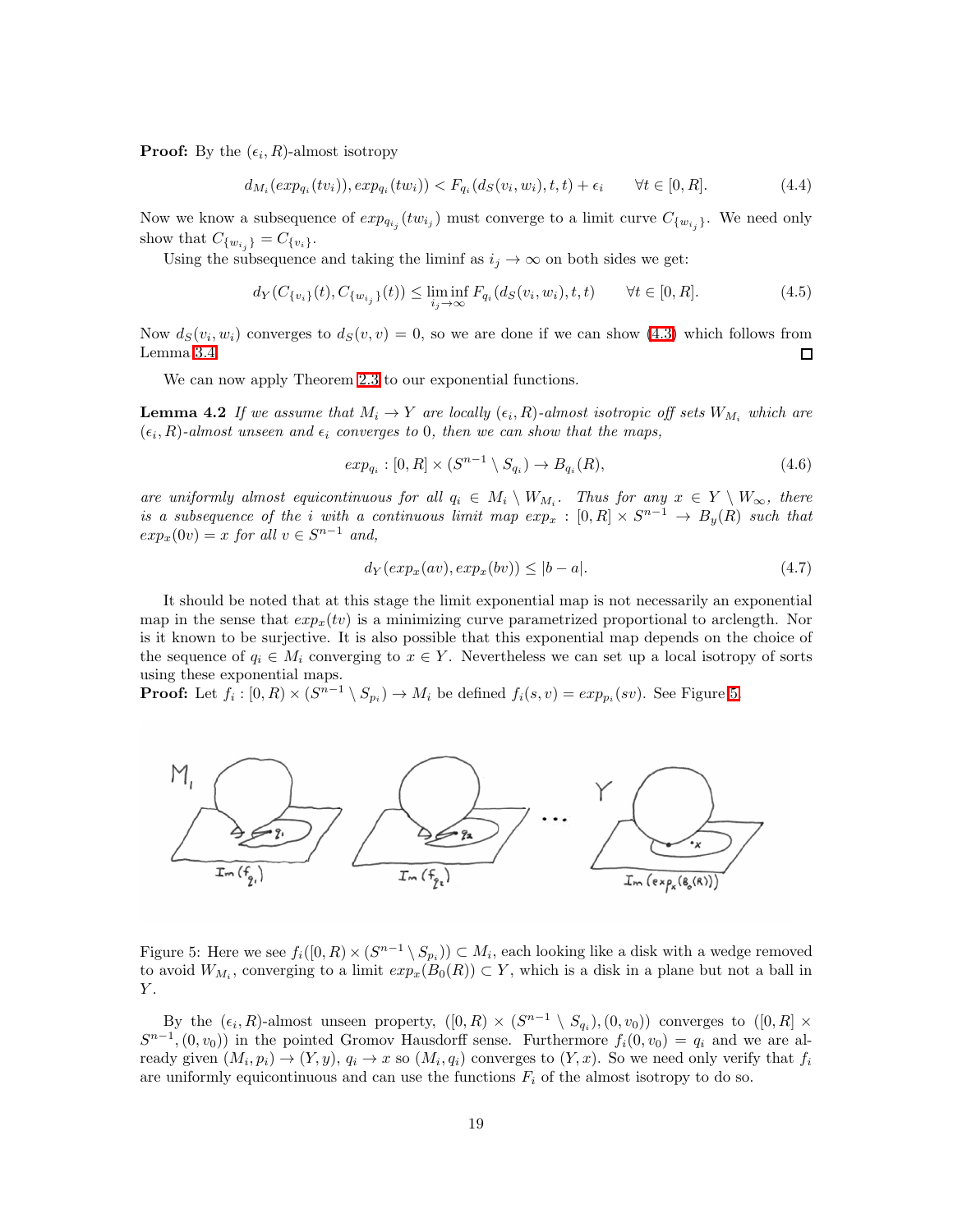**Proof:** By the $(\epsilon_i, R)$-almost isotropy

$$d_{M_i}(exp_{q_i}(tv_i)), exp_{q_i}(tw_i)) < F_{q_i}(d_S(v_i, w_i), t, t) + \epsilon_i \qquad \forall t \in [0, R]. \tag{4.4}$$

Now we know a subsequence of $exp_{q_{i_j}}(tw_{i_j})$ must converge to a limit curve $C_{\{w_{i_j}\}}$. We need only show that $C_{\{w_{i_j}\}} = C_{\{v_i\}}$.

Using the subsequence and taking the liminf as $i_j \to \infty$ on both sides we get:

$$d_Y(C_{\{v_i\}}(t), C_{\{w_{i_j}\}}(t)) \leq \liminf_{i_j \to \infty} F_{q_i}(d_S(v_i, w_i), t, t) \qquad \forall t \in [0, R]. \tag{4.5}$$

Now $d_S(v_i, w_i)$ converges to $d_S(v, v) = 0$, so we are done if we can show (4.3) which follows from Lemma 3.4. □

We can now apply Theorem 2.3 to our exponential functions.

**Lemma 4.2** *If we assume that $M_i \to Y$ are locally $(\epsilon_i, R)$-almost isotropic off sets $W_{M_i}$ which are $(\epsilon_i, R)$-almost unseen and $\epsilon_i$ converges to 0, then we can show that the maps,*

$$exp_{q_i} : [0, R] \times (S^{n-1} \setminus S_{q_i}) \to B_{q_i}(R), \tag{4.6}$$

*are uniformly almost equicontinuous for all $q_i \in M_i \setminus W_{M_i}$. Thus for any $x \in Y \setminus W_\infty$, there is a subsequence of the $i$ with a continuous limit map $exp_x : [0, R] \times S^{n-1} \to B_y(R)$ such that $exp_x(0v) = x$ for all $v \in S^{n-1}$ and,*

$$d_Y(exp_x(av), exp_x(bv)) \leq |b - a|. \tag{4.7}$$

It should be noted that at this stage the limit exponential map is not necessarily an exponential map in the sense that $exp_x(tv)$ is a minimizing curve parametrized proportional to arclength. Nor is it known to be surjective. It is also possible that this exponential map depends on the choice of the sequence of $q_i \in M_i$ converging to $x \in Y$. Nevertheless we can set up a local isotropy of sorts using these exponential maps.

**Proof:** Let $f_i : [0, R) \times (S^{n-1} \setminus S_{p_i}) \to M_i$ be defined $f_i(s, v) = exp_{p_i}(sv)$. See Figure 5.

Figure 5: Here we see $f_i([0, R) \times (S^{n-1} \setminus S_{p_i})) \subset M_i$, each looking like a disk with a wedge removed to avoid $W_{M_i}$, converging to a limit $exp_x(B_0(R)) \subset Y$, which is a disk in a plane but not a ball in $Y$.

By the $(\epsilon_i, R)$-almost unseen property, $([0, R) \times (S^{n-1} \setminus S_{q_i}), (0, v_0))$ converges to $([0, R] \times S^{n-1}, (0, v_0))$ in the pointed Gromov Hausdorff sense. Furthermore $f_i(0, v_0) = q_i$ and we are already given $(M_i, p_i) \to (Y, y)$, $q_i \to x$ so $(M_i, q_i)$ converges to $(Y, x)$. So we need only verify that $f_i$ are uniformly equicontinuous and can use the functions $F_i$ of the almost isotropy to do so.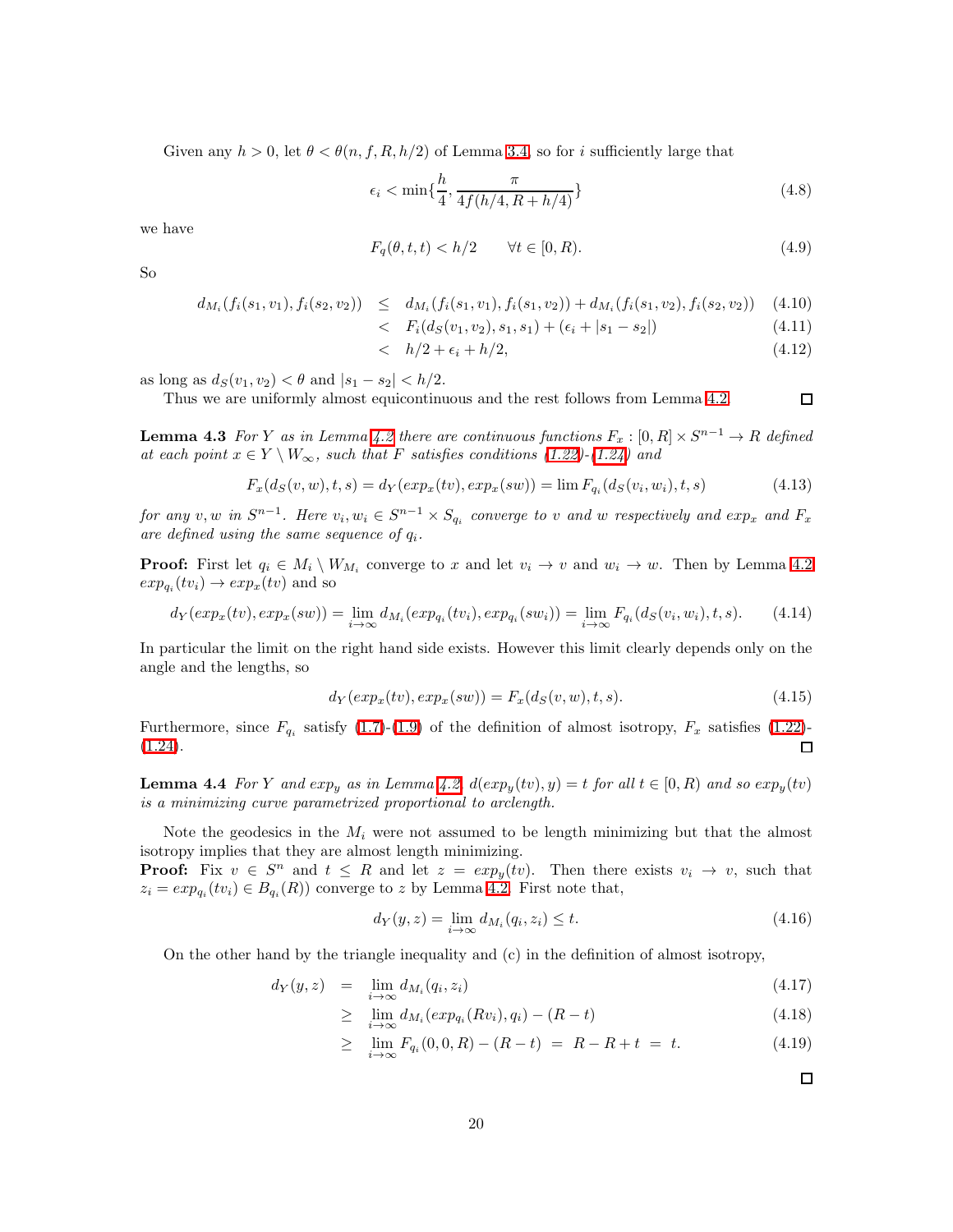Given any $h > 0$, let $\theta < \theta(n, f, R, h/2)$ of Lemma 3.4, so for $i$ sufficiently large that

$$\epsilon_i < \min\{\frac{h}{4}, \frac{\pi}{4f(h/4, R+h/4)}\} \tag{4.8}$$

we have

$$F_q(\theta, t, t) < h/2 \qquad \forall t \in [0, R). \tag{4.9}$$

So

$$\begin{aligned}
d_{M_i}(f_i(s_1, v_1), f_i(s_2, v_2)) &\leq d_{M_i}(f_i(s_1, v_1), f_i(s_1, v_2)) + d_{M_i}(f_i(s_1, v_2), f_i(s_2, v_2)) && (4.10)\\
&< F_i(d_S(v_1, v_2), s_1, s_1) + (\epsilon_i + |s_1 - s_2|) && (4.11)\\
&< h/2 + \epsilon_i + h/2, && (4.12)
\end{aligned}$$

as long as $d_S(v_1, v_2) < \theta$ and $|s_1 - s_2| < h/2$.

Thus we are uniformly almost equicontinuous and the rest follows from Lemma 4.2. □

**Lemma 4.3** *For $Y$ as in Lemma 4.2 there are continuous functions $F_x : [0, R] \times S^{n-1} \to R$ defined at each point $x \in Y \setminus W_\infty$, such that $F$ satisfies conditions (1.22)-(1.24) and*

$$F_x(d_S(v, w), t, s) = d_Y(exp_x(tv), exp_x(sw)) = \lim F_{q_i}(d_S(v_i, w_i), t, s) \tag{4.13}$$

*for any $v, w$ in $S^{n-1}$. Here $v_i, w_i \in S^{n-1} \times S_{q_i}$ converge to $v$ and $w$ respectively and $exp_x$ and $F_x$ are defined using the same sequence of $q_i$.*

**Proof:** First let $q_i \in M_i \setminus W_{M_i}$ converge to $x$ and let $v_i \to v$ and $w_i \to w$. Then by Lemma 4.2 $exp_{q_i}(tv_i) \to exp_x(tv)$ and so

$$d_Y(exp_x(tv), exp_x(sw)) = \lim_{i\to\infty} d_{M_i}(exp_{q_i}(tv_i), exp_{q_i}(sw_i)) = \lim_{i\to\infty} F_{q_i}(d_S(v_i, w_i), t, s). \tag{4.14}$$

In particular the limit on the right hand side exists. However this limit clearly depends only on the angle and the lengths, so

$$d_Y(exp_x(tv), exp_x(sw)) = F_x(d_S(v, w), t, s). \tag{4.15}$$

Furthermore, since $F_{q_i}$ satisfy (1.7)-(1.9) of the definition of almost isotropy, $F_x$ satisfies (1.22)-(1.24). □

**Lemma 4.4** *For $Y$ and $exp_y$ as in Lemma 4.2, $d(exp_y(tv), y) = t$ for all $t \in [0, R)$ and so $exp_y(tv)$ is a minimizing curve parametrized proportional to arclength.*

Note the geodesics in the $M_i$ were not assumed to be length minimizing but that the almost isotropy implies that they are almost length minimizing.

**Proof:** Fix $v \in S^n$ and $t \leq R$ and let $z = exp_y(tv)$. Then there exists $v_i \to v$, such that $z_i = exp_{q_i}(tv_i) \in B_{q_i}(R))$ converge to $z$ by Lemma 4.2. First note that,

$$d_Y(y, z) = \lim_{i\to\infty} d_{M_i}(q_i, z_i) \leq t. \tag{4.16}$$

On the other hand by the triangle inequality and (c) in the definition of almost isotropy,

$$\begin{aligned}
d_Y(y, z) &= \lim_{i\to\infty} d_{M_i}(q_i, z_i) && (4.17)\\
&\geq \lim_{i\to\infty} d_{M_i}(exp_{q_i}(Rv_i), q_i) - (R - t) && (4.18)\\
&\geq \lim_{i\to\infty} F_{q_i}(0, 0, R) - (R - t) \;=\; R - R + t \;=\; t. && (4.19)
\end{aligned}$$

□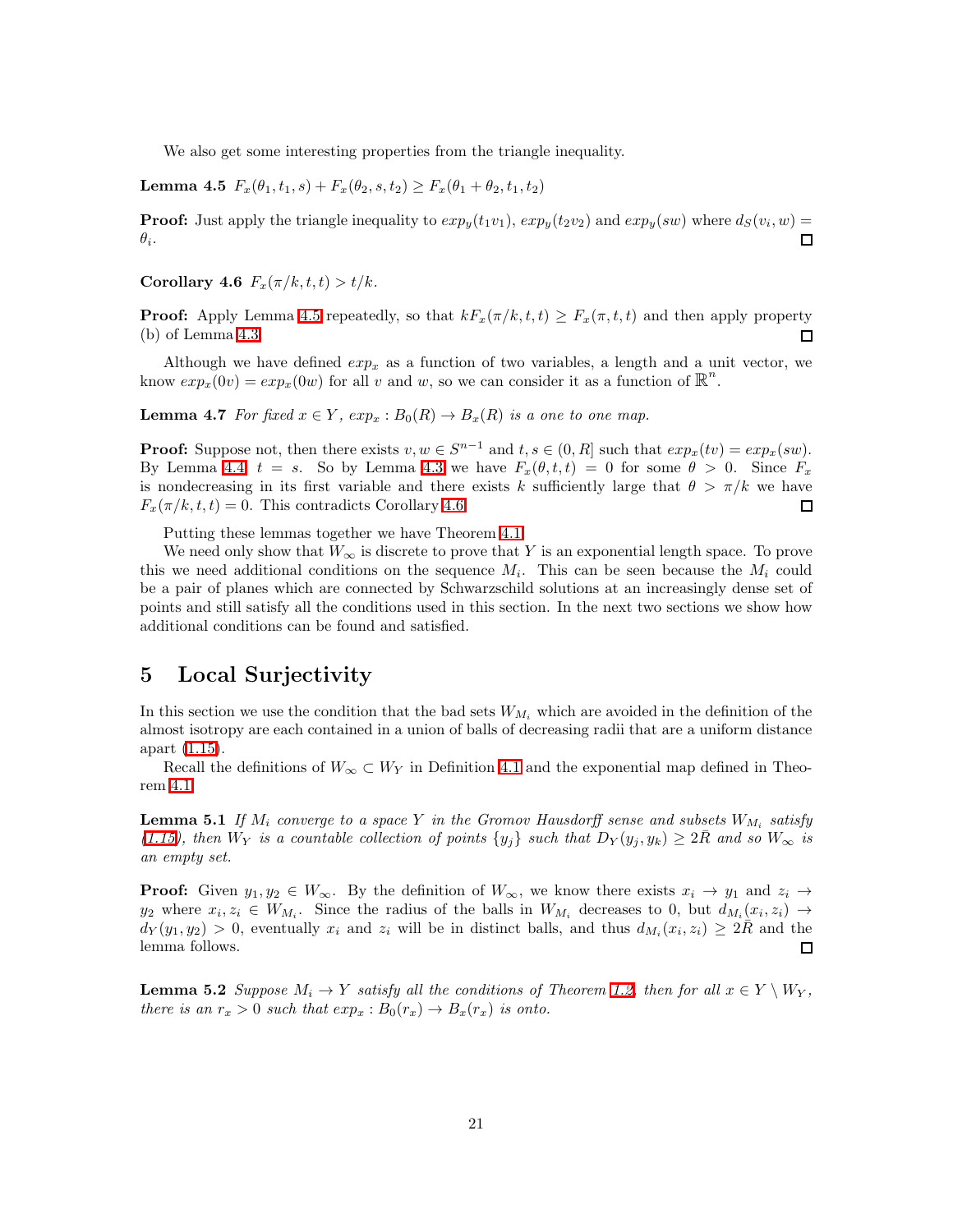We also get some interesting properties from the triangle inequality.

**Lemma 4.5** $F_x(\theta_1, t_1, s) + F_x(\theta_2, s, t_2) \geq F_x(\theta_1 + \theta_2, t_1, t_2)$

**Proof:** Just apply the triangle inequality to $exp_y(t_1 v_1)$, $exp_y(t_2 v_2)$ and $exp_y(sw)$ where $d_S(v_i, w) = \theta_i$. □

**Corollary 4.6** $F_x(\pi/k, t, t) > t/k$.

**Proof:** Apply Lemma 4.5 repeatedly, so that $kF_x(\pi/k, t, t) \geq F_x(\pi, t, t)$ and then apply property (b) of Lemma 4.3. □

Although we have defined $exp_x$ as a function of two variables, a length and a unit vector, we know $exp_x(0v) = exp_x(0w)$ for all $v$ and $w$, so we can consider it as a function of $\mathbb{R}^n$.

**Lemma 4.7** *For fixed $x \in Y$, $exp_x : B_0(R) \to B_x(R)$ is a one to one map.*

**Proof:** Suppose not, then there exists $v, w \in S^{n-1}$ and $t, s \in (0, R]$ such that $exp_x(tv) = exp_x(sw)$. By Lemma 4.4, $t = s$. So by Lemma 4.3 we have $F_x(\theta, t, t) = 0$ for some $\theta > 0$. Since $F_x$ is nondecreasing in its first variable and there exists $k$ sufficiently large that $\theta > \pi/k$ we have $F_x(\pi/k, t, t) = 0$. This contradicts Corollary 4.6. □

Putting these lemmas together we have Theorem 4.1.

We need only show that $W_\infty$ is discrete to prove that $Y$ is an exponential length space. To prove this we need additional conditions on the sequence $M_i$. This can be seen because the $M_i$ could be a pair of planes which are connected by Schwarzschild solutions at an increasingly dense set of points and still satisfy all the conditions used in this section. In the next two sections we show how additional conditions can be found and satisfied.

# 5 Local Surjectivity

In this section we use the condition that the bad sets $W_{M_i}$ which are avoided in the definition of the almost isotropy are each contained in a union of balls of decreasing radii that are a uniform distance apart (1.15).

Recall the definitions of $W_\infty \subset W_Y$ in Definition 4.1 and the exponential map defined in Theorem 4.1.

**Lemma 5.1** *If $M_i$ converge to a space $Y$ in the Gromov Hausdorff sense and subsets $W_{M_i}$ satisfy (1.15), then $W_Y$ is a countable collection of points $\{y_j\}$ such that $D_Y(y_j, y_k) \geq 2\bar{R}$ and so $W_\infty$ is an empty set.*

**Proof:** Given $y_1, y_2 \in W_\infty$. By the definition of $W_\infty$, we know there exists $x_i \to y_1$ and $z_i \to y_2$ where $x_i, z_i \in W_{M_i}$. Since the radius of the balls in $W_{M_i}$ decreases to 0, but $d_{M_i}(x_i, z_i) \to d_Y(y_1, y_2) > 0$, eventually $x_i$ and $z_i$ will be in distinct balls, and thus $d_{M_i}(x_i, z_i) \geq 2\bar{R}$ and the lemma follows. □

**Lemma 5.2** *Suppose $M_i \to Y$ satisfy all the conditions of Theorem 1.2, then for all $x \in Y \setminus W_Y$, there is an $r_x > 0$ such that $exp_x : B_0(r_x) \to B_x(r_x)$ is onto.*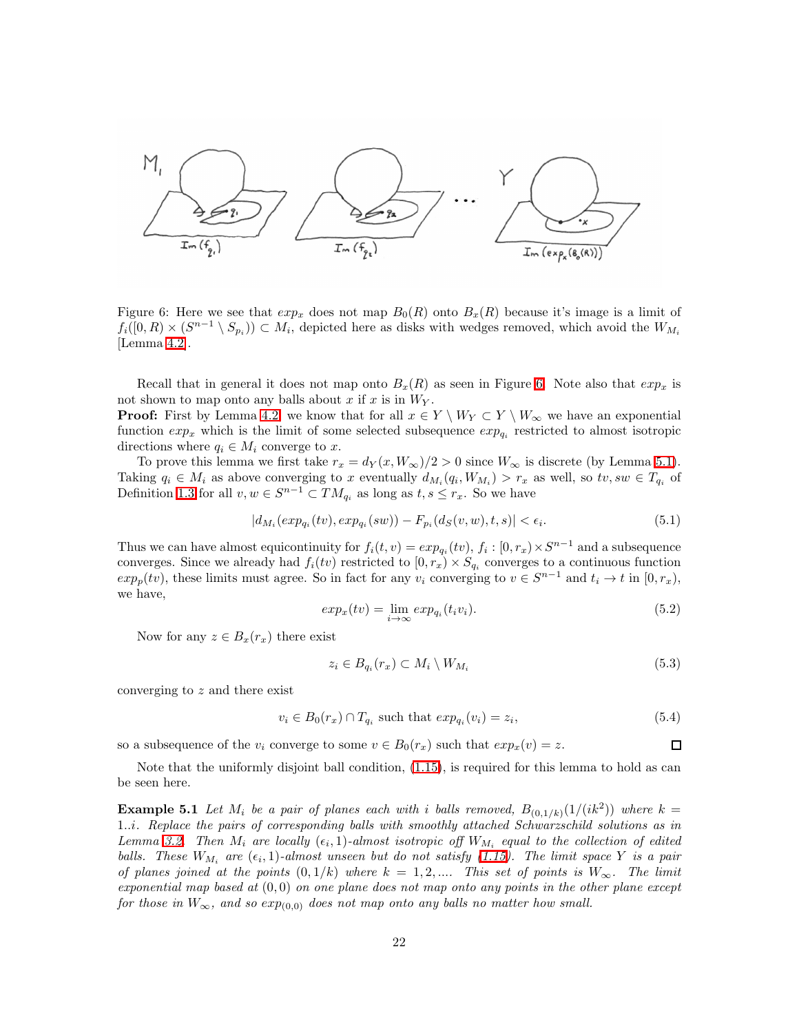Figure 6: Here we see that $exp_x$ does not map $B_0(R)$ onto $B_x(R)$ because it's image is a limit of $f_i([0,R) \times (S^{n-1} \setminus S_{p_i})) \subset M_i$, depicted here as disks with wedges removed, which avoid the $W_{M_i}$ [Lemma 4.2].

Recall that in general it does not map onto $B_x(R)$ as seen in Figure 6. Note also that $exp_x$ is not shown to map onto any balls about $x$ if $x$ is in $W_Y$.

**Proof:** First by Lemma 4.2 we know that for all $x \in Y \setminus W_Y \subset Y \setminus W_\infty$ we have an exponential function $exp_x$ which is the limit of some selected subsequence $exp_{q_i}$ restricted to almost isotropic directions where $q_i \in M_i$ converge to $x$.

To prove this lemma we first take $r_x = d_Y(x, W_\infty)/2 > 0$ since $W_\infty$ is discrete (by Lemma 5.1). Taking $q_i \in M_i$ as above converging to $x$ eventually $d_{M_i}(q_i, W_{M_i}) > r_x$ as well, so $tv, sw \in T_{q_i}$ of Definition 1.3 for all $v, w \in S^{n-1} \subset TM_{q_i}$ as long as $t, s \le r_x$. So we have

$$|d_{M_i}(exp_{q_i}(tv), exp_{q_i}(sw)) - F_{p_i}(d_S(v,w), t, s)| < \epsilon_i. \tag{5.1}$$

Thus we can have almost equicontinuity for $f_i(t,v) = exp_{q_i}(tv)$, $f_i : [0, r_x) \times S^{n-1}$ and a subsequence converges. Since we already had $f_i(tv)$ restricted to $[0, r_x) \times S_{q_i}$ converges to a continuous function $exp_p(tv)$, these limits must agree. So in fact for any $v_i$ converging to $v \in S^{n-1}$ and $t_i \to t$ in $[0, r_x)$, we have,

$$exp_x(tv) = \lim_{i \to \infty} exp_{q_i}(t_i v_i). \tag{5.2}$$

Now for any $z \in B_x(r_x)$ there exist

$$z_i \in B_{q_i}(r_x) \subset M_i \setminus W_{M_i} \tag{5.3}$$

converging to $z$ and there exist

$$v_i \in B_0(r_x) \cap T_{q_i} \text{ such that } exp_{q_i}(v_i) = z_i, \tag{5.4}$$

so a subsequence of the $v_i$ converge to some $v \in B_0(r_x)$ such that $exp_x(v) = z$. $\square$

Note that the uniformly disjoint ball condition, (1.15), is required for this lemma to hold as can be seen here.

**Example 5.1** *Let $M_i$ be a pair of planes each with $i$ balls removed, $B_{(0,1/k)}(1/(ik^2))$ where $k = 1..i$. Replace the pairs of corresponding balls with smoothly attached Schwarzschild solutions as in Lemma 3.2. Then $M_i$ are locally $(\epsilon_i, 1)$-almost isotropic off $W_{M_i}$ equal to the collection of edited balls. These $W_{M_i}$ are $(\epsilon_i, 1)$-almost unseen but do not satisfy (1.15). The limit space $Y$ is a pair of planes joined at the points $(0, 1/k)$ where $k = 1, 2, \ldots$. This set of points is $W_\infty$. The limit exponential map based at $(0,0)$ on one plane does not map onto any points in the other plane except for those in $W_\infty$, and so $exp_{(0,0)}$ does not map onto any balls no matter how small.*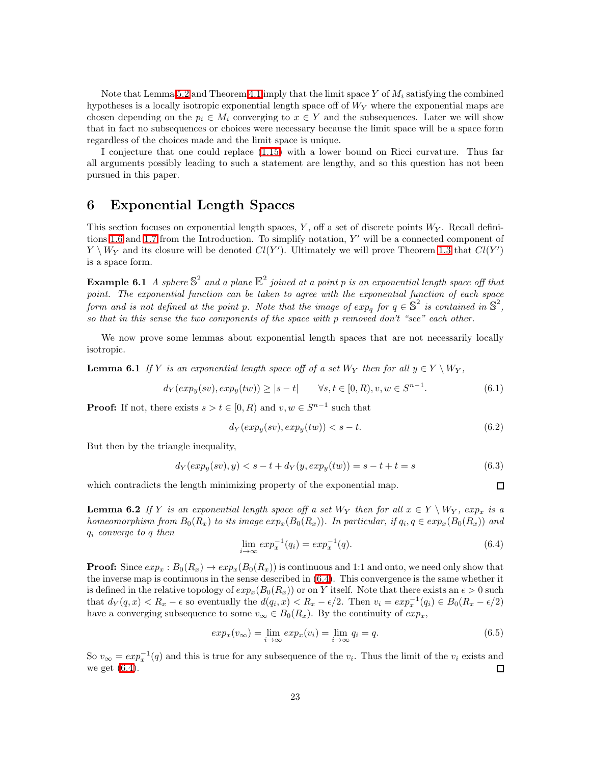Note that Lemma 5.2 and Theorem 4.1 imply that the limit space $Y$ of $M_i$ satisfying the combined hypotheses is a locally isotropic exponential length space off of $W_Y$ where the exponential maps are chosen depending on the $p_i \in M_i$ converging to $x \in Y$ and the subsequences. Later we will show that in fact no subsequences or choices were necessary because the limit space will be a space form regardless of the choices made and the limit space is unique.

I conjecture that one could replace (1.15) with a lower bound on Ricci curvature. Thus far all arguments possibly leading to such a statement are lengthy, and so this question has not been pursued in this paper.

# 6 Exponential Length Spaces

This section focuses on exponential length spaces, $Y$, off a set of discrete points $W_Y$. Recall definitions 1.6 and 1.7 from the Introduction. To simplify notation, $Y'$ will be a connected component of $Y \setminus W_Y$ and its closure will be denoted $Cl(Y')$. Ultimately we will prove Theorem 1.3 that $Cl(Y')$ is a space form.

**Example 6.1** *A sphere $\mathbb{S}^2$ and a plane $\mathbb{E}^2$ joined at a point $p$ is an exponential length space off that point. The exponential function can be taken to agree with the exponential function of each space form and is not defined at the point $p$. Note that the image of $exp_q$ for $q \in \mathbb{S}^2$ is contained in $\mathbb{S}^2$, so that in this sense the two components of the space with $p$ removed don't "see" each other.*

We now prove some lemmas about exponential length spaces that are not necessarily locally isotropic.

**Lemma 6.1** *If $Y$ is an exponential length space off of a set $W_Y$ then for all $y \in Y \setminus W_Y$,*

$$d_Y(exp_y(sv), exp_y(tw)) \geq |s-t| \qquad \forall s,t \in [0,R), v,w \in S^{n-1}. \tag{6.1}$$

**Proof:** If not, there exists $s > t \in [0,R)$ and $v, w \in S^{n-1}$ such that

$$d_Y(exp_y(sv), exp_y(tw)) < s - t. \tag{6.2}$$

But then by the triangle inequality,

$$d_Y(exp_y(sv), y) < s - t + d_Y(y, exp_y(tw)) = s - t + t = s \tag{6.3}$$

which contradicts the length minimizing property of the exponential map. □

**Lemma 6.2** *If $Y$ is an exponential length space off a set $W_Y$ then for all $x \in Y \setminus W_Y$, $exp_x$ is a homeomorphism from $B_0(R_x)$ to its image $exp_x(B_0(R_x))$. In particular, if $q_i, q \in exp_x(B_0(R_x))$ and $q_i$ converge to $q$ then*

$$\lim_{i\to\infty} exp_x^{-1}(q_i) = exp_x^{-1}(q). \tag{6.4}$$

**Proof:** Since $exp_x : B_0(R_x) \to exp_x(B_0(R_x))$ is continuous and 1:1 and onto, we need only show that the inverse map is continuous in the sense described in (6.4). This convergence is the same whether it is defined in the relative topology of $exp_x(B_0(R_x))$ or on $Y$ itself. Note that there exists an $\epsilon > 0$ such that $d_Y(q,x) < R_x - \epsilon$ so eventually the $d(q_i, x) < R_x - \epsilon/2$. Then $v_i = exp_x^{-1}(q_i) \in B_0(R_x - \epsilon/2)$ have a converging subsequence to some $v_\infty \in B_0(R_x)$. By the continuity of $exp_x$,

$$exp_x(v_\infty) = \lim_{i\to\infty} exp_x(v_i) = \lim_{i\to\infty} q_i = q. \tag{6.5}$$

So $v_\infty = exp_x^{-1}(q)$ and this is true for any subsequence of the $v_i$. Thus the limit of the $v_i$ exists and we get (6.4). □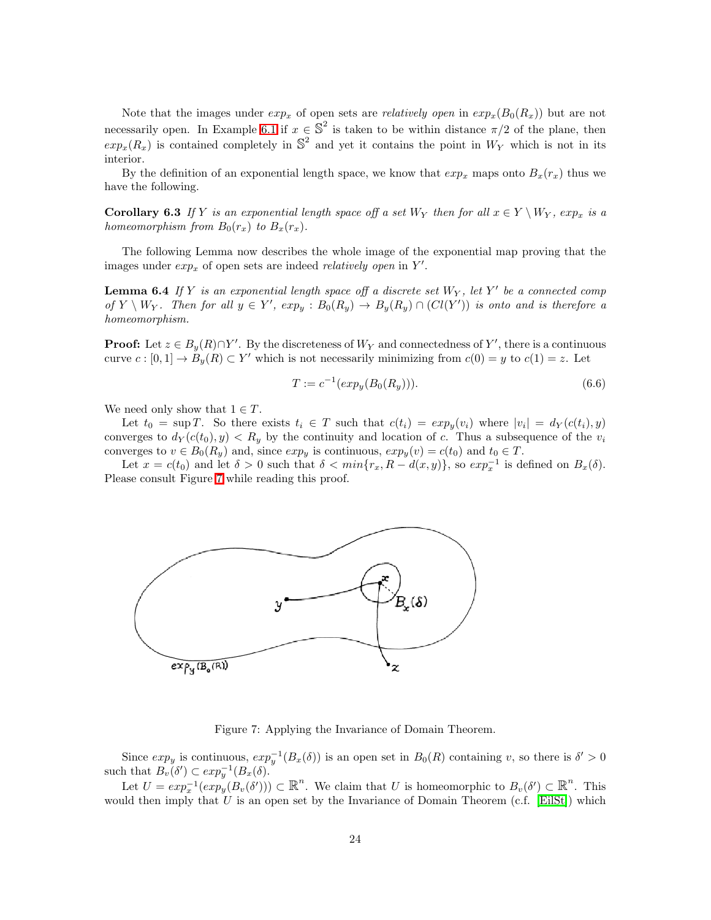Note that the images under $exp_x$ of open sets are *relatively open* in $exp_x(B_0(R_x))$ but are not necessarily open. In Example 6.1 if $x \in \mathbb{S}^2$ is taken to be within distance $\pi/2$ of the plane, then $exp_x(R_x)$ is contained completely in $\mathbb{S}^2$ and yet it contains the point in $W_Y$ which is not in its interior.

By the definition of an exponential length space, we know that $exp_x$ maps onto $B_x(r_x)$ thus we have the following.

**Corollary 6.3** *If $Y$ is an exponential length space off a set $W_Y$ then for all $x \in Y \setminus W_Y$, $exp_x$ is a homeomorphism from $B_0(r_x)$ to $B_x(r_x)$.*

The following Lemma now describes the whole image of the exponential map proving that the images under $exp_x$ of open sets are indeed *relatively open* in $Y'$.

**Lemma 6.4** *If $Y$ is an exponential length space off a discrete set $W_Y$, let $Y'$ be a connected comp of $Y \setminus W_Y$. Then for all $y \in Y'$, $exp_y : B_0(R_y) \to B_y(R_y) \cap (Cl(Y'))$ is onto and is therefore a homeomorphism.*

**Proof:** Let $z \in B_y(R) \cap Y'$. By the discreteness of $W_Y$ and connectedness of $Y'$, there is a continuous curve $c : [0,1] \to B_y(R) \subset Y'$ which is not necessarily minimizing from $c(0) = y$ to $c(1) = z$. Let

$$T := c^{-1}(exp_y(B_0(R_y))). \tag{6.6}$$

We need only show that $1 \in T$.

Let $t_0 = \sup T$. So there exists $t_i \in T$ such that $c(t_i) = exp_y(v_i)$ where $|v_i| = d_Y(c(t_i), y)$ converges to $d_Y(c(t_0), y) < R_y$ by the continuity and location of $c$. Thus a subsequence of the $v_i$ converges to $v \in B_0(R_y)$ and, since $exp_y$ is continuous, $exp_y(v) = c(t_0)$ and $t_0 \in T$.

Let $x = c(t_0)$ and let $\delta > 0$ such that $\delta < min\{r_x, R - d(x,y)\}$, so $exp_x^{-1}$ is defined on $B_x(\delta)$. Please consult Figure 7 while reading this proof.

Figure 7: Applying the Invariance of Domain Theorem.

Since $exp_y$ is continuous, $exp_y^{-1}(B_x(\delta))$ is an open set in $B_0(R)$ containing $v$, so there is $\delta' > 0$ such that $B_v(\delta') \subset exp_y^{-1}(B_x(\delta)$.

Let $U = exp_x^{-1}(exp_y(B_v(\delta'))) \subset \mathbb{R}^n$. We claim that $U$ is homeomorphic to $B_v(\delta') \subset \mathbb{R}^n$. This would then imply that $U$ is an open set by the Invariance of Domain Theorem (c.f. [EilSt]) which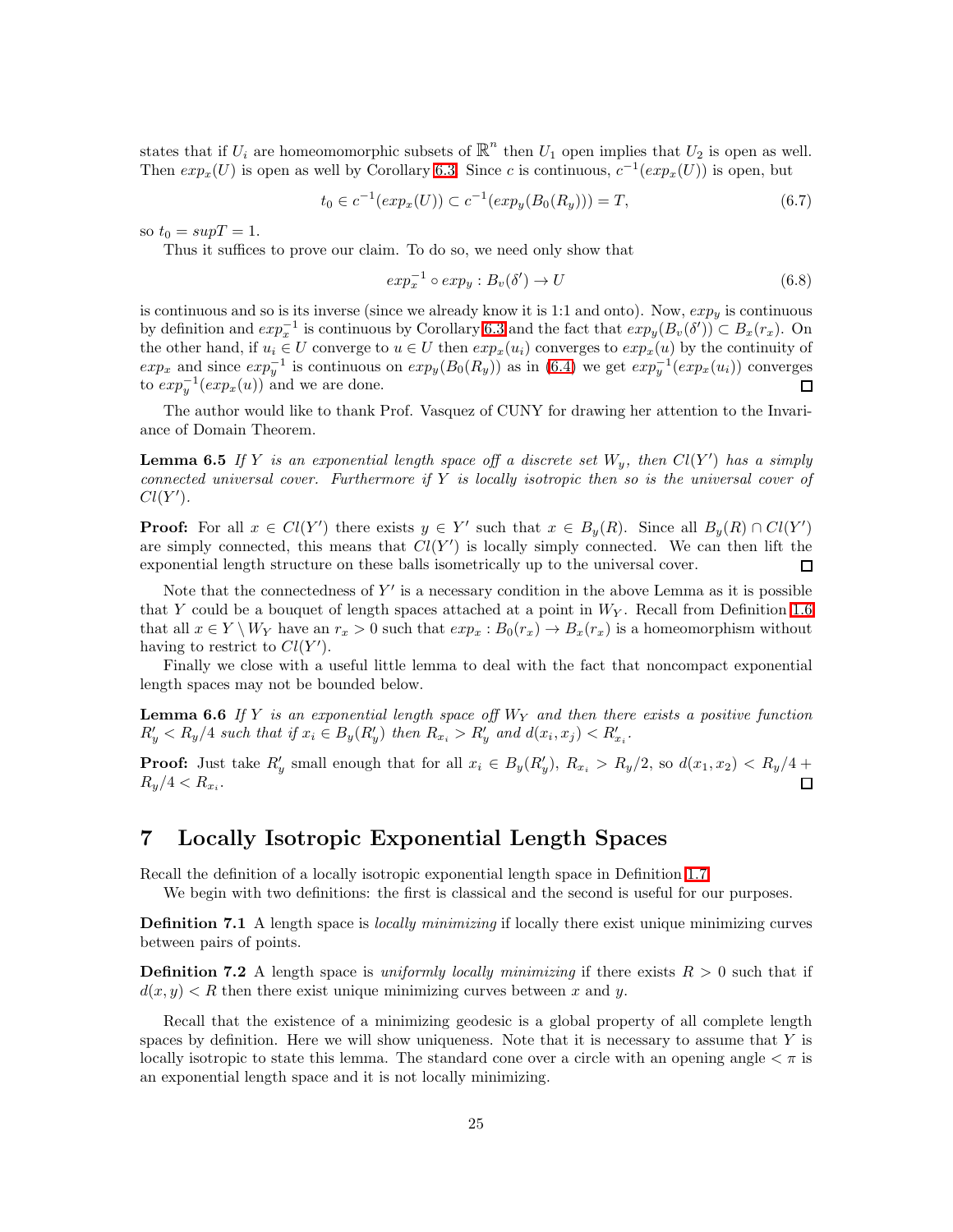states that if $U_i$ are homeomomorphic subsets of $\mathbb{R}^n$ then $U_1$ open implies that $U_2$ is open as well. Then $exp_x(U)$ is open as well by Corollary 6.3. Since $c$ is continuous, $c^{-1}(exp_x(U))$ is open, but

$$t_0 \in c^{-1}(exp_x(U)) \subset c^{-1}(exp_y(B_0(R_y))) = T, \tag{6.7}$$

so $t_0 = supT = 1$.

Thus it suffices to prove our claim. To do so, we need only show that

$$exp_x^{-1} \circ exp_y : B_v(\delta') \to U \tag{6.8}$$

is continuous and so is its inverse (since we already know it is 1:1 and onto). Now, $exp_y$ is continuous by definition and $exp_x^{-1}$ is continuous by Corollary 6.3 and the fact that $exp_y(B_v(\delta')) \subset B_x(r_x)$. On the other hand, if $u_i \in U$ converge to $u \in U$ then $exp_x(u_i)$ converges to $exp_x(u)$ by the continuity of $exp_x$ and since $exp_y^{-1}$ is continuous on $exp_y(B_0(R_y))$ as in (6.4) we get $exp_y^{-1}(exp_x(u_i))$ converges to $exp_y^{-1}(exp_x(u))$ and we are done. □

The author would like to thank Prof. Vasquez of CUNY for drawing her attention to the Invariance of Domain Theorem.

**Lemma 6.5** *If $Y$ is an exponential length space off a discrete set $W_y$, then $Cl(Y')$ has a simply connected universal cover. Furthermore if $Y$ is locally isotropic then so is the universal cover of $Cl(Y')$.*

**Proof:** For all $x \in Cl(Y')$ there exists $y \in Y'$ such that $x \in B_y(R)$. Since all $B_y(R) \cap Cl(Y')$ are simply connected, this means that $Cl(Y')$ is locally simply connected. We can then lift the exponential length structure on these balls isometrically up to the universal cover. □

Note that the connectedness of $Y'$ is a necessary condition in the above Lemma as it is possible that $Y$ could be a bouquet of length spaces attached at a point in $W_Y$. Recall from Definition 1.6 that all $x \in Y \setminus W_Y$ have an $r_x > 0$ such that $exp_x : B_0(r_x) \to B_x(r_x)$ is a homeomorphism without having to restrict to $Cl(Y')$.

Finally we close with a useful little lemma to deal with the fact that noncompact exponential length spaces may not be bounded below.

**Lemma 6.6** *If $Y$ is an exponential length space off $W_Y$ and then there exists a positive function $R'_y < R_y/4$ such that if $x_i \in B_y(R'_y)$ then $R_{x_i} > R'_y$ and $d(x_i, x_j) < R'_{x_i}$.*

**Proof:** Just take $R'_y$ small enough that for all $x_i \in B_y(R'_y)$, $R_{x_i} > R_y/2$, so $d(x_1, x_2) < R_y/4 + R_y/4 < R_{x_i}$. □

## 7 Locally Isotropic Exponential Length Spaces

Recall the definition of a locally isotropic exponential length space in Definition 1.7.

We begin with two definitions: the first is classical and the second is useful for our purposes.

**Definition 7.1** A length space is *locally minimizing* if locally there exist unique minimizing curves between pairs of points.

**Definition 7.2** A length space is *uniformly locally minimizing* if there exists $R > 0$ such that if $d(x, y) < R$ then there exist unique minimizing curves between $x$ and $y$.

Recall that the existence of a minimizing geodesic is a global property of all complete length spaces by definition. Here we will show uniqueness. Note that it is necessary to assume that $Y$ is locally isotropic to state this lemma. The standard cone over a circle with an opening angle $< \pi$ is an exponential length space and it is not locally minimizing.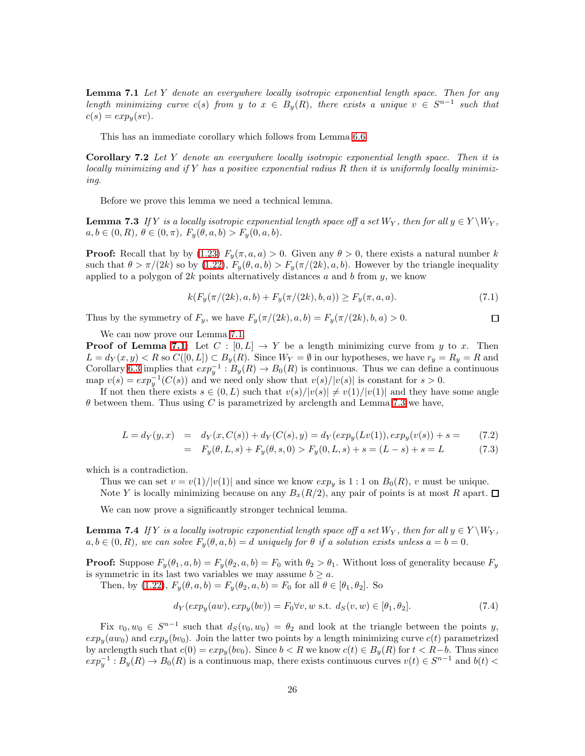**Lemma 7.1** *Let $Y$ denote an everywhere locally isotropic exponential length space. Then for any length minimizing curve $c(s)$ from $y$ to $x \in B_y(R)$, there exists a unique $v \in S^{n-1}$ such that $c(s) = exp_y(sv)$.*

This has an immediate corollary which follows from Lemma 6.6.

**Corollary 7.2** *Let $Y$ denote an everywhere locally isotropic exponential length space. Then it is locally minimizing and if $Y$ has a positive exponential radius $R$ then it is uniformly locally minimizing.*

Before we prove this lemma we need a technical lemma.

**Lemma 7.3** *If $Y$ is a locally isotropic exponential length space off a set $W_Y$, then for all $y \in Y \setminus W_Y$, $a, b \in (0, R)$, $\theta \in (0, \pi)$, $F_y(\theta, a, b) > F_y(0, a, b)$.*

**Proof:** Recall that by by (1.23) $F_y(\pi, a, a) > 0$. Given any $\theta > 0$, there exists a natural number $k$ such that $\theta > \pi/(2k)$ so by (1.22), $F_y(\theta, a, b) > F_y(\pi/(2k), a, b)$. However by the triangle inequality applied to a polygon of $2k$ points alternatively distances $a$ and $b$ from $y$, we know

$$k(F_y(\pi/(2k), a, b) + F_y(\pi/(2k), b, a)) \geq F_y(\pi, a, a). \tag{7.1}$$

Thus by the symmetry of $F_y$, we have $F_y(\pi/(2k), a, b) = F_y(\pi/(2k), b, a) > 0$. □

We can now prove our Lemma 7.1.

**Proof of Lemma 7.1:** Let $C : [0, L] \to Y$ be a length minimizing curve from $y$ to $x$. Then $L = d_Y(x, y) < R$ so $C([0, L]) \subset B_y(R)$. Since $W_Y = \emptyset$ in our hypotheses, we have $r_y = R_y = R$ and Corollary 6.3 implies that $exp_y^{-1} : B_y(R) \to B_0(R)$ is continuous. Thus we can define a continuous map $v(s) = exp_y^{-1}(C(s))$ and we need only show that $v(s)/|v(s)|$ is constant for $s > 0$.

If not then there exists $s \in (0, L)$ such that $v(s)/|v(s)| \neq v(1)/|v(1)|$ and they have some angle $\theta$ between them. Thus using $C$ is parametrized by arclength and Lemma 7.3 we have,

$$\begin{aligned} L = d_Y(y, x) &= d_Y(x, C(s)) + d_Y(C(s), y) = d_Y(exp_y(Lv(1)), exp_y(v(s)) + s = & (7.2) \\ &= F_y(\theta, L, s) + F_y(\theta, s, 0) > F_y(0, L, s) + s = (L - s) + s = L & (7.3) \end{aligned}$$

which is a contradiction.

Thus we can set $v = v(1)/|v(1)|$ and since we know $exp_y$ is $1:1$ on $B_0(R)$, $v$ must be unique.

Note $Y$ is locally minimizing because on any $B_x(R/2)$, any pair of points is at most $R$ apart. □

We can now prove a significantly stronger technical lemma.

**Lemma 7.4** *If $Y$ is a locally isotropic exponential length space off a set $W_Y$, then for all $y \in Y \setminus W_Y$, $a, b \in (0, R)$, we can solve $F_y(\theta, a, b) = d$ uniquely for $\theta$ if a solution exists unless $a = b = 0$.*

**Proof:** Suppose $F_y(\theta_1, a, b) = F_y(\theta_2, a, b) = F_0$ with $\theta_2 > \theta_1$. Without loss of generality because $F_y$ is symmetric in its last two variables we may assume $b \geq a$.

Then, by (1.22), $F_y(\theta, a, b) = F_y(\theta_2, a, b) = F_0$ for all $\theta \in [\theta_1, \theta_2]$. So

$$d_Y(exp_y(aw), exp_y(bv)) = F_0 \forall v, w \text{ s.t. } d_S(v, w) \in [\theta_1, \theta_2]. \tag{7.4}$$

Fix $v_0, w_0 \in S^{n-1}$ such that $d_S(v_0, w_0) = \theta_2$ and look at the triangle between the points $y$, $exp_y(aw_0)$ and $exp_y(bv_0)$. Join the latter two points by a length minimizing curve $c(t)$ parametrized by arclength such that $c(0) = exp_y(bv_0)$. Since $b < R$ we know $c(t) \in B_y(R)$ for $t < R - b$. Thus since $exp_y^{-1} : B_y(R) \to B_0(R)$ is a continuous map, there exists continuous curves $v(t) \in S^{n-1}$ and $b(t) <$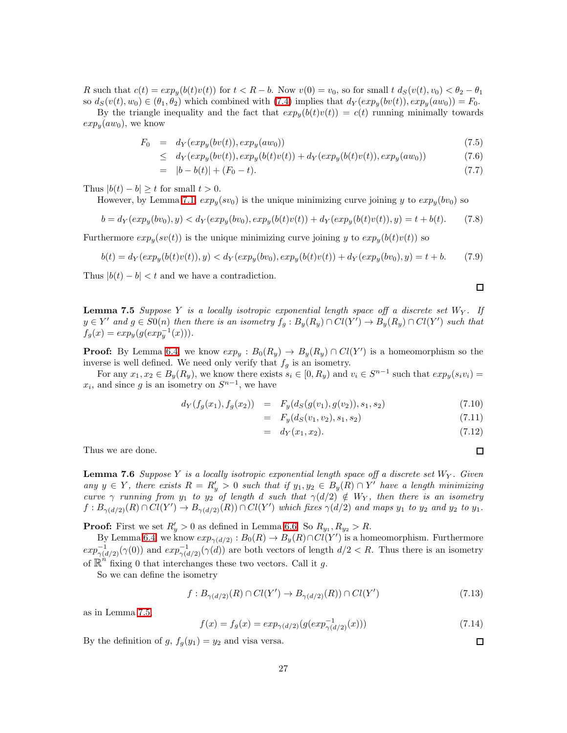$R$ such that $c(t) = exp_y(b(t)v(t))$ for $t < R - b$. Now $v(0) = v_0$, so for small $t$ $d_S(v(t), v_0) < \theta_2 - \theta_1$ so $d_S(v(t), w_0) \in (\theta_1, \theta_2)$ which combined with (7.4) implies that $d_Y(exp_y(bv(t)), exp_y(aw_0)) = F_0$.

By the triangle inequality and the fact that $exp_y(b(t)v(t)) = c(t)$ running minimally towards $exp_y(aw_0)$, we know

$$
\begin{aligned}
F_0 &= d_Y(exp_y(bv(t)), exp_y(aw_0)) && (7.5)\\
&\leq d_Y(exp_y(bv(t)), exp_y(b(t)v(t)) + d_Y(exp_y(b(t)v(t)), exp_y(aw_0)) && (7.6)\\
&= |b - b(t)| + (F_0 - t). && (7.7)
\end{aligned}
$$

Thus $|b(t) - b| \geq t$ for small $t > 0$.

However, by Lemma 7.1, $exp_y(sv_0)$ is the unique minimizing curve joining $y$ to $exp_y(bv_0)$ so

$$
b = d_Y(exp_y(bv_0), y) < d_Y(exp_y(bv_0), exp_y(b(t)v(t)) + d_Y(exp_y(b(t)v(t)), y) = t + b(t). \qquad (7.8)
$$

Furthermore $exp_y(sv(t))$ is the unique minimizing curve joining $y$ to $exp_y(b(t)v(t))$ so

$$
b(t) = d_Y(exp_y(b(t)v(t)), y) < d_Y(exp_y(bv_0), exp_y(b(t)v(t)) + d_Y(exp_y(bv_0), y) = t + b. \qquad (7.9)
$$

Thus $|b(t) - b| < t$ and we have a contradiction.

∎

**Lemma 7.5** *Suppose $Y$ is a locally isotropic exponential length space off a discrete set $W_Y$. If $y \in Y'$ and $g \in S0(n)$ then there is an isometry $f_g : B_y(R_y) \cap Cl(Y') \to B_y(R_y) \cap Cl(Y')$ such that $f_g(x) = exp_y(g(exp_y^{-1}(x)))$.*

**Proof:** By Lemma 6.4, we know $exp_y : B_0(R_y) \to B_y(R_y) \cap Cl(Y')$ is a homeomorphism so the inverse is well defined. We need only verify that $f_g$ is an isometry.

For any $x_1, x_2 \in B_y(R_y)$, we know there exists $s_i \in [0, R_y)$ and $v_i \in S^{n-1}$ such that $exp_y(s_i v_i) = x_i$, and since $g$ is an isometry on $S^{n-1}$, we have

$$
\begin{aligned}
d_Y(f_g(x_1), f_g(x_2)) &= F_y(d_S(g(v_1), g(v_2)), s_1, s_2) && (7.10)\\
&= F_y(d_S(v_1, v_2), s_1, s_2) && (7.11)\\
&= d_Y(x_1, x_2). && (7.12)
\end{aligned}
$$

Thus we are done.

∎

**Lemma 7.6** *Suppose $Y$ is a locally isotropic exponential length space off a discrete set $W_Y$. Given any $y \in Y$, there exists $R = R'_y > 0$ such that if $y_1, y_2 \in B_y(R) \cap Y'$ have a length minimizing curve $\gamma$ running from $y_1$ to $y_2$ of length $d$ such that $\gamma(d/2) \notin W_Y$, then there is an isometry $f : B_{\gamma(d/2)}(R) \cap Cl(Y') \to B_{\gamma(d/2)}(R)) \cap Cl(Y')$ which fixes $\gamma(d/2)$ and maps $y_1$ to $y_2$ and $y_2$ to $y_1$.*

**Proof:** First we set $R'_y > 0$ as defined in Lemma 6.6. So $R_{y_1}, R_{y_2} > R$.

By Lemma 6.4, we know $exp_{\gamma(d/2)} : B_0(R) \to B_y(R) \cap Cl(Y')$ is a homeomorphism. Furthermore $exp^{-1}_{\gamma(d/2)}(\gamma(0))$ and $exp^{-1}_{\gamma(d/2)}(\gamma(d))$ are both vectors of length $d/2 < R$. Thus there is an isometry of $\mathbb{R}^n$ fixing 0 that interchanges these two vectors. Call it $g$.

So we can define the isometry

$$
f : B_{\gamma(d/2)}(R) \cap Cl(Y') \to B_{\gamma(d/2)}(R)) \cap Cl(Y') \qquad (7.13)
$$

as in Lemma 7.5,

$$
f(x) = f_g(x) = exp_{\gamma(d/2)}(g(exp^{-1}_{\gamma(d/2)}(x))) \qquad (7.14)
$$

By the definition of $g$, $f_g(y_1) = y_2$ and visa versa.

∎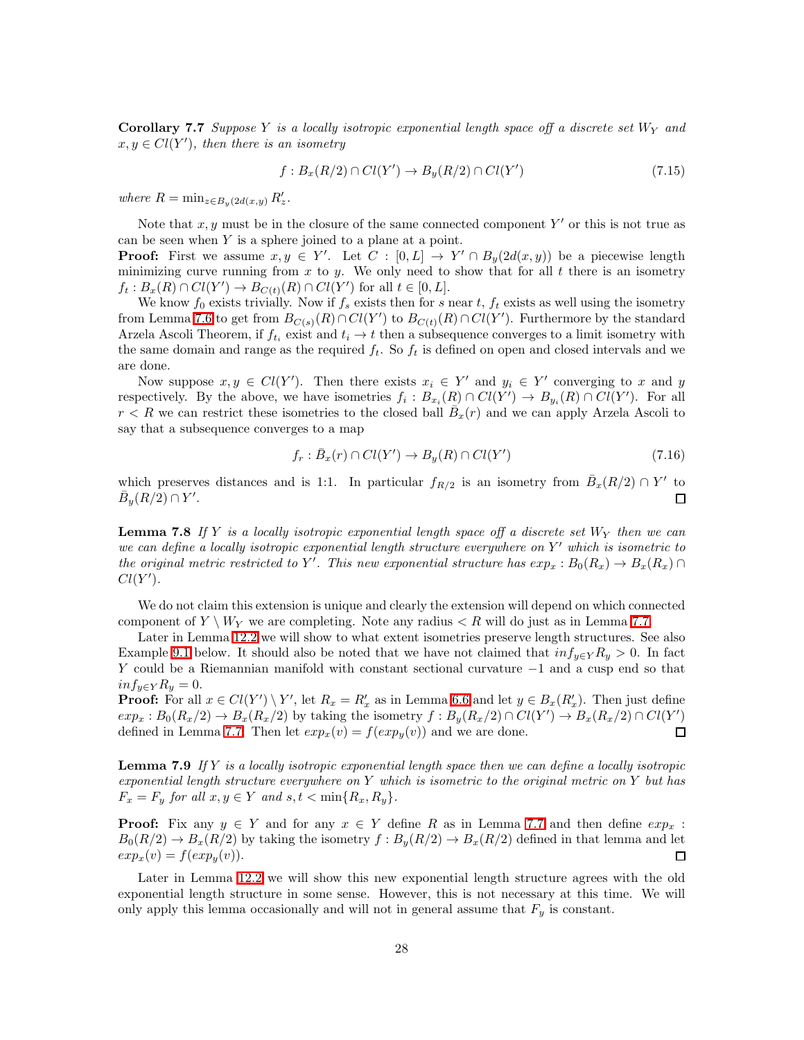**Corollary 7.7** *Suppose $Y$ is a locally isotropic exponential length space off a discrete set $W_Y$ and $x, y \in Cl(Y')$, then there is an isometry*

$$f : B_x(R/2) \cap Cl(Y') \to B_y(R/2) \cap Cl(Y') \tag{7.15}$$

*where $R = \min_{z \in B_y(2d(x,y))} R'_z$.*

Note that $x, y$ must be in the closure of the same connected component $Y'$ or this is not true as can be seen when $Y$ is a sphere joined to a plane at a point.

**Proof:** First we assume $x, y \in Y'$. Let $C : [0, L] \to Y' \cap B_y(2d(x,y))$ be a piecewise length minimizing curve running from $x$ to $y$. We only need to show that for all $t$ there is an isometry $f_t : B_x(R) \cap Cl(Y') \to B_{C(t)}(R) \cap Cl(Y')$ for all $t \in [0, L]$.

We know $f_0$ exists trivially. Now if $f_s$ exists then for $s$ near $t$, $f_t$ exists as well using the isometry from Lemma 7.6 to get from $B_{C(s)}(R) \cap Cl(Y')$ to $B_{C(t)}(R) \cap Cl(Y')$. Furthermore by the standard Arzela Ascoli Theorem, if $f_{t_i}$ exist and $t_i \to t$ then a subsequence converges to a limit isometry with the same domain and range as the required $f_t$. So $f_t$ is defined on open and closed intervals and we are done.

Now suppose $x, y \in Cl(Y')$. Then there exists $x_i \in Y'$ and $y_i \in Y'$ converging to $x$ and $y$ respectively. By the above, we have isometries $f_i : B_{x_i}(R) \cap Cl(Y') \to B_{y_i}(R) \cap Cl(Y')$. For all $r < R$ we can restrict these isometries to the closed ball $\bar{B}_x(r)$ and we can apply Arzela Ascoli to say that a subsequence converges to a map

$$f_r : \bar{B}_x(r) \cap Cl(Y') \to B_y(R) \cap Cl(Y') \tag{7.16}$$

which preserves distances and is 1:1. In particular $f_{R/2}$ is an isometry from $\bar{B}_x(R/2) \cap Y'$ to $\bar{B}_y(R/2) \cap Y'$. □

**Lemma 7.8** *If $Y$ is a locally isotropic exponential length space off a discrete set $W_Y$ then we can we can define a locally isotropic exponential length structure everywhere on $Y'$ which is isometric to the original metric restricted to $Y'$. This new exponential structure has $exp_x : B_0(R_x) \to B_x(R_x) \cap Cl(Y')$.*

We do not claim this extension is unique and clearly the extension will depend on which connected component of $Y \setminus W_Y$ we are completing. Note any radius $< R$ will do just as in Lemma 7.7.

Later in Lemma 12.2 we will show to what extent isometries preserve length structures. See also Example 9.1 below. It should also be noted that we have not claimed that $inf_{y \in Y} R_y > 0$. In fact $Y$ could be a Riemannian manifold with constant sectional curvature $-1$ and a cusp end so that $inf_{y \in Y} R_y = 0$.

**Proof:** For all $x \in Cl(Y') \setminus Y'$, let $R_x = R'_x$ as in Lemma 6.6 and let $y \in B_x(R'_x)$. Then just define $exp_x : B_0(R_x/2) \to B_x(R_x/2)$ by taking the isometry $f : B_y(R_x/2) \cap Cl(Y') \to B_x(R_x/2) \cap Cl(Y')$ defined in Lemma 7.7. Then let $exp_x(v) = f(exp_y(v))$ and we are done. □

**Lemma 7.9** *If $Y$ is a locally isotropic exponential length space then we can define a locally isotropic exponential length structure everywhere on $Y$ which is isometric to the original metric on $Y$ but has $F_x = F_y$ for all $x, y \in Y$ and $s, t < \min\{R_x, R_y\}$.*

**Proof:** Fix any $y \in Y$ and for any $x \in Y$ define $R$ as in Lemma 7.7 and then define $exp_x : B_0(R/2) \to B_x(R/2)$ by taking the isometry $f : B_y(R/2) \to B_x(R/2)$ defined in that lemma and let $exp_x(v) = f(exp_y(v))$. □

Later in Lemma 12.2 we will show this new exponential length structure agrees with the old exponential length structure in some sense. However, this is not necessary at this time. We will only apply this lemma occasionally and will not in general assume that $F_y$ is constant.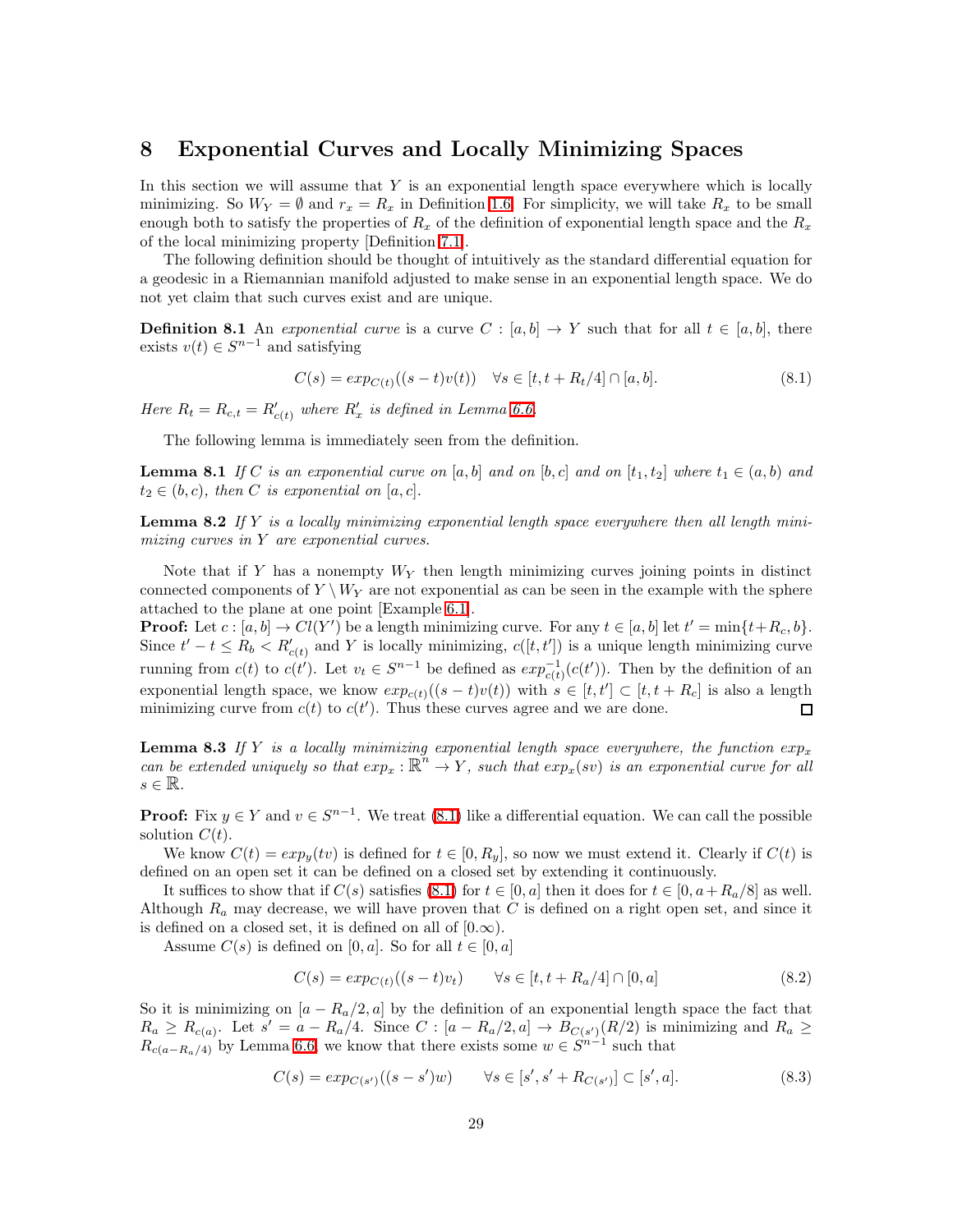## 8 Exponential Curves and Locally Minimizing Spaces

In this section we will assume that $Y$ is an exponential length space everywhere which is locally minimizing. So $W_Y = \emptyset$ and $r_x = R_x$ in Definition 1.6. For simplicity, we will take $R_x$ to be small enough both to satisfy the properties of $R_x$ of the definition of exponential length space and the $R_x$ of the local minimizing property [Definition 7.1].

The following definition should be thought of intuitively as the standard differential equation for a geodesic in a Riemannian manifold adjusted to make sense in an exponential length space. We do not yet claim that such curves exist and are unique.

**Definition 8.1** An *exponential curve* is a curve $C : [a, b] \to Y$ such that for all $t \in [a, b]$, there exists $v(t) \in S^{n-1}$ and satisfying

$$C(s) = exp_{C(t)}((s - t)v(t)) \quad \forall s \in [t, t + R_t/4] \cap [a, b]. \tag{8.1}$$

*Here $R_t = R_{c,t} = R'_{c(t)}$ where $R'_x$ is defined in Lemma 6.6.*

The following lemma is immediately seen from the definition.

**Lemma 8.1** *If $C$ is an exponential curve on $[a, b]$ and on $[b, c]$ and on $[t_1, t_2]$ where $t_1 \in (a, b)$ and $t_2 \in (b, c)$, then $C$ is exponential on $[a, c]$.*

**Lemma 8.2** *If $Y$ is a locally minimizing exponential length space everywhere then all length minimizing curves in $Y$ are exponential curves.*

Note that if $Y$ has a nonempty $W_Y$ then length minimizing curves joining points in distinct connected components of $Y \setminus W_Y$ are not exponential as can be seen in the example with the sphere attached to the plane at one point [Example 6.1].

**Proof:** Let $c : [a, b] \to Cl(Y')$ be a length minimizing curve. For any $t \in [a, b]$ let $t' = \min\{t + R_c, b\}$. Since $t' - t \le R_b < R'_{c(t)}$ and $Y$ is locally minimizing, $c([t, t'])$ is a unique length minimizing curve running from $c(t)$ to $c(t')$. Let $v_t \in S^{n-1}$ be defined as $exp^{-1}_{c(t)}(c(t'))$. Then by the definition of an exponential length space, we know $exp_{c(t)}((s - t)v(t))$ with $s \in [t, t'] \subset [t, t + R_c]$ is also a length minimizing curve from $c(t)$ to $c(t')$. Thus these curves agree and we are done. $\square$

**Lemma 8.3** *If $Y$ is a locally minimizing exponential length space everywhere, the function $exp_x$ can be extended uniquely so that $exp_x : \mathbb{R}^n \to Y$, such that $exp_x(sv)$ is an exponential curve for all $s \in \mathbb{R}$.*

**Proof:** Fix $y \in Y$ and $v \in S^{n-1}$. We treat (8.1) like a differential equation. We can call the possible solution $C(t)$.

We know $C(t) = exp_y(tv)$ is defined for $t \in [0, R_y]$, so now we must extend it. Clearly if $C(t)$ is defined on an open set it can be defined on a closed set by extending it continuously.

It suffices to show that if $C(s)$ satisfies (8.1) for $t \in [0, a]$ then it does for $t \in [0, a + R_a/8]$ as well. Although $R_a$ may decrease, we will have proven that $C$ is defined on a right open set, and since it is defined on a closed set, it is defined on all of $[0.\infty)$.

Assume $C(s)$ is defined on $[0, a]$. So for all $t \in [0, a]$

$$C(s) = exp_{C(t)}((s - t)v_t) \qquad \forall s \in [t, t + R_a/4] \cap [0, a] \tag{8.2}$$

So it is minimizing on $[a - R_a/2, a]$ by the definition of an exponential length space the fact that $R_a \ge R_{c(a)}$. Let $s' = a - R_a/4$. Since $C : [a - R_a/2, a] \to B_{C(s')}(R/2)$ is minimizing and $R_a \ge R_{c(a - R_a/4)}$ by Lemma 6.6, we know that there exists some $w \in S^{n-1}$ such that

$$C(s) = exp_{C(s')}((s - s')w) \qquad \forall s \in [s', s' + R_{C(s')}] \subset [s', a]. \tag{8.3}$$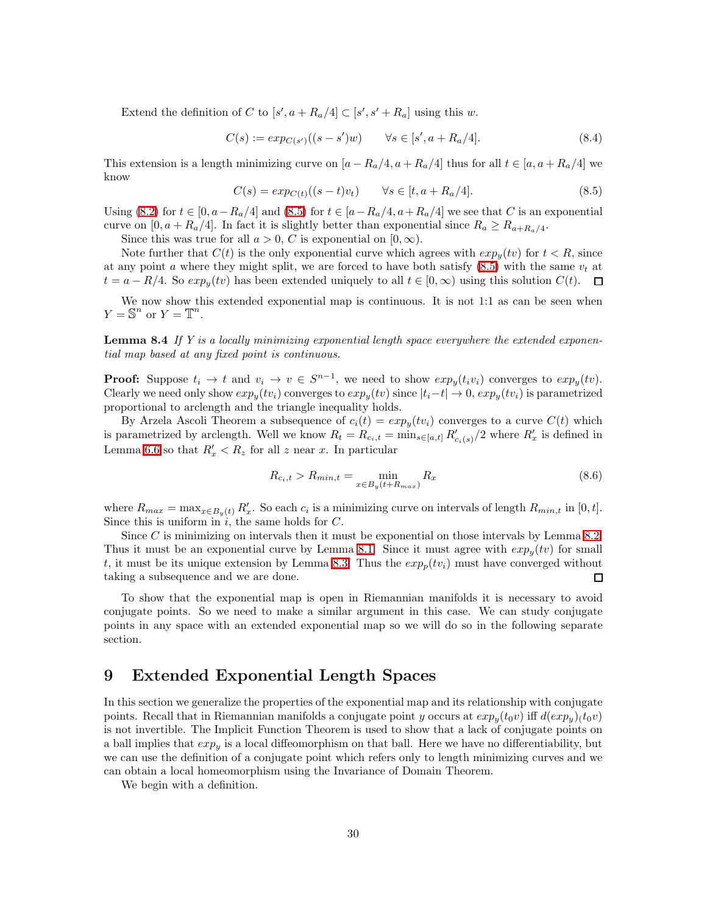Extend the definition of $C$ to $[s', a + R_a/4] \subset [s', s' + R_a]$ using this $w$.

$$C(s) := exp_{C(s')}((s - s')w) \qquad \forall s \in [s', a + R_a/4]. \tag{8.4}$$

This extension is a length minimizing curve on $[a - R_a/4, a + R_a/4]$ thus for all $t \in [a, a + R_a/4]$ we know

$$C(s) = exp_{C(t)}((s - t)v_t) \qquad \forall s \in [t, a + R_a/4]. \tag{8.5}$$

Using (8.2) for $t \in [0, a - R_a/4]$ and (8.5) for $t \in [a - R_a/4, a + R_a/4]$ we see that $C$ is an exponential curve on $[0, a + R_a/4]$. In fact it is slightly better than exponential since $R_a \geq R_{a+R_a/4}$.

Since this was true for all $a > 0$, $C$ is exponential on $[0, \infty)$.

Note further that $C(t)$ is the only exponential curve which agrees with $exp_y(tv)$ for $t < R$, since at any point $a$ where they might split, we are forced to have both satisfy (8.5) with the same $v_t$ at $t = a - R/4$. So $exp_y(tv)$ has been extended uniquely to all $t \in [0, \infty)$ using this solution $C(t)$. $\square$

We now show this extended exponential map is continuous. It is not 1:1 as can be seen when $Y = \mathbb{S}^n$ or $Y = \mathbb{T}^n$.

**Lemma 8.4** *If $Y$ is a locally minimizing exponential length space everywhere the extended exponential map based at any fixed point is continuous.*

**Proof:** Suppose $t_i \to t$ and $v_i \to v \in S^{n-1}$, we need to show $exp_y(t_i v_i)$ converges to $exp_y(tv)$. Clearly we need only show $exp_y(tv_i)$ converges to $exp_y(tv)$ since $|t_i - t| \to 0$, $exp_y(tv_i)$ is parametrized proportional to arclength and the triangle inequality holds.

By Arzela Ascoli Theorem a subsequence of $c_i(t) = exp_y(tv_i)$ converges to a curve $C(t)$ which is parametrized by arclength. Well we know $R_t = R_{c_i,t} = \min_{s \in [a,t]} R'_{c_i(s)}/2$ where $R'_x$ is defined in Lemma 6.6 so that $R'_x < R_z$ for all $z$ near $x$. In particular

$$R_{c_i,t} > R_{min,t} = \min_{x \in B_y(t + R_{max})} R_x \tag{8.6}$$

where $R_{max} = \max_{x \in B_y(t)} R'_x$. So each $c_i$ is a minimizing curve on intervals of length $R_{min,t}$ in $[0, t]$. Since this is uniform in $i$, the same holds for $C$.

Since $C$ is minimizing on intervals then it must be exponential on those intervals by Lemma 8.2. Thus it must be an exponential curve by Lemma 8.1. Since it must agree with $exp_y(tv)$ for small $t$, it must be its unique extension by Lemma 8.3. Thus the $exp_p(tv_i)$ must have converged without taking a subsequence and we are done. $\square$

To show that the exponential map is open in Riemannian manifolds it is necessary to avoid conjugate points. So we need to make a similar argument in this case. We can study conjugate points in any space with an extended exponential map so we will do so in the following separate section.

# 9 Extended Exponential Length Spaces

In this section we generalize the properties of the exponential map and its relationship with conjugate points. Recall that in Riemannian manifolds a conjugate point $y$ occurs at $exp_y(t_0 v)$ iff $d(exp_y)_(t_0 v)$ is not invertible. The Implicit Function Theorem is used to show that a lack of conjugate points on a ball implies that $exp_y$ is a local diffeomorphism on that ball. Here we have no differentiability, but we can use the definition of a conjugate point which refers only to length minimizing curves and we can obtain a local homeomorphism using the Invariance of Domain Theorem.

We begin with a definition.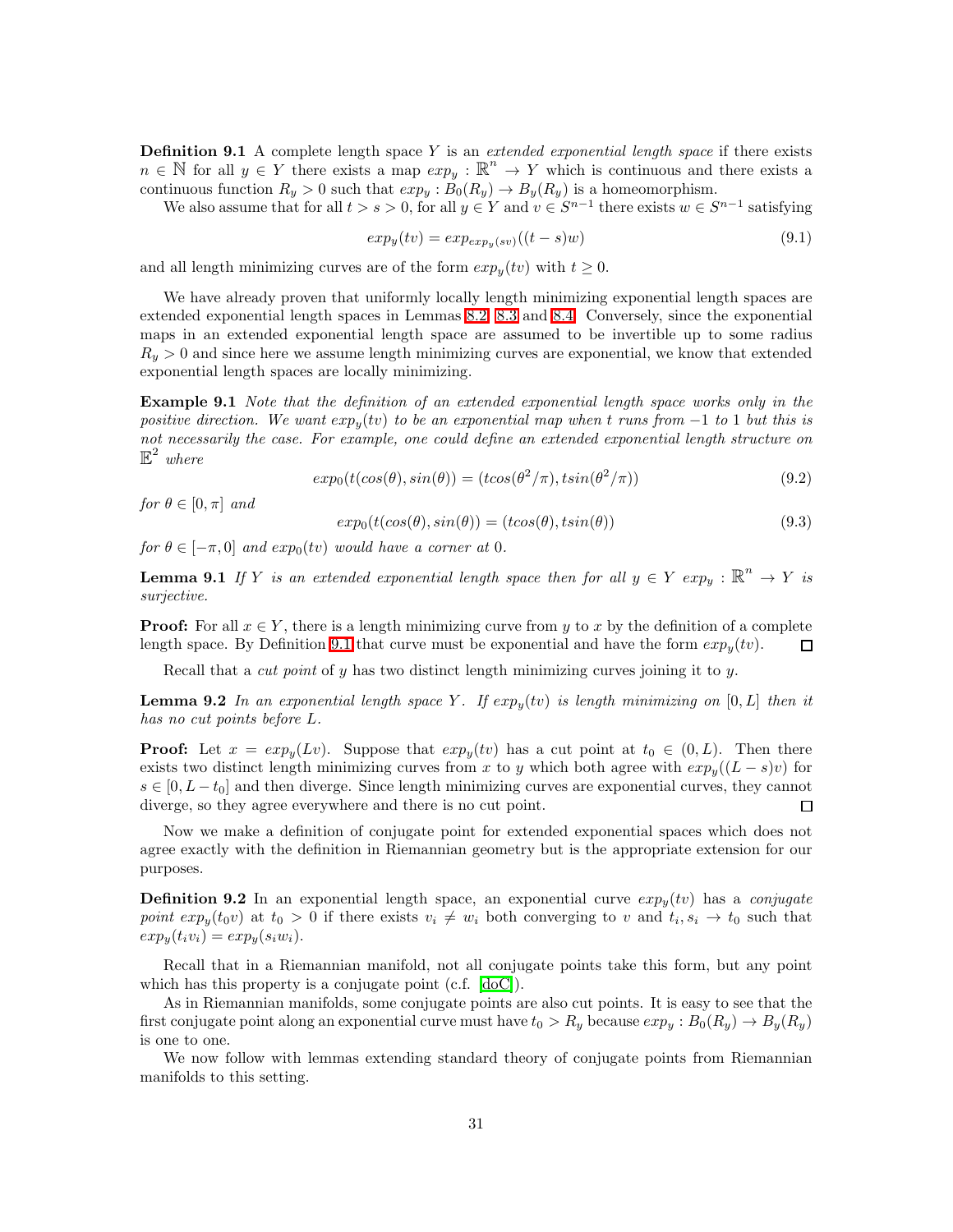**Definition 9.1** A complete length space $Y$ is an *extended exponential length space* if there exists $n \in \mathbb{N}$ for all $y \in Y$ there exists a map $exp_y : \mathbb{R}^n \to Y$ which is continuous and there exists a continuous function $R_y > 0$ such that $exp_y : B_0(R_y) \to B_y(R_y)$ is a homeomorphism.

We also assume that for all $t > s > 0$, for all $y \in Y$ and $v \in S^{n-1}$ there exists $w \in S^{n-1}$ satisfying

$$exp_y(tv) = exp_{exp_y(sv)}((t-s)w) \tag{9.1}$$

and all length minimizing curves are of the form $exp_y(tv)$ with $t \geq 0$.

We have already proven that uniformly locally length minimizing exponential length spaces are extended exponential length spaces in Lemmas 8.2, 8.3 and 8.4. Conversely, since the exponential maps in an extended exponential length space are assumed to be invertible up to some radius $R_y > 0$ and since here we assume length minimizing curves are exponential, we know that extended exponential length spaces are locally minimizing.

**Example 9.1** *Note that the definition of an extended exponential length space works only in the positive direction. We want $exp_y(tv)$ to be an exponential map when $t$ runs from $-1$ to $1$ but this is not necessarily the case. For example, one could define an extended exponential length structure on $\mathbb{E}^2$ where*

$$exp_0(t(cos(\theta), sin(\theta)) = (tcos(\theta^2/\pi), tsin(\theta^2/\pi)) \tag{9.2}$$

*for $\theta \in [0, \pi]$ and*

$$exp_0(t(cos(\theta), sin(\theta)) = (tcos(\theta), tsin(\theta)) \tag{9.3}$$

*for $\theta \in [-\pi, 0]$ and $exp_0(tv)$ would have a corner at $0$.*

**Lemma 9.1** *If $Y$ is an extended exponential length space then for all $y \in Y$ $exp_y : \mathbb{R}^n \to Y$ is surjective.*

**Proof:** For all $x \in Y$, there is a length minimizing curve from $y$ to $x$ by the definition of a complete length space. By Definition 9.1 that curve must be exponential and have the form $exp_y(tv)$. □

Recall that a *cut point* of $y$ has two distinct length minimizing curves joining it to $y$.

**Lemma 9.2** *In an exponential length space $Y$. If $exp_y(tv)$ is length minimizing on $[0, L]$ then it has no cut points before $L$.*

**Proof:** Let $x = exp_y(Lv)$. Suppose that $exp_y(tv)$ has a cut point at $t_0 \in (0, L)$. Then there exists two distinct length minimizing curves from $x$ to $y$ which both agree with $exp_y((L-s)v)$ for $s \in [0, L - t_0]$ and then diverge. Since length minimizing curves are exponential curves, they cannot diverge, so they agree everywhere and there is no cut point. □

Now we make a definition of conjugate point for extended exponential spaces which does not agree exactly with the definition in Riemannian geometry but is the appropriate extension for our purposes.

**Definition 9.2** In an exponential length space, an exponential curve $exp_y(tv)$ has a *conjugate point* $exp_y(t_0 v)$ at $t_0 > 0$ if there exists $v_i \neq w_i$ both converging to $v$ and $t_i, s_i \to t_0$ such that $exp_y(t_i v_i) = exp_y(s_i w_i)$.

Recall that in a Riemannian manifold, not all conjugate points take this form, but any point which has this property is a conjugate point (c.f. [doC]).

As in Riemannian manifolds, some conjugate points are also cut points. It is easy to see that the first conjugate point along an exponential curve must have $t_0 > R_y$ because $exp_y : B_0(R_y) \to B_y(R_y)$ is one to one.

We now follow with lemmas extending standard theory of conjugate points from Riemannian manifolds to this setting.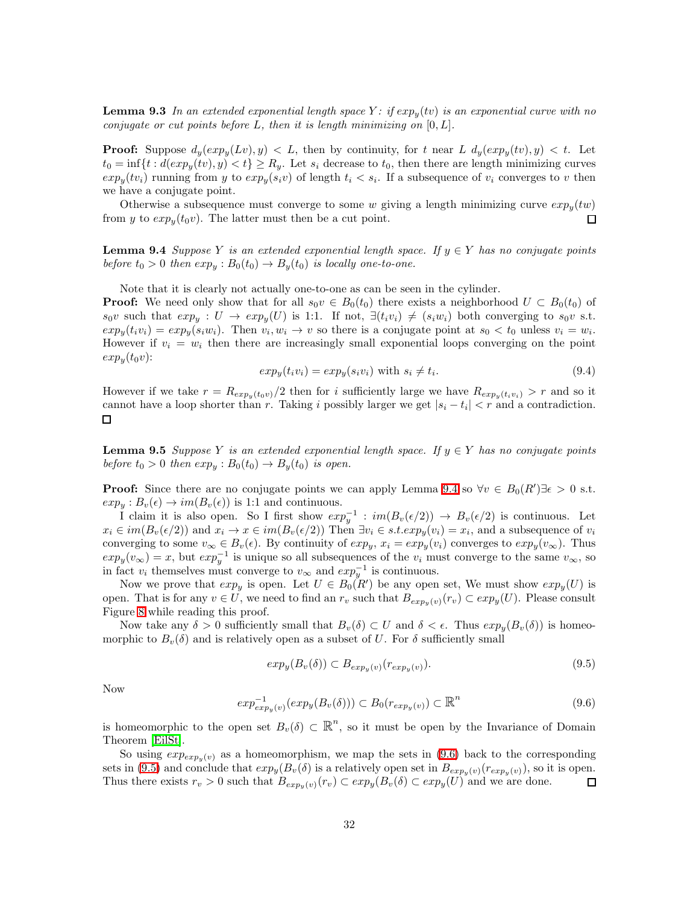**Lemma 9.3** *In an extended exponential length space $Y$: if $exp_y(tv)$ is an exponential curve with no conjugate or cut points before $L$, then it is length minimizing on $[0, L]$.*

**Proof:** Suppose $d_y(exp_y(Lv), y) < L$, then by continuity, for $t$ near $L$ $d_y(exp_y(tv), y) < t$. Let $t_0 = \inf\{t : d(exp_y(tv), y) < t\} \geq R_y$. Let $s_i$ decrease to $t_0$, then there are length minimizing curves $exp_y(tv_i)$ running from $y$ to $exp_y(s_i v)$ of length $t_i < s_i$. If a subsequence of $v_i$ converges to $v$ then we have a conjugate point.

Otherwise a subsequence must converge to some $w$ giving a length minimizing curve $exp_y(tw)$ from $y$ to $exp_y(t_0 v)$. The latter must then be a cut point. □

**Lemma 9.4** *Suppose $Y$ is an extended exponential length space. If $y \in Y$ has no conjugate points before $t_0 > 0$ then $exp_y : B_0(t_0) \to B_y(t_0)$ is locally one-to-one.*

Note that it is clearly not actually one-to-one as can be seen in the cylinder.

**Proof:** We need only show that for all $s_0 v \in B_0(t_0)$ there exists a neighborhood $U \subset B_0(t_0)$ of $s_0 v$ such that $exp_y : U \to exp_y(U)$ is 1:1. If not, $\exists (t_i v_i) \neq (s_i w_i)$ both converging to $s_0 v$ s.t. $exp_y(t_i v_i) = exp_y(s_i w_i)$. Then $v_i, w_i \to v$ so there is a conjugate point at $s_0 < t_0$ unless $v_i = w_i$. However if $v_i = w_i$ then there are increasingly small exponential loops converging on the point $exp_y(t_0 v)$:

$$exp_y(t_i v_i) = exp_y(s_i v_i) \text{ with } s_i \neq t_i. \tag{9.4}$$

However if we take $r = R_{exp_y(t_0 v)}/2$ then for $i$ sufficiently large we have $R_{exp_y(t_i v_i)} > r$ and so it cannot have a loop shorter than $r$. Taking $i$ possibly larger we get $|s_i - t_i| < r$ and a contradiction. □

**Lemma 9.5** *Suppose $Y$ is an extended exponential length space. If $y \in Y$ has no conjugate points before $t_0 > 0$ then $exp_y : B_0(t_0) \to B_y(t_0)$ is open.*

**Proof:** Since there are no conjugate points we can apply Lemma 9.4 so $\forall v \in B_0(R') \exists \epsilon > 0$ s.t. $exp_y : B_v(\epsilon) \to im(B_v(\epsilon))$ is 1:1 and continuous.

I claim it is also open. So I first show $exp_y^{-1} : im(B_v(\epsilon/2)) \to B_v(\epsilon/2)$ is continuous. Let $x_i \in im(B_v(\epsilon/2))$ and $x_i \to x \in im(B_v(\epsilon/2))$ Then $\exists v_i \in s.t. exp_y(v_i) = x_i$, and a subsequence of $v_i$ converging to some $v_\infty \in B_v(\epsilon)$. By continuity of $exp_y$, $x_i = exp_y(v_i)$ converges to $exp_y(v_\infty)$. Thus $exp_y(v_\infty) = x$, but $exp_y^{-1}$ is unique so all subsequences of the $v_i$ must converge to the same $v_\infty$, so in fact $v_i$ themselves must converge to $v_\infty$ and $exp_y^{-1}$ is continuous.

Now we prove that $exp_y$ is open. Let $U \in B_0(R')$ be any open set, We must show $exp_y(U)$ is open. That is for any $v \in U$, we need to find an $r_v$ such that $B_{exp_y(v)}(r_v) \subset exp_y(U)$. Please consult Figure 8 while reading this proof.

Now take any $\delta > 0$ sufficiently small that $B_v(\delta) \subset U$ and $\delta < \epsilon$. Thus $exp_y(B_v(\delta))$ is homeomorphic to $B_v(\delta)$ and is relatively open as a subset of $U$. For $\delta$ sufficiently small

$$exp_y(B_v(\delta)) \subset B_{exp_y(v)}(r_{exp_y(v)}). \tag{9.5}$$

Now

$$exp_{exp_y(v)}^{-1}(exp_y(B_v(\delta))) \subset B_0(r_{exp_y(v)}) \subset \mathbb{R}^n \tag{9.6}$$

is homeomorphic to the open set $B_v(\delta) \subset \mathbb{R}^n$, so it must be open by the Invariance of Domain Theorem [EilSt].

So using $exp_{exp_y(v)}$ as a homeomorphism, we map the sets in (9.6) back to the corresponding sets in (9.5) and conclude that $exp_y(B_v(\delta)$ is a relatively open set in $B_{exp_y(v)}(r_{exp_y(v)})$, so it is open. Thus there exists $r_v > 0$ such that $B_{exp_y(v)}(r_v) \subset exp_y(B_v(\delta) \subset exp_y(U)$ and we are done. □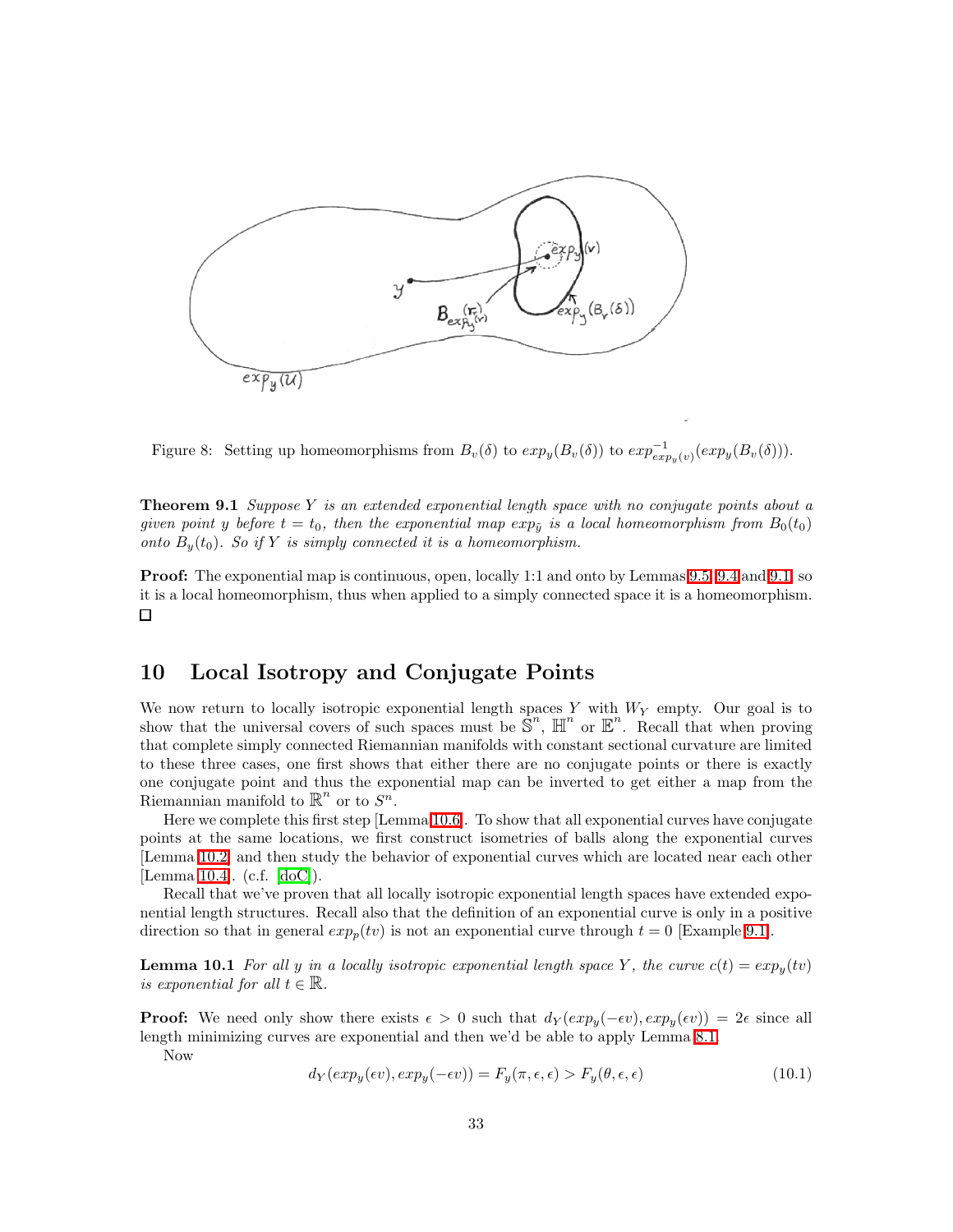Figure 8: Setting up homeomorphisms from $B_v(\delta)$ to $exp_y(B_v(\delta))$ to $exp^{-1}_{exp_y(v)}(exp_y(B_v(\delta)))$.

**Theorem 9.1** *Suppose $Y$ is an extended exponential length space with no conjugate points about a given point $y$ before $t = t_0$, then the exponential map $exp_{\bar{y}}$ is a local homeomorphism from $B_0(t_0)$ onto $B_y(t_0)$. So if $Y$ is simply connected it is a homeomorphism.*

**Proof:** The exponential map is continuous, open, locally 1:1 and onto by Lemmas 9.5, 9.4 and 9.1, so it is a local homeomorphism, thus when applied to a simply connected space it is a homeomorphism. □

## 10 Local Isotropy and Conjugate Points

We now return to locally isotropic exponential length spaces $Y$ with $W_Y$ empty. Our goal is to show that the universal covers of such spaces must be $\mathbb{S}^n$, $\mathbb{H}^n$ or $\mathbb{E}^n$. Recall that when proving that complete simply connected Riemannian manifolds with constant sectional curvature are limited to these three cases, one first shows that either there are no conjugate points or there is exactly one conjugate point and thus the exponential map can be inverted to get either a map from the Riemannian manifold to $\mathbb{R}^n$ or to $S^n$.

Here we complete this first step [Lemma 10.6]. To show that all exponential curves have conjugate points at the same locations, we first construct isometries of balls along the exponential curves [Lemma 10.2] and then study the behavior of exponential curves which are located near each other [Lemma 10.4]. (c.f. [doC]).

Recall that we've proven that all locally isotropic exponential length spaces have extended exponential length structures. Recall also that the definition of an exponential curve is only in a positive direction so that in general $exp_p(tv)$ is not an exponential curve through $t = 0$ [Example 9.1].

**Lemma 10.1** *For all $y$ in a locally isotropic exponential length space $Y$, the curve $c(t) = exp_y(tv)$ is exponential for all $t \in \mathbb{R}$.*

**Proof:** We need only show there exists $\epsilon > 0$ such that $d_Y(exp_y(-\epsilon v), exp_y(\epsilon v)) = 2\epsilon$ since all length minimizing curves are exponential and then we'd be able to apply Lemma 8.1.

Now

$$d_Y(exp_y(\epsilon v), exp_y(-\epsilon v)) = F_y(\pi, \epsilon, \epsilon) > F_y(\theta, \epsilon, \epsilon) \tag{10.1}$$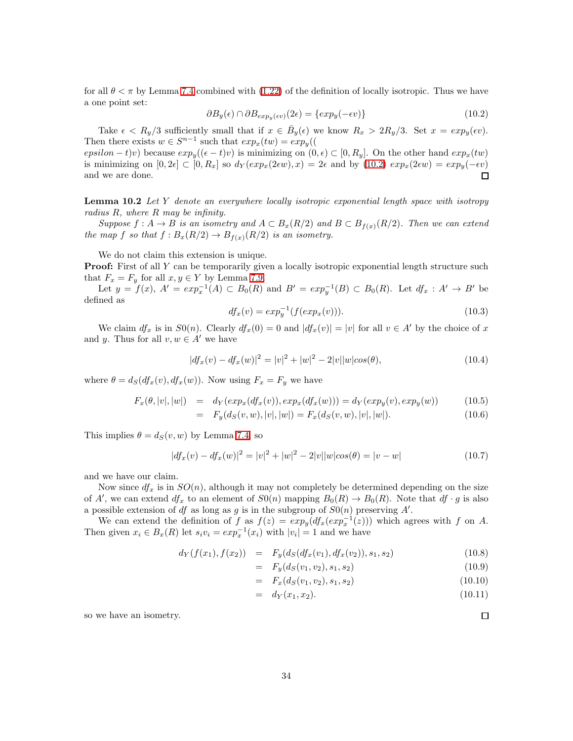for all $\theta < \pi$ by Lemma 7.4 combined with (1.22) of the definition of locally isotropic. Thus we have a one point set:

$$\partial B_y(\epsilon) \cap \partial B_{exp_y(\epsilon v)}(2\epsilon) = \{exp_y(-\epsilon v)\} \tag{10.2}$$

Take $\epsilon < R_y/3$ sufficiently small that if $x \in \bar{B}_y(\epsilon)$ we know $R_x > 2R_y/3$. Set $x = exp_y(\epsilon v)$. Then there exists $w \in S^{n-1}$ such that $exp_x(tw) = exp_y(($
$epsilon - t)v)$ because $exp_y((\epsilon - t)v)$ is minimizing on $(0, \epsilon) \subset [0, R_y]$. On the other hand $exp_x(tw)$ is minimizing on $[0, 2\epsilon] \subset [0, R_x]$ so $d_Y(exp_x(2\epsilon w), x) = 2\epsilon$ and by (10.2) $exp_x(2\epsilon w) = exp_y(-\epsilon v)$ and we are done. □

**Lemma 10.2** *Let $Y$ denote an everywhere locally isotropic exponential length space with isotropy radius $R$, where $R$ may be infinity.*

*Suppose $f : A \to B$ is an isometry and $A \subset B_x(R/2)$ and $B \subset B_{f(x)}(R/2)$. Then we can extend the map $f$ so that $f : B_x(R/2) \to B_{f(x)}(R/2)$ is an isometry.*

We do not claim this extension is unique.

**Proof:** First of all $Y$ can be temporarily given a locally isotropic exponential length structure such that $F_x = F_y$ for all $x, y \in Y$ by Lemma 7.9.

Let $y = f(x)$, $A' = exp_x^{-1}(A) \subset B_0(R)$ and $B' = exp_y^{-1}(B) \subset B_0(R)$. Let $df_x : A' \to B'$ be defined as

$$df_x(v) = exp_y^{-1}(f(exp_x(v))). \tag{10.3}$$

We claim $df_x$ is in $S0(n)$. Clearly $df_x(0) = 0$ and $|df_x(v)| = |v|$ for all $v \in A'$ by the choice of $x$ and $y$. Thus for all $v, w \in A'$ we have

$$|df_x(v) - df_x(w)|^2 = |v|^2 + |w|^2 - 2|v||w|cos(\theta), \tag{10.4}$$

where $\theta = d_S(df_x(v), df_x(w))$. Now using $F_x = F_y$ we have

$$\begin{aligned} F_x(\theta, |v|, |w|) &= d_Y(exp_x(df_x(v)), exp_x(df_x(w))) = d_Y(exp_y(v), exp_y(w)) &(10.5)\\ &= F_y(d_S(v, w), |v|, |w|) = F_x(d_S(v, w), |v|, |w|). &(10.6)\end{aligned}$$

This implies $\theta = d_S(v, w)$ by Lemma 7.4, so

$$|df_x(v) - df_x(w)|^2 = |v|^2 + |w|^2 - 2|v||w|cos(\theta) = |v - w| \tag{10.7}$$

and we have our claim.

Now since $df_x$ is in $SO(n)$, although it may not completely be determined depending on the size of $A'$, we can extend $df_x$ to an element of $S0(n)$ mapping $B_0(R) \to B_0(R)$. Note that $df \cdot g$ is also a possible extension of $df$ as long as $g$ is in the subgroup of $S0(n)$ preserving $A'$.

We can extend the definition of $f$ as $f(z) = exp_y(df_x(exp_x^{-1}(z)))$ which agrees with $f$ on $A$. Then given $x_i \in B_x(R)$ let $s_i v_i = exp_x^{-1}(x_i)$ with $|v_i| = 1$ and we have

$$\begin{aligned} d_Y(f(x_1), f(x_2)) &= F_y(d_S(df_x(v_1), df_x(v_2)), s_1, s_2) &(10.8)\\ &= F_y(d_S(v_1, v_2), s_1, s_2) &(10.9)\\ &= F_x(d_S(v_1, v_2), s_1, s_2) &(10.10)\\ &= d_Y(x_1, x_2). &(10.11)\end{aligned}$$

so we have an isometry.

□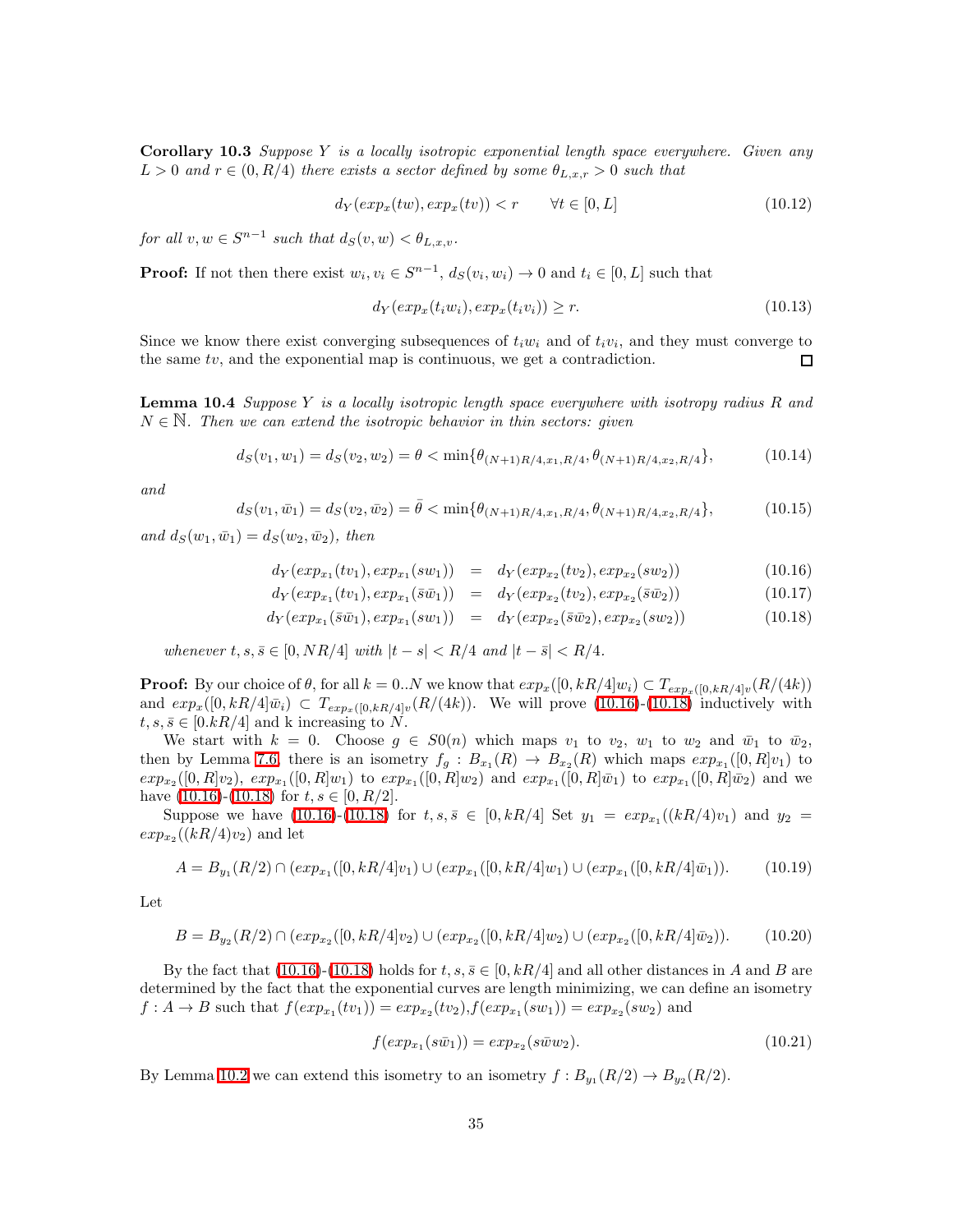**Corollary 10.3** *Suppose $Y$ is a locally isotropic exponential length space everywhere. Given any $L > 0$ and $r \in (0, R/4)$ there exists a sector defined by some $\theta_{L,x,r} > 0$ such that*

$$d_Y(exp_x(tw), exp_x(tv)) < r \qquad \forall t \in [0, L] \tag{10.12}$$

*for all $v, w \in S^{n-1}$ such that $d_S(v, w) < \theta_{L,x,v}$.*

**Proof:** If not then there exist $w_i, v_i \in S^{n-1}$, $d_S(v_i, w_i) \to 0$ and $t_i \in [0, L]$ such that

$$d_Y(exp_x(t_i w_i), exp_x(t_i v_i)) \geq r. \tag{10.13}$$

Since we know there exist converging subsequences of $t_i w_i$ and of $t_i v_i$, and they must converge to the same $tv$, and the exponential map is continuous, we get a contradiction. $\square$

**Lemma 10.4** *Suppose $Y$ is a locally isotropic length space everywhere with isotropy radius $R$ and $N \in \mathbb{N}$. Then we can extend the isotropic behavior in thin sectors: given*

$$d_S(v_1, w_1) = d_S(v_2, w_2) = \theta < \min\{\theta_{(N+1)R/4, x_1, R/4}, \theta_{(N+1)R/4, x_2, R/4}\}, \tag{10.14}$$

*and*

$$d_S(v_1, \bar{w}_1) = d_S(v_2, \bar{w}_2) = \bar{\theta} < \min\{\theta_{(N+1)R/4, x_1, R/4}, \theta_{(N+1)R/4, x_2, R/4}\}, \tag{10.15}$$

*and $d_S(w_1, \bar{w}_1) = d_S(w_2, \bar{w}_2)$, then*

$$d_Y(exp_{x_1}(tv_1), exp_{x_1}(sw_1)) = d_Y(exp_{x_2}(tv_2), exp_{x_2}(sw_2)) \tag{10.16}$$

$$d_Y(exp_{x_1}(tv_1), exp_{x_1}(\bar{s}\bar{w}_1)) = d_Y(exp_{x_2}(tv_2), exp_{x_2}(\bar{s}\bar{w}_2)) \tag{10.17}$$

$$d_Y(exp_{x_1}(\bar{s}\bar{w}_1), exp_{x_1}(sw_1)) = d_Y(exp_{x_2}(\bar{s}\bar{w}_2), exp_{x_2}(sw_2)) \tag{10.18}$$

*whenever $t, s, \bar{s} \in [0, NR/4]$ with $|t - s| < R/4$ and $|t - \bar{s}| < R/4$.*

**Proof:** By our choice of $\theta$, for all $k = 0..N$ we know that $exp_x([0, kR/4]w_i) \subset T_{exp_x([0,kR/4]v}(R/(4k))$ and $exp_x([0, kR/4]\bar{w}_i) \subset T_{exp_x([0,kR/4]v}(R/(4k))$. We will prove (10.16)-(10.18) inductively with $t, s, \bar{s} \in [0.kR/4]$ and k increasing to $N$.

We start with $k = 0$. Choose $g \in S0(n)$ which maps $v_1$ to $v_2$, $w_1$ to $w_2$ and $\bar{w}_1$ to $\bar{w}_2$, then by Lemma 7.6, there is an isometry $f_g : B_{x_1}(R) \to B_{x_2}(R)$ which maps $exp_{x_1}([0, R]v_1)$ to $exp_{x_2}([0, R]v_2)$, $exp_{x_1}([0, R]w_1)$ to $exp_{x_1}([0, R]w_2)$ and $exp_{x_1}([0, R]\bar{w}_1)$ to $exp_{x_1}([0, R]\bar{w}_2)$ and we have (10.16)-(10.18) for $t, s \in [0, R/2]$.

Suppose we have (10.16)-(10.18) for $t, s, \bar{s} \in [0, kR/4]$ Set $y_1 = exp_{x_1}((kR/4)v_1)$ and $y_2 = exp_{x_2}((kR/4)v_2)$ and let

$$A = B_{y_1}(R/2) \cap (exp_{x_1}([0, kR/4]v_1) \cup (exp_{x_1}([0, kR/4]w_1) \cup (exp_{x_1}([0, kR/4]\bar{w}_1)). \tag{10.19}$$

Let

$$B = B_{y_2}(R/2) \cap (exp_{x_2}([0, kR/4]v_2) \cup (exp_{x_2}([0, kR/4]w_2) \cup (exp_{x_2}([0, kR/4]\bar{w}_2)). \tag{10.20}$$

By the fact that (10.16)-(10.18) holds for $t, s, \bar{s} \in [0, kR/4]$ and all other distances in $A$ and $B$ are determined by the fact that the exponential curves are length minimizing, we can define an isometry $f : A \to B$ such that $f(exp_{x_1}(tv_1)) = exp_{x_2}(tv_2)$,$f(exp_{x_1}(sw_1)) = exp_{x_2}(sw_2)$ and

$$f(exp_{x_1}(s\bar{w}_1)) = exp_{x_2}(s\bar{w}w_2). \tag{10.21}$$

By Lemma 10.2 we can extend this isometry to an isometry $f : B_{y_1}(R/2) \to B_{y_2}(R/2)$.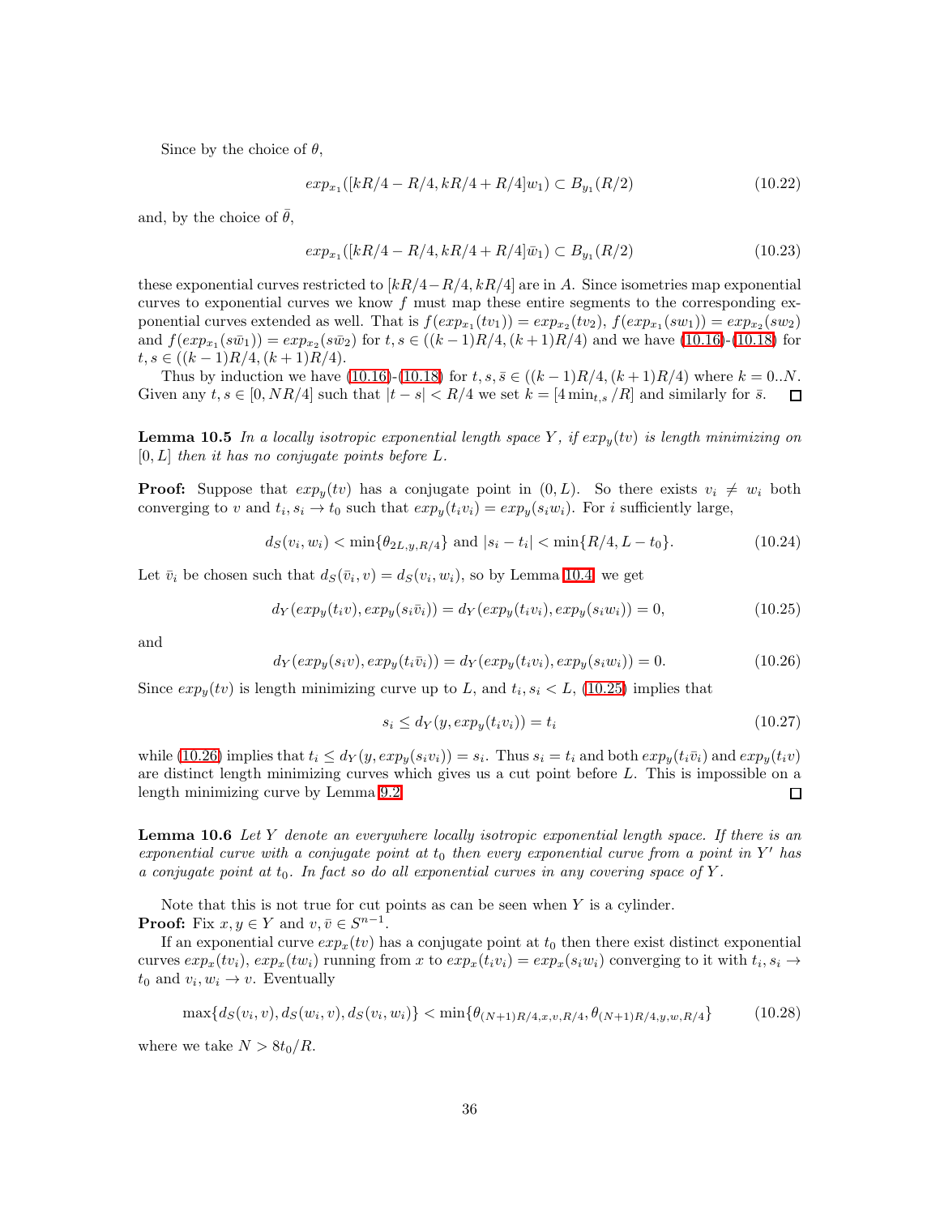Since by the choice of $\theta$,

$$exp_{x_1}([kR/4 - R/4, kR/4 + R/4]w_1) \subset B_{y_1}(R/2) \tag{10.22}$$

and, by the choice of $\bar{\theta}$,

$$exp_{x_1}([kR/4 - R/4, kR/4 + R/4]\bar{w}_1) \subset B_{y_1}(R/2) \tag{10.23}$$

these exponential curves restricted to $[kR/4 - R/4, kR/4]$ are in $A$. Since isometries map exponential curves to exponential curves we know $f$ must map these entire segments to the corresponding exponential curves extended as well. That is $f(exp_{x_1}(tv_1)) = exp_{x_2}(tv_2)$, $f(exp_{x_1}(sw_1)) = exp_{x_2}(sw_2)$ and $f(exp_{x_1}(s\bar{w}_1)) = exp_{x_2}(s\bar{w}_2)$ for $t, s \in ((k-1)R/4, (k+1)R/4)$ and we have (10.16)-(10.18) for $t, s \in ((k-1)R/4, (k+1)R/4)$.

Thus by induction we have (10.16)-(10.18) for $t, s, \bar{s} \in ((k-1)R/4, (k+1)R/4)$ where $k = 0..N$. Given any $t, s \in [0, NR/4]$ such that $|t - s| < R/4$ we set $k = [4 \min_{t,s} /R]$ and similarly for $\bar{s}$. $\square$

**Lemma 10.5** *In a locally isotropic exponential length space $Y$, if $exp_y(tv)$ is length minimizing on $[0, L]$ then it has no conjugate points before $L$.*

**Proof:** Suppose that $exp_y(tv)$ has a conjugate point in $(0, L)$. So there exists $v_i \neq w_i$ both converging to $v$ and $t_i, s_i \to t_0$ such that $exp_y(t_i v_i) = exp_y(s_i w_i)$. For $i$ sufficiently large,

$$d_S(v_i, w_i) < \min\{\theta_{2L,y,R/4}\} \text{ and } |s_i - t_i| < \min\{R/4, L - t_0\}. \tag{10.24}$$

Let $\bar{v}_i$ be chosen such that $d_S(\bar{v}_i, v) = d_S(v_i, w_i)$, so by Lemma 10.4 we get

$$d_Y(exp_y(t_i v), exp_y(s_i \bar{v}_i)) = d_Y(exp_y(t_i v_i), exp_y(s_i w_i)) = 0, \tag{10.25}$$

and

$$d_Y(exp_y(s_i v), exp_y(t_i \bar{v}_i)) = d_Y(exp_y(t_i v_i), exp_y(s_i w_i)) = 0. \tag{10.26}$$

Since $exp_y(tv)$ is length minimizing curve up to $L$, and $t_i, s_i < L$, (10.25) implies that

$$s_i \leq d_Y(y, exp_y(t_i v_i)) = t_i \tag{10.27}$$

while (10.26) implies that $t_i \leq d_Y(y, exp_y(s_i v_i)) = s_i$. Thus $s_i = t_i$ and both $exp_y(t_i \bar{v}_i)$ and $exp_y(t_i v)$ are distinct length minimizing curves which gives us a cut point before $L$. This is impossible on a length minimizing curve by Lemma 9.2. $\square$

**Lemma 10.6** *Let $Y$ denote an everywhere locally isotropic exponential length space. If there is an exponential curve with a conjugate point at $t_0$ then every exponential curve from a point in $Y'$ has a conjugate point at $t_0$. In fact so do all exponential curves in any covering space of $Y$.*

Note that this is not true for cut points as can be seen when $Y$ is a cylinder.

**Proof:** Fix $x, y \in Y$ and $v, \bar{v} \in S^{n-1}$.

If an exponential curve $exp_x(tv)$ has a conjugate point at $t_0$ then there exist distinct exponential curves $exp_x(tv_i)$, $exp_x(tw_i)$ running from $x$ to $exp_x(t_i v_i) = exp_x(s_i w_i)$ converging to it with $t_i, s_i \to t_0$ and $v_i, w_i \to v$. Eventually

$$\max\{d_S(v_i, v), d_S(w_i, v), d_S(v_i, w_i)\} < \min\{\theta_{(N+1)R/4,x,v,R/4}, \theta_{(N+1)R/4,y,w,R/4}\} \tag{10.28}$$

where we take $N > 8t_0/R$.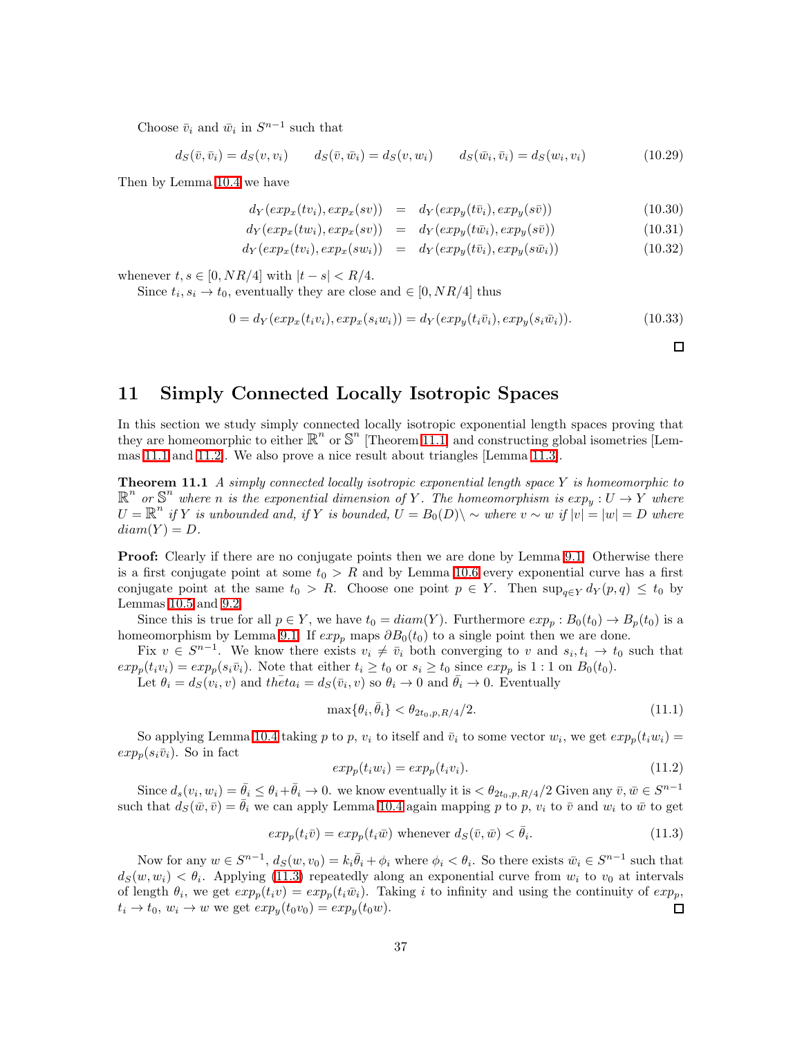Choose $\bar{v}_i$ and $\bar{w}_i$ in $S^{n-1}$ such that

$$d_S(\bar{v}, \bar{v}_i) = d_S(v, v_i) \qquad d_S(\bar{v}, \bar{w}_i) = d_S(v, w_i) \qquad d_S(\bar{w}_i, \bar{v}_i) = d_S(w_i, v_i) \tag{10.29}$$

Then by Lemma 10.4 we have

$$d_Y(exp_x(tv_i), exp_x(sv)) = d_Y(exp_y(t\bar{v}_i), exp_y(s\bar{v})) \tag{10.30}$$

$$d_Y(exp_x(tw_i), exp_x(sv)) = d_Y(exp_y(t\bar{w}_i), exp_y(s\bar{v})) \tag{10.31}$$

$$d_Y(exp_x(tv_i), exp_x(sw_i)) = d_Y(exp_y(t\bar{v}_i), exp_y(s\bar{w}_i)) \tag{10.32}$$

whenever $t, s \in [0, NR/4]$ with $|t - s| < R/4$.

Since $t_i, s_i \to t_0$, eventually they are close and $\in [0, NR/4]$ thus

$$0 = d_Y(exp_x(t_iv_i), exp_x(s_iw_i)) = d_Y(exp_y(t_i\bar{v}_i), exp_y(s_i\bar{w}_i)). \tag{10.33}$$

□

## 11 Simply Connected Locally Isotropic Spaces

In this section we study simply connected locally isotropic exponential length spaces proving that they are homeomorphic to either $\mathbb{R}^n$ or $\mathbb{S}^n$ [Theorem 11.1] and constructing global isometries [Lemmas 11.1 and 11.2]. We also prove a nice result about triangles [Lemma 11.3].

**Theorem 11.1** *A simply connected locally isotropic exponential length space $Y$ is homeomorphic to $\mathbb{R}^n$ or $\mathbb{S}^n$ where $n$ is the exponential dimension of $Y$. The homeomorphism is $exp_y : U \to Y$ where $U = \mathbb{R}^n$ if $Y$ is unbounded and, if $Y$ is bounded, $U = B_0(D) \setminus \sim$ where $v \sim w$ if $|v| = |w| = D$ where $diam(Y) = D$.*

**Proof:** Clearly if there are no conjugate points then we are done by Lemma 9.1. Otherwise there is a first conjugate point at some $t_0 > R$ and by Lemma 10.6 every exponential curve has a first conjugate point at the same $t_0 > R$. Choose one point $p \in Y$. Then $\sup_{q \in Y} d_Y(p, q) \le t_0$ by Lemmas 10.5 and 9.2.

Since this is true for all $p \in Y$, we have $t_0 = diam(Y)$. Furthermore $exp_p : B_0(t_0) \to B_p(t_0)$ is a homeomorphism by Lemma 9.1. If $exp_p$ maps $\partial B_0(t_0)$ to a single point then we are done.

Fix $v \in S^{n-1}$. We know there exists $v_i \neq \bar{v}_i$ both converging to $v$ and $s_i, t_i \to t_0$ such that $exp_p(t_iv_i) = exp_p(s_i\bar{v}_i)$. Note that either $t_i \ge t_0$ or $s_i \ge t_0$ since $exp_p$ is $1:1$ on $B_0(t_0)$.

Let $\theta_i = d_S(v_i, v)$ and $\bar{theta}_i = d_S(\bar{v}_i, v)$ so $\theta_i \to 0$ and $\bar{\theta}_i \to 0$. Eventually

$$\max\{\theta_i, \bar{\theta}_i\} < \theta_{2t_0,p,R/4}/2. \tag{11.1}$$

So applying Lemma 10.4 taking $p$ to $p$, $v_i$ to itself and $\bar{v}_i$ to some vector $w_i$, we get $exp_p(t_iw_i) = exp_p(s_i\bar{v}_i)$. So in fact

$$exp_p(t_iw_i) = exp_p(t_iv_i). \tag{11.2}$$

Since $d_s(v_i, w_i) = \bar{\theta}_i \le \theta_i + \bar{\theta}_i \to 0$. we know eventually it is $< \theta_{2t_0,p,R/4}/2$ Given any $\bar{v}, \bar{w} \in S^{n-1}$ such that $d_S(\bar{w}, \bar{v}) = \bar{\theta}_i$ we can apply Lemma 10.4 again mapping $p$ to $p$, $v_i$ to $\bar{v}$ and $w_i$ to $\bar{w}$ to get

$$exp_p(t_i\bar{v}) = exp_p(t_i\bar{w}) \text{ whenever } d_S(\bar{v}, \bar{w}) < \bar{\theta}_i. \tag{11.3}$$

Now for any $w \in S^{n-1}$, $d_S(w, v_0) = k_i\bar{\theta}_i + \phi_i$ where $\phi_i < \theta_i$. So there exists $\bar{w}_i \in S^{n-1}$ such that $d_S(w, w_i) < \theta_i$. Applying (11.3) repeatedly along an exponential curve from $w_i$ to $v_0$ at intervals of length $\theta_i$, we get $exp_p(t_iv) = exp_p(t_i\bar{w}_i)$. Taking $i$ to infinity and using the continuity of $exp_p$, $t_i \to t_0$, $w_i \to w$ we get $exp_y(t_0v_0) = exp_y(t_0w)$.

□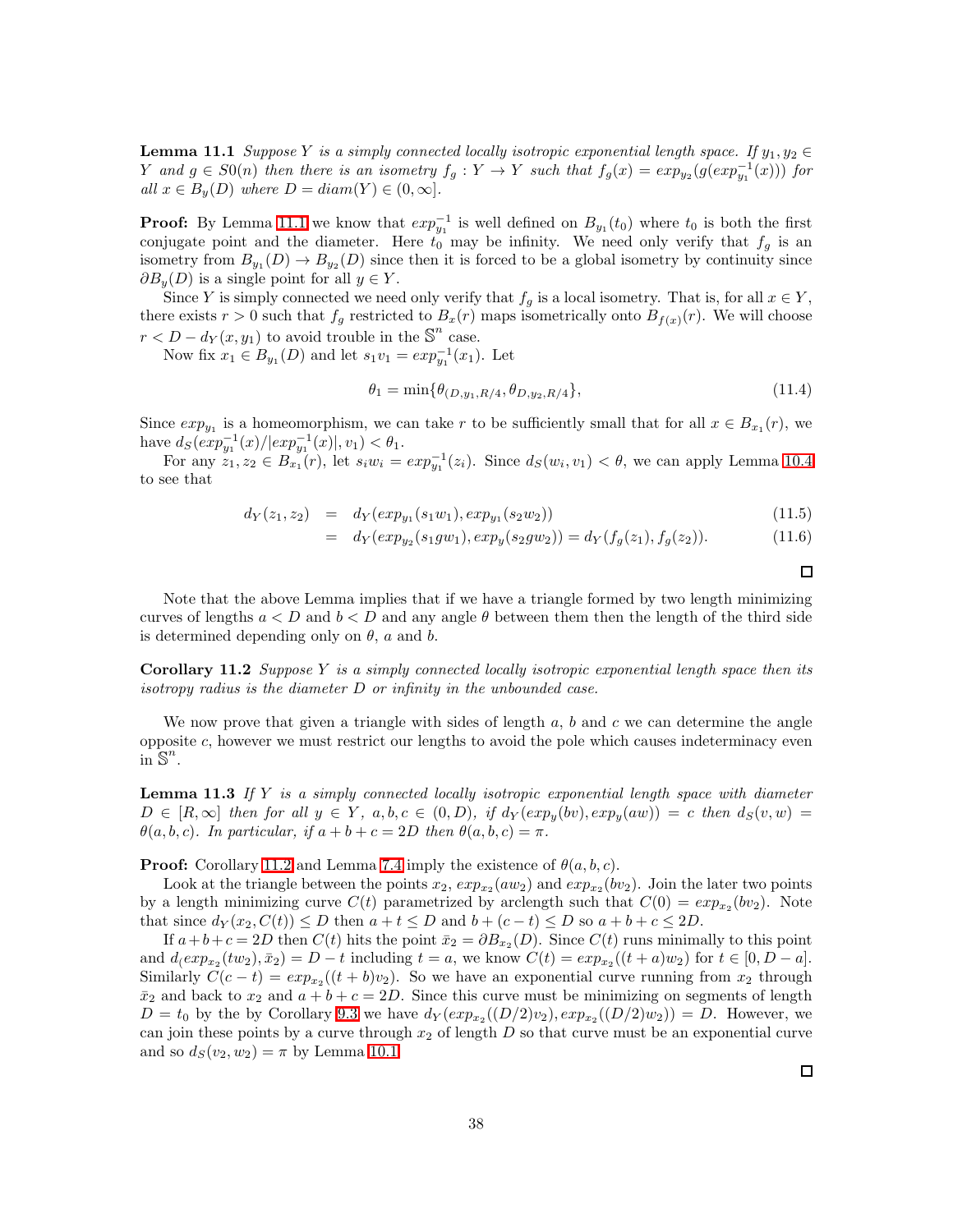**Lemma 11.1** *Suppose $Y$ is a simply connected locally isotropic exponential length space. If $y_1, y_2 \in Y$ and $g \in S0(n)$ then there is an isometry $f_g : Y \to Y$ such that $f_g(x) = exp_{y_2}(g(exp_{y_1}^{-1}(x)))$ for all $x \in B_y(D)$ where $D = diam(Y) \in (0, \infty]$.*

**Proof:** By Lemma 11.1 we know that $exp_{y_1}^{-1}$ is well defined on $B_{y_1}(t_0)$ where $t_0$ is both the first conjugate point and the diameter. Here $t_0$ may be infinity. We need only verify that $f_g$ is an isometry from $B_{y_1}(D) \to B_{y_2}(D)$ since then it is forced to be a global isometry by continuity since $\partial B_y(D)$ is a single point for all $y \in Y$.

Since $Y$ is simply connected we need only verify that $f_g$ is a local isometry. That is, for all $x \in Y$, there exists $r > 0$ such that $f_g$ restricted to $B_x(r)$ maps isometrically onto $B_{f(x)}(r)$. We will choose $r < D - d_Y(x, y_1)$ to avoid trouble in the $\mathbb{S}^n$ case.

Now fix $x_1 \in B_{y_1}(D)$ and let $s_1 v_1 = exp_{y_1}^{-1}(x_1)$. Let

$$\theta_1 = \min\{\theta_{(D,y_1,R/4}, \theta_{D,y_2,R/4}\}, \tag{11.4}$$

Since $exp_{y_1}$ is a homeomorphism, we can take $r$ to be sufficiently small that for all $x \in B_{x_1}(r)$, we have $d_S(exp_{y_1}^{-1}(x)/|exp_{y_1}^{-1}(x)|, v_1) < \theta_1$.

For any $z_1, z_2 \in B_{x_1}(r)$, let $s_i w_i = exp_{y_1}^{-1}(z_i)$. Since $d_S(w_i, v_1) < \theta$, we can apply Lemma 10.4 to see that

$$\begin{aligned} d_Y(z_1, z_2) &= d_Y(exp_{y_1}(s_1 w_1), exp_{y_1}(s_2 w_2)) & (11.5)\\ &= d_Y(exp_{y_2}(s_1 g w_1), exp_y(s_2 g w_2)) = d_Y(f_g(z_1), f_g(z_2)). & (11.6) \end{aligned}$$

□

Note that the above Lemma implies that if we have a triangle formed by two length minimizing curves of lengths $a < D$ and $b < D$ and any angle $\theta$ between them then the length of the third side is determined depending only on $\theta$, $a$ and $b$.

**Corollary 11.2** *Suppose $Y$ is a simply connected locally isotropic exponential length space then its isotropy radius is the diameter $D$ or infinity in the unbounded case.*

We now prove that given a triangle with sides of length $a$, $b$ and $c$ we can determine the angle opposite $c$, however we must restrict our lengths to avoid the pole which causes indeterminacy even in $\mathbb{S}^n$.

**Lemma 11.3** *If $Y$ is a simply connected locally isotropic exponential length space with diameter $D \in [R, \infty]$ then for all $y \in Y$, $a, b, c \in (0, D)$, if $d_Y(exp_y(bv), exp_y(aw)) = c$ then $d_S(v, w) = \theta(a, b, c)$. In particular, if $a + b + c = 2D$ then $\theta(a, b, c) = \pi$.*

**Proof:** Corollary 11.2 and Lemma 7.4 imply the existence of $\theta(a, b, c)$.

Look at the triangle between the points $x_2$, $exp_{x_2}(aw_2)$ and $exp_{x_2}(bv_2)$. Join the later two points by a length minimizing curve $C(t)$ parametrized by arclength such that $C(0) = exp_{x_2}(bv_2)$. Note that since $d_Y(x_2, C(t)) \le D$ then $a + t \le D$ and $b + (c - t) \le D$ so $a + b + c \le 2D$.

If $a + b + c = 2D$ then $C(t)$ hits the point $\bar{x}_2 = \partial B_{x_2}(D)$. Since $C(t)$ runs minimally to this point and $d_(exp_{x_2}(tw_2), \bar{x}_2) = D - t$ including $t = a$, we know $C(t) = exp_{x_2}((t + a)w_2)$ for $t \in [0, D - a]$. Similarly $C(c - t) = exp_{x_2}((t + b)v_2)$. So we have an exponential curve running from $x_2$ through $\bar{x}_2$ and back to $x_2$ and $a + b + c = 2D$. Since this curve must be minimizing on segments of length $D = t_0$ by the by Corollary 9.3 we have $d_Y(exp_{x_2}((D/2)v_2), exp_{x_2}((D/2)w_2)) = D$. However, we can join these points by a curve through $x_2$ of length $D$ so that curve must be an exponential curve and so $d_S(v_2, w_2) = \pi$ by Lemma 10.1

□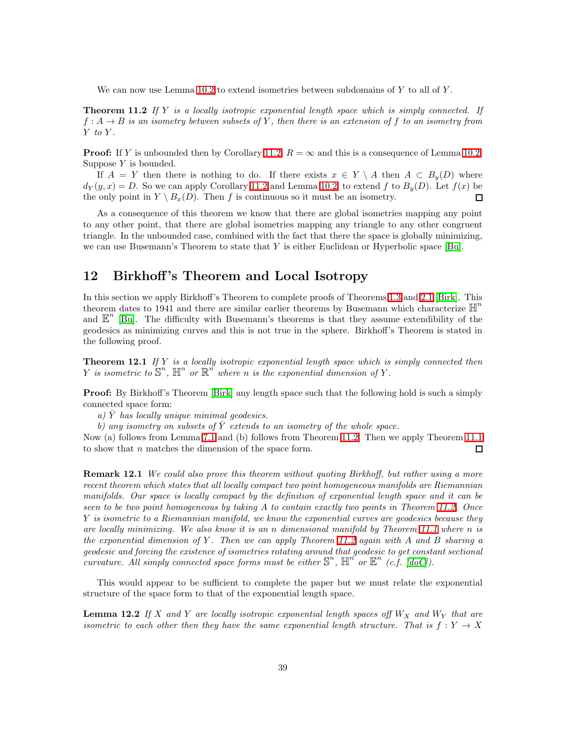We can now use Lemma 10.2 to extend isometries between subdomains of $Y$ to all of $Y$.

**Theorem 11.2** *If $Y$ is a locally isotropic exponential length space which is simply connected. If $f : A \to B$ is an isometry between subsets of $Y$, then there is an extension of $f$ to an isometry from $Y$ to $Y$.*

**Proof:** If $Y$ is unbounded then by Corollary 11.2, $R = \infty$ and this is a consequence of Lemma 10.2. Suppose $Y$ is bounded.

If $A = Y$ then there is nothing to do. If there exists $x \in Y \setminus A$ then $A \subset B_y(D)$ where $d_Y(y, x) = D$. So we can apply Corollary 11.2 and Lemma 10.2 to extend $f$ to $B_y(D)$. Let $f(x)$ be the only point in $Y \setminus B_x(D)$. Then $f$ is continuous so it must be an isometry. □

As a consequence of this theorem we know that there are global isometries mapping any point to any other point, that there are global isometries mapping any triangle to any other congruent triangle. In the unbounded case, combined with the fact that there the space is globally minimizing, we can use Busemann's Theorem to state that $Y$ is either Euclidean or Hyperbolic space [Bu].

## 12 Birkhoff's Theorem and Local Isotropy

In this section we apply Birkhoff's Theorem to complete proofs of Theorems 1.3 and 2.1 [Birk]. This theorem dates to 1941 and there are similar earlier theorems by Busemann which characterize $\mathbb{H}^n$ and $\mathbb{E}^n$ [Bu]. The difficulty with Busemann's theorems is that they assume extendibility of the geodesics as minimizing curves and this is not true in the sphere. Birkhoff's Theorem is stated in the following proof.

**Theorem 12.1** *If $Y$ is a locally isotropic exponential length space which is simply connected then $Y$ is isometric to $\mathbb{S}^n$, $\mathbb{H}^n$ or $\mathbb{R}^n$ where $n$ is the exponential dimension of $Y$.*

**Proof:** By Birkhoff's Theorem [Birk] any length space such that the following hold is such a simply connected space form:

*a) $\bar{Y}$ has locally unique minimal geodesics.*

*b) any isometry on subsets of $\bar{Y}$ extends to an isometry of the whole space.*

Now (a) follows from Lemma 7.1 and (b) follows from Theorem 11.2. Then we apply Theorem 11.1 to show that $n$ matches the dimension of the space form. □

**Remark 12.1** *We could also prove this theorem without quoting Birkhoff, but rather using a more recent theorem which states that all locally compact two point homogeneous manifolds are Riemannian manifolds. Our space is locally compact by the definition of exponential length space and it can be seen to be two point homogeneous by taking $A$ to contain exactly two points in Theorem 11.2. Once $Y$ is isometric to a Riemannian manifold, we know the exponential curves are geodesics because they are locally minimizing. We also know it is an $n$ dimensional manifold by Theorem 11.1 where $n$ is the exponential dimension of $Y$. Then we can apply Theorem 11.2 again with $A$ and $B$ sharing a geodesic and forcing the existence of isometries rotating around that geodesic to get constant sectional curvature. All simply connected space forms must be either $\mathbb{S}^n$, $\mathbb{H}^n$ or $\mathbb{E}^n$ (c.f. [doC]).*

This would appear to be sufficient to complete the paper but we must relate the exponential structure of the space form to that of the exponential length space.

**Lemma 12.2** *If $X$ and $Y$ are locally isotropic exponential length spaces off $W_X$ and $W_Y$ that are isometric to each other then they have the same exponential length structure. That is $f : Y \to X$*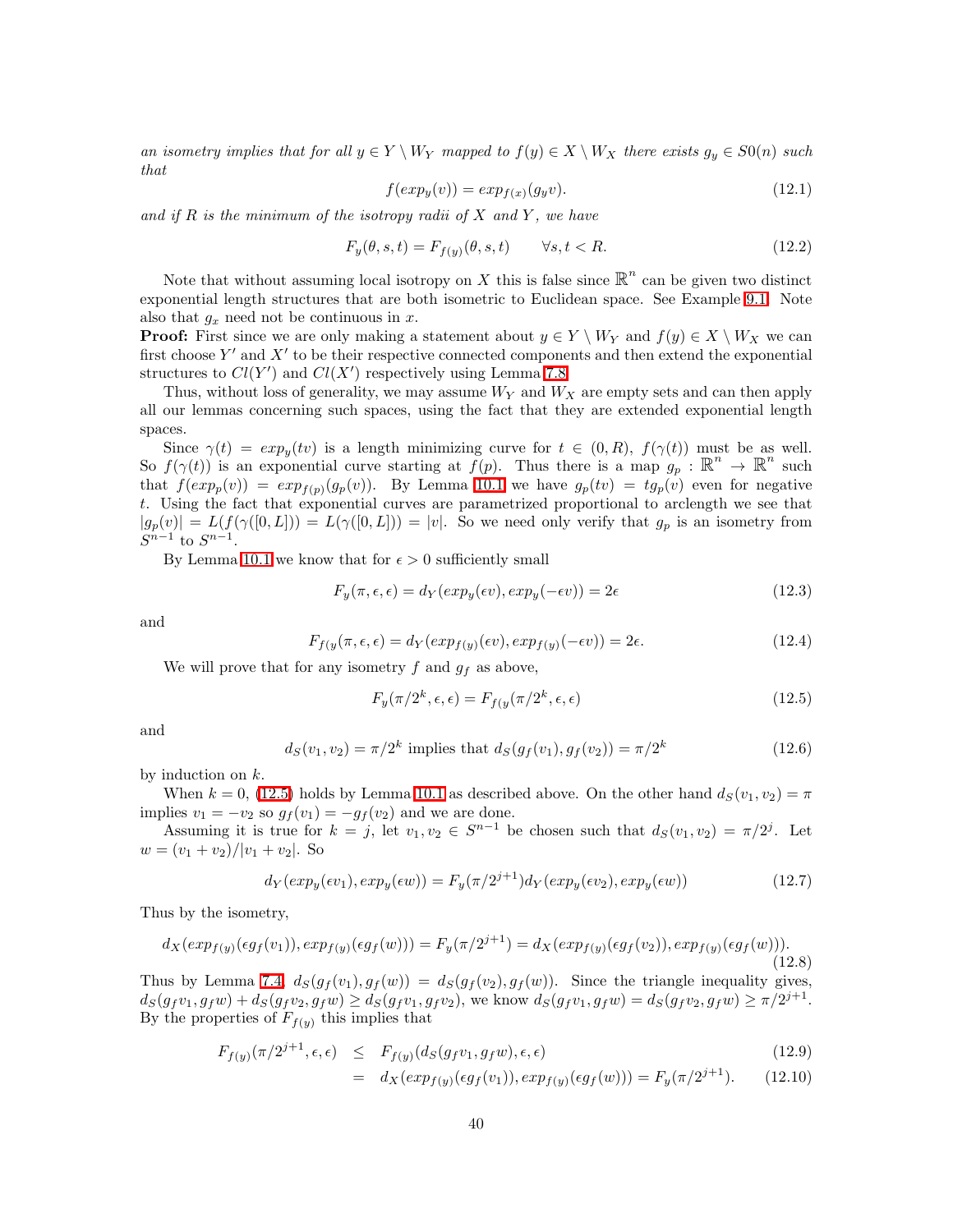*an isometry implies that for all $y \in Y \setminus W_Y$ mapped to $f(y) \in X \setminus W_X$ there exists $g_y \in S0(n)$ such that*

$$f(exp_y(v)) = exp_{f(x)}(g_y v). \tag{12.1}$$

*and if $R$ is the minimum of the isotropy radii of $X$ and $Y$, we have*

$$F_y(\theta, s, t) = F_{f(y)}(\theta, s, t) \qquad \forall s, t < R. \tag{12.2}$$

Note that without assuming local isotropy on $X$ this is false since $\mathbb{R}^n$ can be given two distinct exponential length structures that are both isometric to Euclidean space. See Example 9.1. Note also that $g_x$ need not be continuous in $x$.

**Proof:** First since we are only making a statement about $y \in Y \setminus W_Y$ and $f(y) \in X \setminus W_X$ we can first choose $Y'$ and $X'$ to be their respective connected components and then extend the exponential structures to $Cl(Y')$ and $Cl(X')$ respectively using Lemma 7.8.

Thus, without loss of generality, we may assume $W_Y$ and $W_X$ are empty sets and can then apply all our lemmas concerning such spaces, using the fact that they are extended exponential length spaces.

Since $\gamma(t) = exp_y(tv)$ is a length minimizing curve for $t \in (0, R)$, $f(\gamma(t))$ must be as well. So $f(\gamma(t))$ is an exponential curve starting at $f(p)$. Thus there is a map $g_p : \mathbb{R}^n \to \mathbb{R}^n$ such that $f(exp_p(v)) = exp_{f(p)}(g_p(v))$. By Lemma 10.1 we have $g_p(tv) = tg_p(v)$ even for negative $t$. Using the fact that exponential curves are parametrized proportional to arclength we see that $|g_p(v)| = L(f(\gamma([0, L])) = L(\gamma([0, L])) = |v|$. So we need only verify that $g_p$ is an isometry from $S^{n-1}$ to $S^{n-1}$.

By Lemma 10.1 we know that for $\epsilon > 0$ sufficiently small

$$F_y(\pi, \epsilon, \epsilon) = d_Y(exp_y(\epsilon v), exp_y(-\epsilon v)) = 2\epsilon \tag{12.3}$$

and

$$F_{f(y}(\pi, \epsilon, \epsilon) = d_Y(exp_{f(y)}(\epsilon v), exp_{f(y)}(-\epsilon v)) = 2\epsilon. \tag{12.4}$$

We will prove that for any isometry $f$ and $g_f$ as above,

$$F_y(\pi/2^k, \epsilon, \epsilon) = F_{f(y}(\pi/2^k, \epsilon, \epsilon) \tag{12.5}$$

and

$$d_S(v_1, v_2) = \pi/2^k \text{ implies that } d_S(g_f(v_1), g_f(v_2)) = \pi/2^k \tag{12.6}$$

by induction on $k$.

When $k = 0$, (12.5) holds by Lemma 10.1 as described above. On the other hand $d_S(v_1, v_2) = \pi$ implies $v_1 = -v_2$ so $g_f(v_1) = -g_f(v_2)$ and we are done.

Assuming it is true for $k = j$, let $v_1, v_2 \in S^{n-1}$ be chosen such that $d_S(v_1, v_2) = \pi/2^j$. Let $w = (v_1 + v_2)/|v_1 + v_2|$. So

$$d_Y(exp_y(\epsilon v_1), exp_y(\epsilon w)) = F_y(\pi/2^{j+1}) d_Y(exp_y(\epsilon v_2), exp_y(\epsilon w)) \tag{12.7}$$

Thus by the isometry,

$$d_X(exp_{f(y)}(\epsilon g_f(v_1)), exp_{f(y)}(\epsilon g_f(w))) = F_y(\pi/2^{j+1}) = d_X(exp_{f(y)}(\epsilon g_f(v_2)), exp_{f(y)}(\epsilon g_f(w))). \tag{12.8}$$

Thus by Lemma 7.4, $d_S(g_f(v_1), g_f(w)) = d_S(g_f(v_2), g_f(w))$. Since the triangle inequality gives, $d_S(g_f v_1, g_f w) + d_S(g_f v_2, g_f w) \geq d_S(g_f v_1, g_f v_2)$, we know $d_S(g_f v_1, g_f w) = d_S(g_f v_2, g_f w) \geq \pi/2^{j+1}$. By the properties of $F_{f(y)}$ this implies that

$$\begin{aligned} F_{f(y)}(\pi/2^{j+1}, \epsilon, \epsilon) &\leq F_{f(y)}(d_S(g_f v_1, g_f w), \epsilon, \epsilon) & (12.9) \\ &= d_X(exp_{f(y)}(\epsilon g_f(v_1)), exp_{f(y)}(\epsilon g_f(w))) = F_y(\pi/2^{j+1}). & (12.10) \end{aligned}$$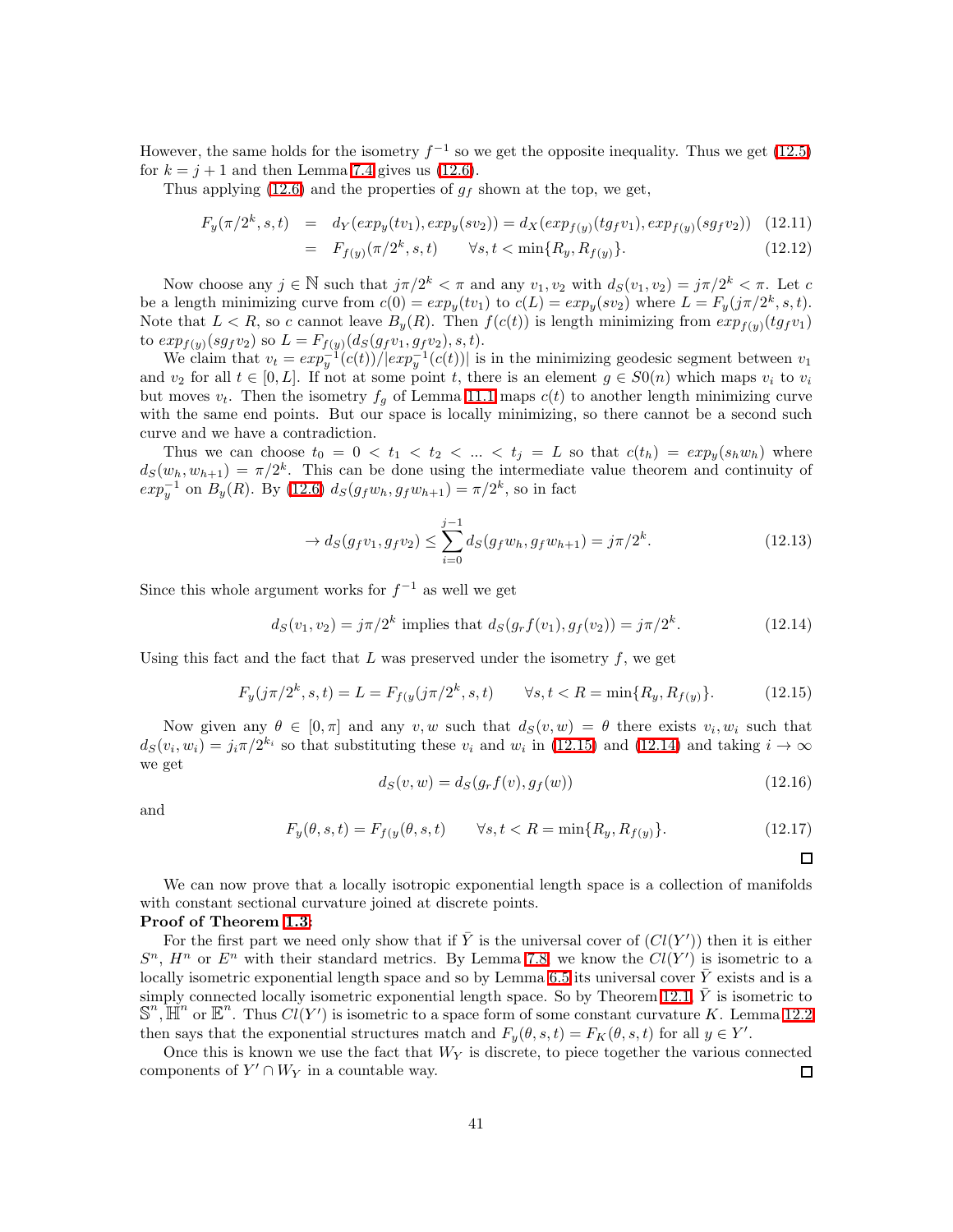However, the same holds for the isometry $f^{-1}$ so we get the opposite inequality. Thus we get (12.5) for $k = j+1$ and then Lemma 7.4 gives us (12.6).

Thus applying (12.6) and the properties of $g_f$ shown at the top, we get,

$$
\begin{aligned}
F_y(\pi/2^k, s, t) &= d_Y(exp_y(tv_1), exp_y(sv_2)) = d_X(exp_{f(y)}(tg_f v_1), exp_{f(y)}(sg_f v_2)) \quad (12.11)\\
&= F_{f(y)}(\pi/2^k, s, t) \qquad \forall s, t < \min\{R_y, R_{f(y)}\}. \quad (12.12)
\end{aligned}
$$

Now choose any $j \in \mathbb{N}$ such that $j\pi/2^k < \pi$ and any $v_1, v_2$ with $d_S(v_1, v_2) = j\pi/2^k < \pi$. Let $c$ be a length minimizing curve from $c(0) = exp_y(tv_1)$ to $c(L) = exp_y(sv_2)$ where $L = F_y(j\pi/2^k, s, t)$. Note that $L < R$, so $c$ cannot leave $B_y(R)$. Then $f(c(t))$ is length minimizing from $exp_{f(y)}(tg_f v_1)$ to $exp_{f(y)}(sg_f v_2)$ so $L = F_{f(y)}(d_S(g_f v_1, g_f v_2), s, t)$.

We claim that $v_t = exp_y^{-1}(c(t))/|exp_y^{-1}(c(t))|$ is in the minimizing geodesic segment between $v_1$ and $v_2$ for all $t \in [0, L]$. If not at some point $t$, there is an element $g \in S0(n)$ which maps $v_i$ to $v_i$ but moves $v_t$. Then the isometry $f_g$ of Lemma 11.1 maps $c(t)$ to another length minimizing curve with the same end points. But our space is locally minimizing, so there cannot be a second such curve and we have a contradiction.

Thus we can choose $t_0 = 0 < t_1 < t_2 < ... < t_j = L$ so that $c(t_h) = exp_y(s_h w_h)$ where $d_S(w_h, w_{h+1}) = \pi/2^k$. This can be done using the intermediate value theorem and continuity of $exp_y^{-1}$ on $B_y(R)$. By (12.6) $d_S(g_f w_h, g_f w_{h+1}) = \pi/2^k$, so in fact

$$
\to d_S(g_f v_1, g_f v_2) \leq \sum_{i=0}^{j-1} d_S(g_f w_h, g_f w_{h+1}) = j\pi/2^k. \quad (12.13)
$$

Since this whole argument works for $f^{-1}$ as well we get

$$
d_S(v_1, v_2) = j\pi/2^k \text{ implies that } d_S(g_r f(v_1), g_f(v_2)) = j\pi/2^k. \quad (12.14)
$$

Using this fact and the fact that $L$ was preserved under the isometry $f$, we get

$$
F_y(j\pi/2^k, s, t) = L = F_{f(y}(j\pi/2^k, s, t) \qquad \forall s, t < R = \min\{R_y, R_{f(y)}\}. \quad (12.15)
$$

Now given any $\theta \in [0, \pi]$ and any $v, w$ such that $d_S(v, w) = \theta$ there exists $v_i, w_i$ such that $d_S(v_i, w_i) = j_i\pi/2^{k_i}$ so that substituting these $v_i$ and $w_i$ in (12.15) and (12.14) and taking $i \to \infty$ we get

$$
d_S(v, w) = d_S(g_r f(v), g_f(w)) \quad (12.16)
$$

and

$$
F_y(\theta, s, t) = F_{f(y}(\theta, s, t) \qquad \forall s, t < R = \min\{R_y, R_{f(y)}\}. \quad (12.17)
$$

□

We can now prove that a locally isotropic exponential length space is a collection of manifolds with constant sectional curvature joined at discrete points.

**Proof of Theorem 1.3:**

For the first part we need only show that if $\bar{Y}$ is the universal cover of $(Cl(Y'))$ then it is either $S^n$, $H^n$ or $E^n$ with their standard metrics. By Lemma 7.8, we know the $Cl(Y')$ is isometric to a locally isometric exponential length space and so by Lemma 6.5 its universal cover $\bar{Y}$ exists and is a simply connected locally isometric exponential length space. So by Theorem 12.1, $\bar{Y}$ is isometric to $\mathbb{S}^n$, $\mathbb{H}^n$ or $\mathbb{E}^n$. Thus $Cl(Y')$ is isometric to a space form of some constant curvature $K$. Lemma 12.2 then says that the exponential structures match and $F_y(\theta, s, t) = F_K(\theta, s, t)$ for all $y \in Y'$.

Once this is known we use the fact that $W_Y$ is discrete, to piece together the various connected components of $Y' \cap W_Y$ in a countable way.

□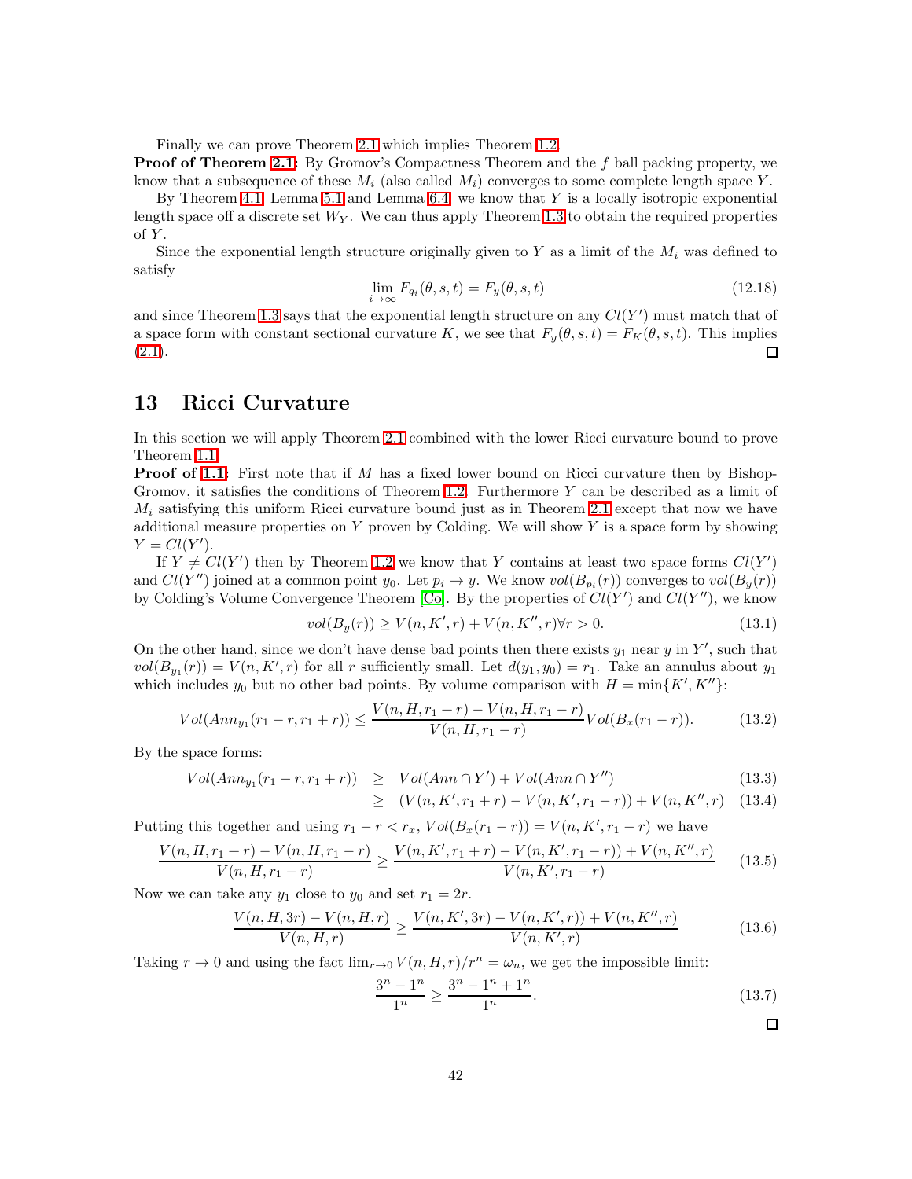Finally we can prove Theorem 2.1 which implies Theorem 1.2.

**Proof of Theorem 2.1:** By Gromov's Compactness Theorem and the $f$ ball packing property, we know that a subsequence of these $M_i$ (also called $M_i$) converges to some complete length space $Y$.

By Theorem 4.1, Lemma 5.1 and Lemma 6.4, we know that $Y$ is a locally isotropic exponential length space off a discrete set $W_Y$. We can thus apply Theorem 1.3 to obtain the required properties of $Y$.

Since the exponential length structure originally given to $Y$ as a limit of the $M_i$ was defined to satisfy

$$\lim_{i\to\infty} F_{q_i}(\theta, s, t) = F_y(\theta, s, t) \tag{12.18}$$

and since Theorem 1.3 says that the exponential length structure on any $Cl(Y')$ must match that of a space form with constant sectional curvature $K$, we see that $F_y(\theta, s, t) = F_K(\theta, s, t)$. This implies (2.1). $\square$

## 13 Ricci Curvature

In this section we will apply Theorem 2.1 combined with the lower Ricci curvature bound to prove Theorem 1.1.

**Proof of 1.1:** First note that if $M$ has a fixed lower bound on Ricci curvature then by Bishop-Gromov, it satisfies the conditions of Theorem 1.2. Furthermore $Y$ can be described as a limit of $M_i$ satisfying this uniform Ricci curvature bound just as in Theorem 2.1 except that now we have additional measure properties on $Y$ proven by Colding. We will show $Y$ is a space form by showing $Y = Cl(Y')$.

If $Y \neq Cl(Y')$ then by Theorem 1.2 we know that $Y$ contains at least two space forms $Cl(Y')$ and $Cl(Y'')$ joined at a common point $y_0$. Let $p_i \to y$. We know $vol(B_{p_i}(r))$ converges to $vol(B_y(r))$ by Colding's Volume Convergence Theorem [Co]. By the properties of $Cl(Y')$ and $Cl(Y'')$, we know

$$vol(B_y(r)) \geq V(n, K', r) + V(n, K'', r) \forall r > 0. \tag{13.1}$$

On the other hand, since we don't have dense bad points then there exists $y_1$ near $y$ in $Y'$, such that $vol(B_{y_1}(r)) = V(n, K', r)$ for all $r$ sufficiently small. Let $d(y_1, y_0) = r_1$. Take an annulus about $y_1$ which includes $y_0$ but no other bad points. By volume comparison with $H = \min\{K', K''\}$:

$$Vol(Ann_{y_1}(r_1 - r, r_1 + r)) \leq \frac{V(n, H, r_1 + r) - V(n, H, r_1 - r)}{V(n, H, r_1 - r)} Vol(B_x(r_1 - r)). \tag{13.2}$$

By the space forms:

$$Vol(Ann_{y_1}(r_1 - r, r_1 + r)) \geq Vol(Ann \cap Y') + Vol(Ann \cap Y'') \tag{13.3}$$

$$\geq (V(n, K', r_1 + r) - V(n, K', r_1 - r)) + V(n, K'', r) \tag{13.4}$$

Putting this together and using $r_1 - r < r_x$, $Vol(B_x(r_1 - r)) = V(n, K', r_1 - r)$ we have

$$\frac{V(n, H, r_1 + r) - V(n, H, r_1 - r)}{V(n, H, r_1 - r)} \geq \frac{V(n, K', r_1 + r) - V(n, K', r_1 - r)) + V(n, K'', r)}{V(n, K', r_1 - r)} \tag{13.5}$$

Now we can take any $y_1$ close to $y_0$ and set $r_1 = 2r$.

$$\frac{V(n, H, 3r) - V(n, H, r)}{V(n, H, r)} \geq \frac{V(n, K', 3r) - V(n, K', r)) + V(n, K'', r)}{V(n, K', r)} \tag{13.6}$$

Taking $r \to 0$ and using the fact $\lim_{r\to 0} V(n, H, r)/r^n = \omega_n$, we get the impossible limit:

$$\frac{3^n - 1^n}{1^n} \geq \frac{3^n - 1^n + 1^n}{1^n}. \tag{13.7}$$

$\square$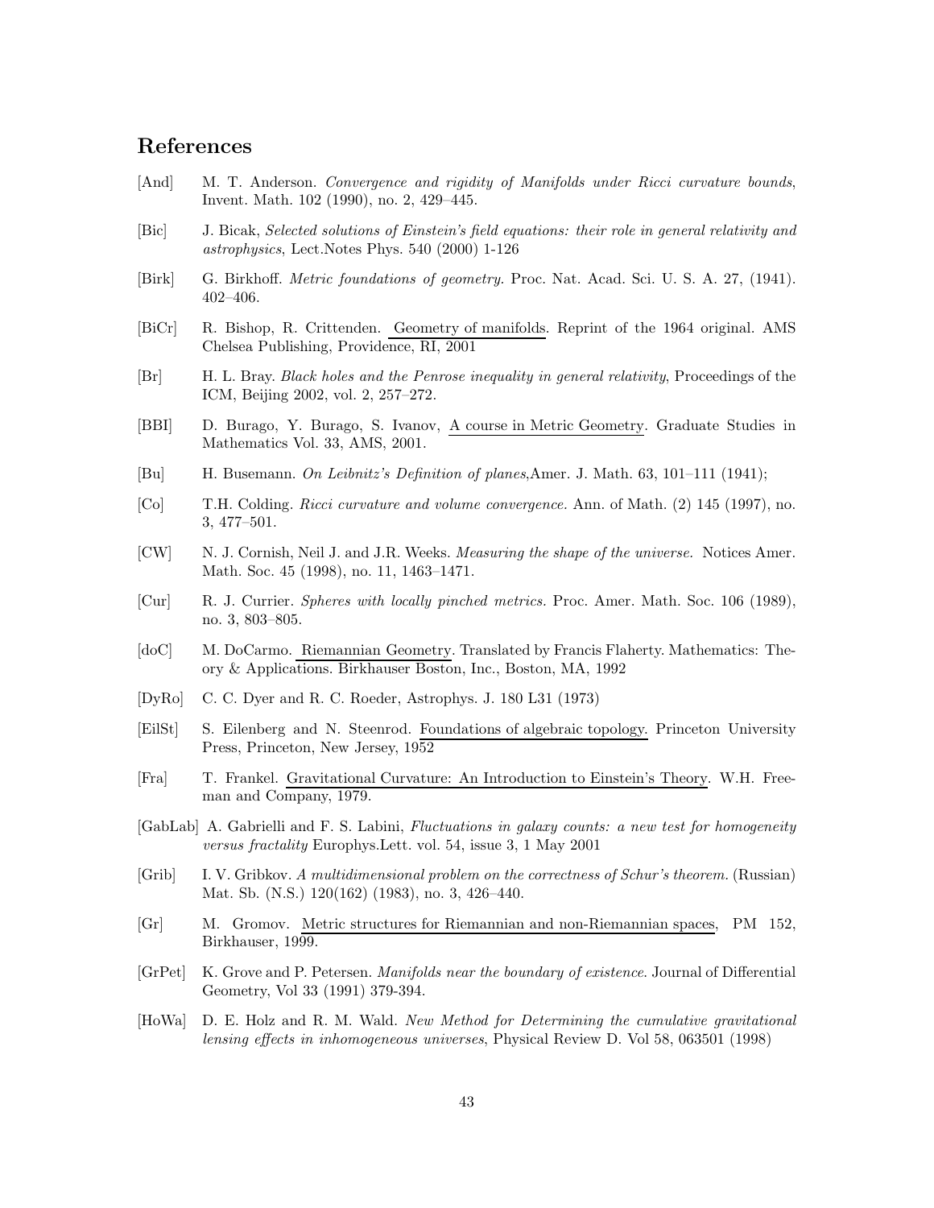## References

[And] M. T. Anderson. *Convergence and rigidity of Manifolds under Ricci curvature bounds*, Invent. Math. 102 (1990), no. 2, 429–445.

[Bic] J. Bicak, *Selected solutions of Einstein's field equations: their role in general relativity and astrophysics*, Lect.Notes Phys. 540 (2000) 1-126

[Birk] G. Birkhoff. *Metric foundations of geometry.* Proc. Nat. Acad. Sci. U. S. A. 27, (1941). 402–406.

[BiCr] R. Bishop, R. Crittenden. Geometry of manifolds. Reprint of the 1964 original. AMS Chelsea Publishing, Providence, RI, 2001

[Br] H. L. Bray. *Black holes and the Penrose inequality in general relativity*, Proceedings of the ICM, Beijing 2002, vol. 2, 257–272.

[BBI] D. Burago, Y. Burago, S. Ivanov, A course in Metric Geometry. Graduate Studies in Mathematics Vol. 33, AMS, 2001.

[Bu] H. Busemann. *On Leibnitz's Definition of planes*,Amer. J. Math. 63, 101–111 (1941);

[Co] T.H. Colding. *Ricci curvature and volume convergence.* Ann. of Math. (2) 145 (1997), no. 3, 477–501.

[CW] N. J. Cornish, Neil J. and J.R. Weeks. *Measuring the shape of the universe.* Notices Amer. Math. Soc. 45 (1998), no. 11, 1463–1471.

[Cur] R. J. Currier. *Spheres with locally pinched metrics.* Proc. Amer. Math. Soc. 106 (1989), no. 3, 803–805.

[doC] M. DoCarmo. Riemannian Geometry. Translated by Francis Flaherty. Mathematics: Theory & Applications. Birkhauser Boston, Inc., Boston, MA, 1992

[DyRo] C. C. Dyer and R. C. Roeder, Astrophys. J. 180 L31 (1973)

[EilSt] S. Eilenberg and N. Steenrod. Foundations of algebraic topology. Princeton University Press, Princeton, New Jersey, 1952

[Fra] T. Frankel. Gravitational Curvature: An Introduction to Einstein's Theory. W.H. Freeman and Company, 1979.

[GabLab] A. Gabrielli and F. S. Labini, *Fluctuations in galaxy counts: a new test for homogeneity versus fractality* Europhys.Lett. vol. 54, issue 3, 1 May 2001

[Grib] I. V. Gribkov. *A multidimensional problem on the correctness of Schur's theorem.* (Russian) Mat. Sb. (N.S.) 120(162) (1983), no. 3, 426–440.

[Gr] M. Gromov. Metric structures for Riemannian and non-Riemannian spaces, PM 152, Birkhauser, 1999.

[GrPet] K. Grove and P. Petersen. *Manifolds near the boundary of existence*. Journal of Differential Geometry, Vol 33 (1991) 379-394.

[HoWa] D. E. Holz and R. M. Wald. *New Method for Determining the cumulative gravitational lensing effects in inhomogeneous universes*, Physical Review D. Vol 58, 063501 (1998)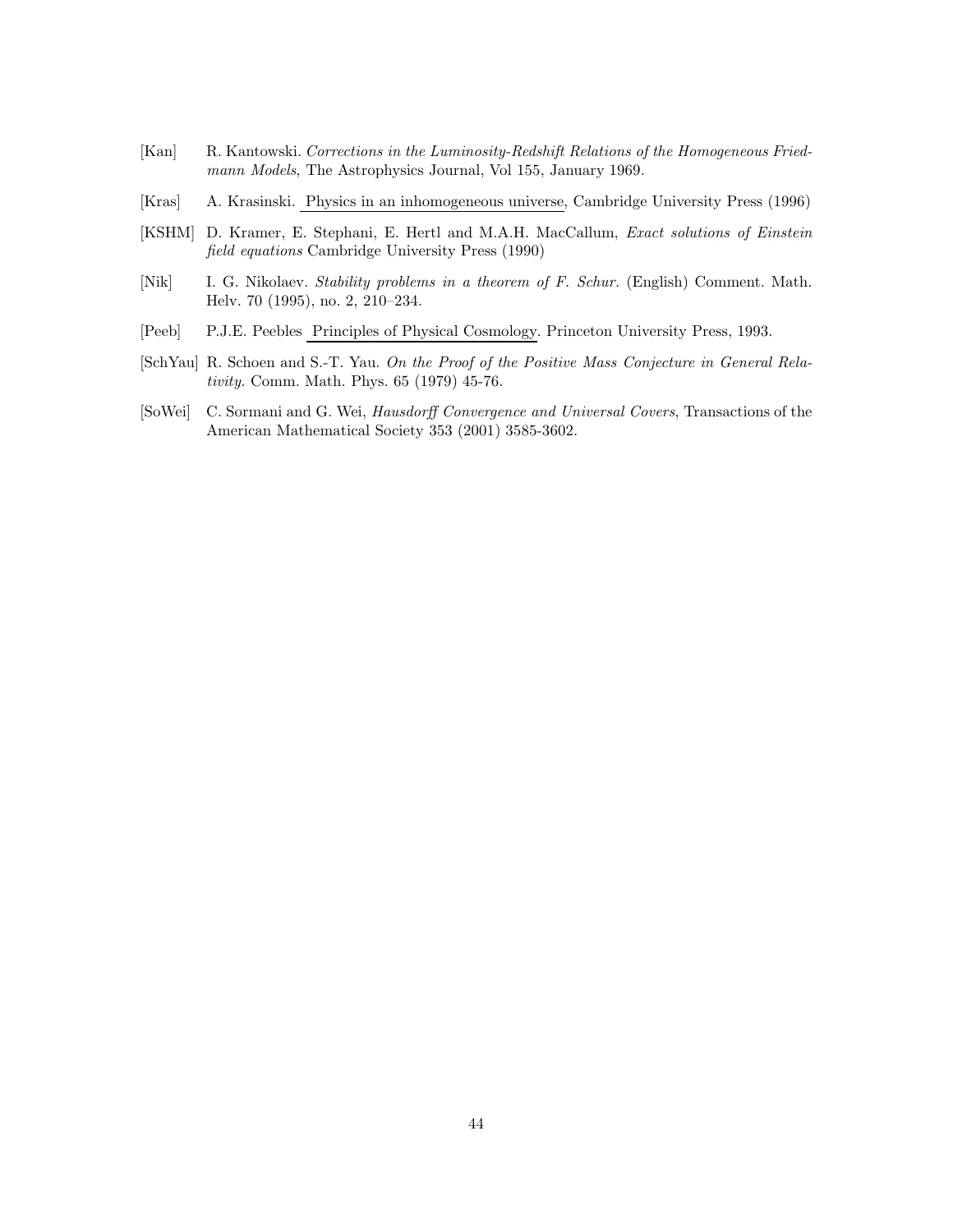[Kan] R. Kantowski. *Corrections in the Luminosity-Redshift Relations of the Homogeneous Friedmann Models*, The Astrophysics Journal, Vol 155, January 1969.

[Kras] A. Krasinski. Physics in an inhomogeneous universe, Cambridge University Press (1996)

[KSHM] D. Kramer, E. Stephani, E. Hertl and M.A.H. MacCallum, *Exact solutions of Einstein field equations* Cambridge University Press (1990)

[Nik] I. G. Nikolaev. *Stability problems in a theorem of F. Schur.* (English) Comment. Math. Helv. 70 (1995), no. 2, 210–234.

[Peeb] P.J.E. Peebles Principles of Physical Cosmology. Princeton University Press, 1993.

[SchYau] R. Schoen and S.-T. Yau. *On the Proof of the Positive Mass Conjecture in General Relativity.* Comm. Math. Phys. 65 (1979) 45-76.

[SoWei] C. Sormani and G. Wei, *Hausdorff Convergence and Universal Covers*, Transactions of the American Mathematical Society 353 (2001) 3585-3602.